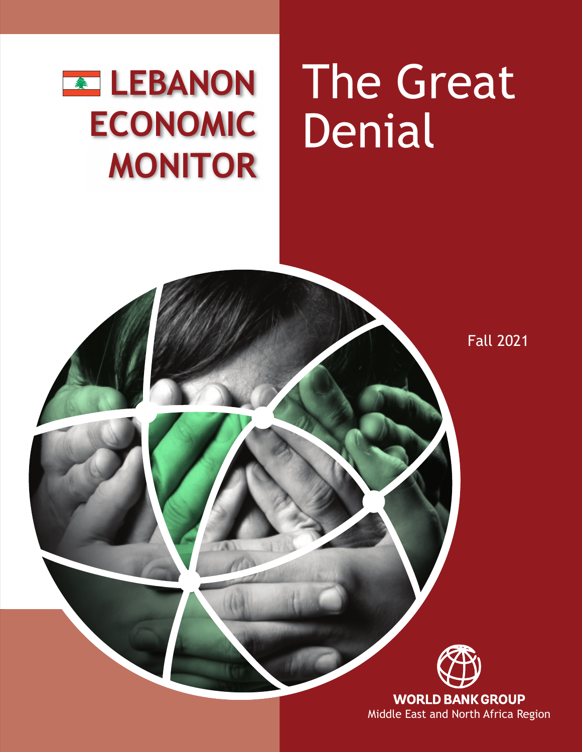# LEBANON ECONOMIC MONITOR

# The Great Denial

Fall 2021

WORLD BANK GROUP
Middle East and North Africa Region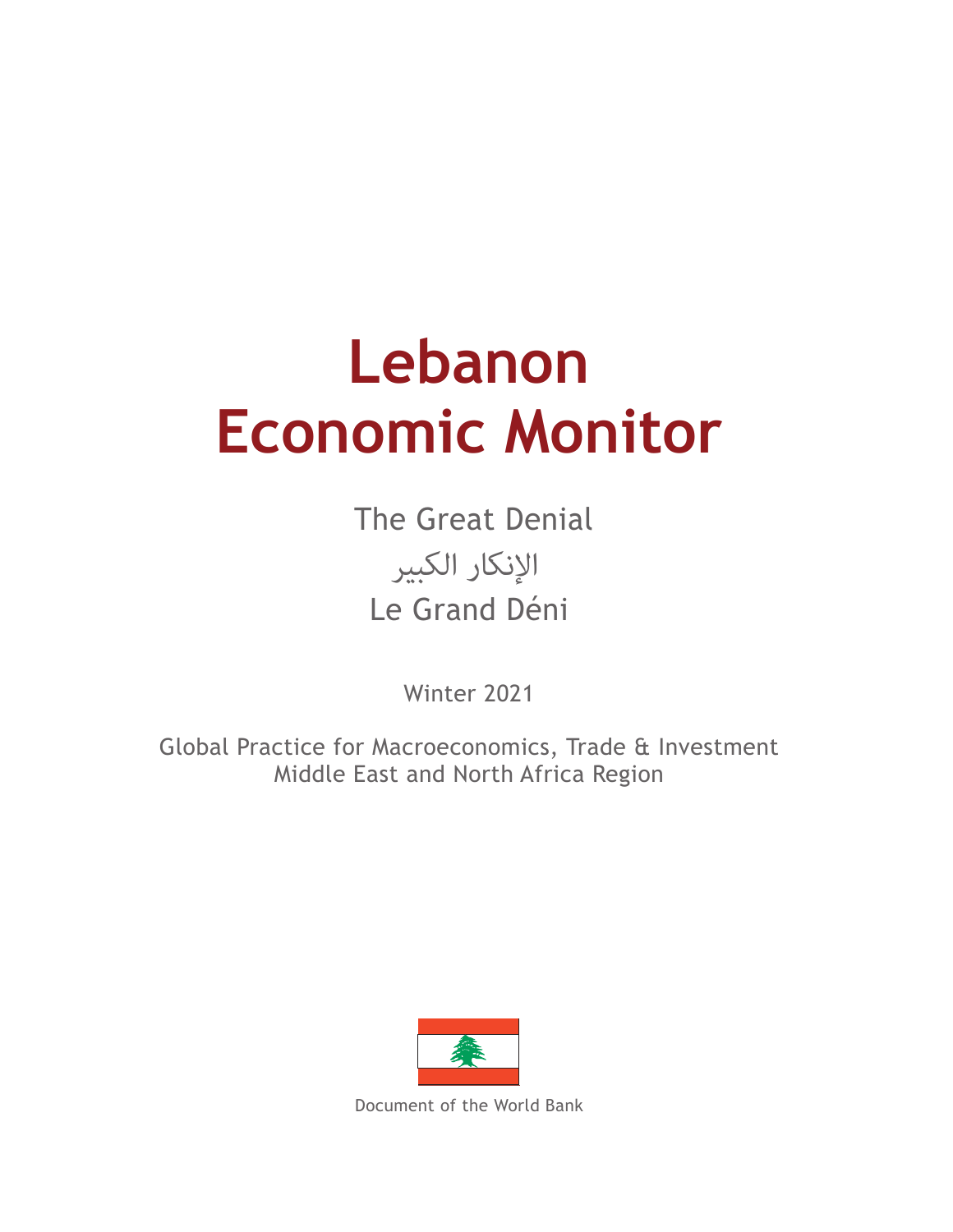# Lebanon Economic Monitor

The Great Denial

الإنكار الكبير

Le Grand Déni

Winter 2021

Global Practice for Macroeconomics, Trade & Investment
Middle East and North Africa Region

Document of the World Bank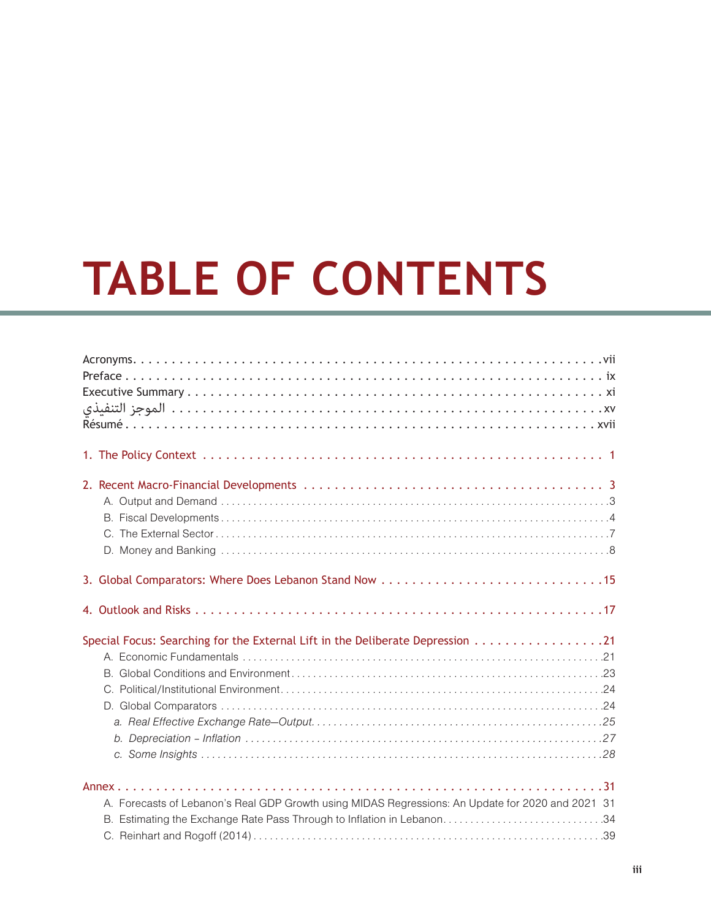# TABLE OF CONTENTS

Acronyms . . . vii
Preface . . . ix
Executive Summary . . . xi
الموجز التنفيذي . . . xv
Résumé . . . xvii

1. The Policy Context . . . 1

2. Recent Macro-Financial Developments . . . 3
   - A. Output and Demand . . . 3
   - B. Fiscal Developments . . . 4
   - C. The External Sector . . . 7
   - D. Money and Banking . . . 8

3. Global Comparators: Where Does Lebanon Stand Now . . . 15

4. Outlook and Risks . . . 17

Special Focus: Searching for the External Lift in the Deliberate Depression . . . 21
   - A. Economic Fundamentals . . . 21
   - B. Global Conditions and Environment . . . 23
   - C. Political/Institutional Environment . . . 24
   - D. Global Comparators . . . 24
     - *a. Real Effective Exchange Rate—Output . . . 25*
     - *b. Depreciation – Inflation . . . 27*
     - *c. Some Insights . . . 28*

Annex . . . 31
   - A. Forecasts of Lebanon's Real GDP Growth using MIDAS Regressions: An Update for 2020 and 2021 31
   - B. Estimating the Exchange Rate Pass Through to Inflation in Lebanon . . . 34
   - C. Reinhart and Rogoff (2014) . . . 39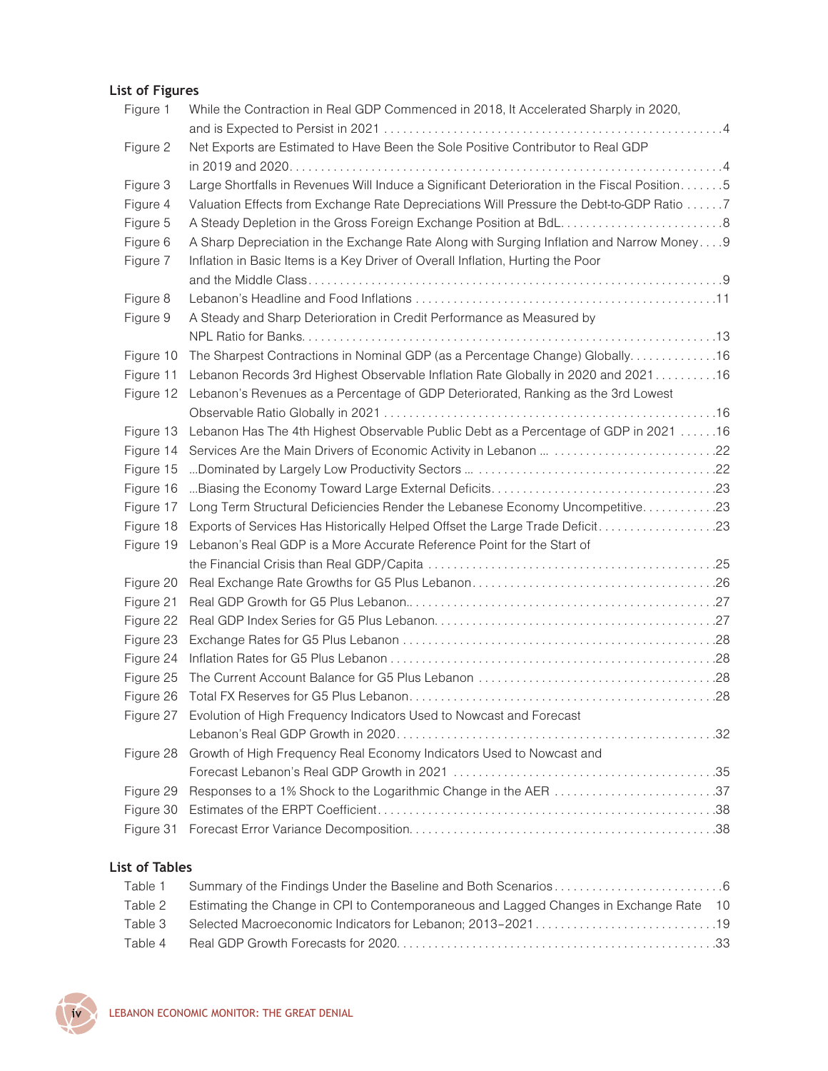### List of Figures

| | | |
|---|---|---|
| Figure 1 | While the Contraction in Real GDP Commenced in 2018, It Accelerated Sharply in 2020, and is Expected to Persist in 2021 | 4 |
| Figure 2 | Net Exports are Estimated to Have Been the Sole Positive Contributor to Real GDP in 2019 and 2020 | 4 |
| Figure 3 | Large Shortfalls in Revenues Will Induce a Significant Deterioration in the Fiscal Position | 5 |
| Figure 4 | Valuation Effects from Exchange Rate Depreciations Will Pressure the Debt-to-GDP Ratio | 7 |
| Figure 5 | A Steady Depletion in the Gross Foreign Exchange Position at BdL | 8 |
| Figure 6 | A Sharp Depreciation in the Exchange Rate Along with Surging Inflation and Narrow Money | 9 |
| Figure 7 | Inflation in Basic Items is a Key Driver of Overall Inflation, Hurting the Poor and the Middle Class | 9 |
| Figure 8 | Lebanon's Headline and Food Inflations | 11 |
| Figure 9 | A Steady and Sharp Deterioration in Credit Performance as Measured by NPL Ratio for Banks | 13 |
| Figure 10 | The Sharpest Contractions in Nominal GDP (as a Percentage Change) Globally | 16 |
| Figure 11 | Lebanon Records 3rd Highest Observable Inflation Rate Globally in 2020 and 2021 | 16 |
| Figure 12 | Lebanon's Revenues as a Percentage of GDP Deteriorated, Ranking as the 3rd Lowest Observable Ratio Globally in 2021 | 16 |
| Figure 13 | Lebanon Has The 4th Highest Observable Public Debt as a Percentage of GDP in 2021 | 16 |
| Figure 14 | Services Are the Main Drivers of Economic Activity in Lebanon … | 22 |
| Figure 15 | …Dominated by Largely Low Productivity Sectors … | 22 |
| Figure 16 | …Biasing the Economy Toward Large External Deficits | 23 |
| Figure 17 | Long Term Structural Deficiencies Render the Lebanese Economy Uncompetitive | 23 |
| Figure 18 | Exports of Services Has Historically Helped Offset the Large Trade Deficit | 23 |
| Figure 19 | Lebanon's Real GDP is a More Accurate Reference Point for the Start of the Financial Crisis than Real GDP/Capita | 25 |
| Figure 20 | Real Exchange Rate Growths for G5 Plus Lebanon | 26 |
| Figure 21 | Real GDP Growth for G5 Plus Lebanon. | 27 |
| Figure 22 | Real GDP Index Series for G5 Plus Lebanon | 27 |
| Figure 23 | Exchange Rates for G5 Plus Lebanon | 28 |
| Figure 24 | Inflation Rates for G5 Plus Lebanon | 28 |
| Figure 25 | The Current Account Balance for G5 Plus Lebanon | 28 |
| Figure 26 | Total FX Reserves for G5 Plus Lebanon | 28 |
| Figure 27 | Evolution of High Frequency Indicators Used to Nowcast and Forecast Lebanon's Real GDP Growth in 2020 | 32 |
| Figure 28 | Growth of High Frequency Real Economy Indicators Used to Nowcast and Forecast Lebanon's Real GDP Growth in 2021 | 35 |
| Figure 29 | Responses to a 1% Shock to the Logarithmic Change in the AER | 37 |
| Figure 30 | Estimates of the ERPT Coefficient | 38 |
| Figure 31 | Forecast Error Variance Decomposition | 38 |

### List of Tables

| | | |
|---|---|---|
| Table 1 | Summary of the Findings Under the Baseline and Both Scenarios | 6 |
| Table 2 | Estimating the Change in CPI to Contemporaneous and Lagged Changes in Exchange Rate | 10 |
| Table 3 | Selected Macroeconomic Indicators for Lebanon; 2013–2021 | 19 |
| Table 4 | Real GDP Growth Forecasts for 2020 | 33 |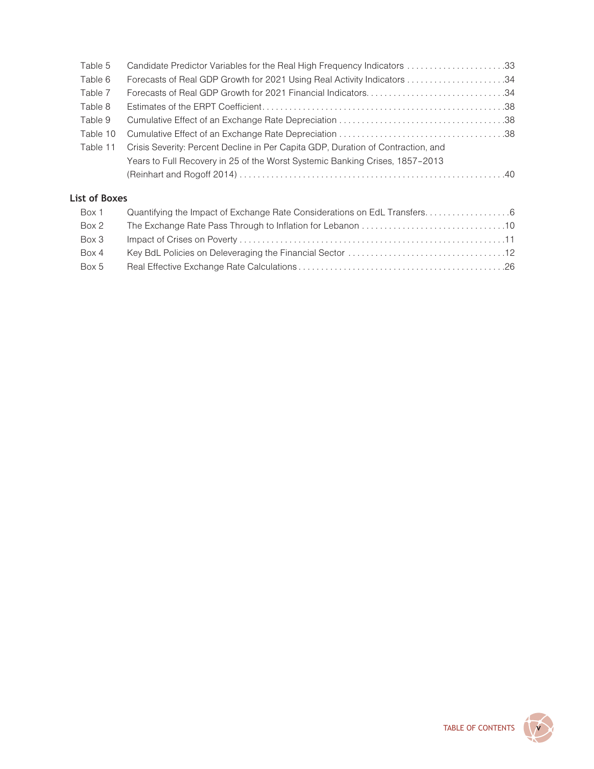| | | |
|---|---|---|
| Table 5 | Candidate Predictor Variables for the Real High Frequency Indicators | 33 |
| Table 6 | Forecasts of Real GDP Growth for 2021 Using Real Activity Indicators | 34 |
| Table 7 | Forecasts of Real GDP Growth for 2021 Financial Indicators | 34 |
| Table 8 | Estimates of the ERPT Coefficient | 38 |
| Table 9 | Cumulative Effect of an Exchange Rate Depreciation | 38 |
| Table 10 | Cumulative Effect of an Exchange Rate Depreciation | 38 |
| Table 11 | Crisis Severity: Percent Decline in Per Capita GDP, Duration of Contraction, and Years to Full Recovery in 25 of the Worst Systemic Banking Crises, 1857–2013 (Reinhart and Rogoff 2014) | 40 |

### List of Boxes

| | | |
|---|---|---|
| Box 1 | Quantifying the Impact of Exchange Rate Considerations on EdL Transfers | 6 |
| Box 2 | The Exchange Rate Pass Through to Inflation for Lebanon | 10 |
| Box 3 | Impact of Crises on Poverty | 11 |
| Box 4 | Key BdL Policies on Deleveraging the Financial Sector | 12 |
| Box 5 | Real Effective Exchange Rate Calculations | 26 |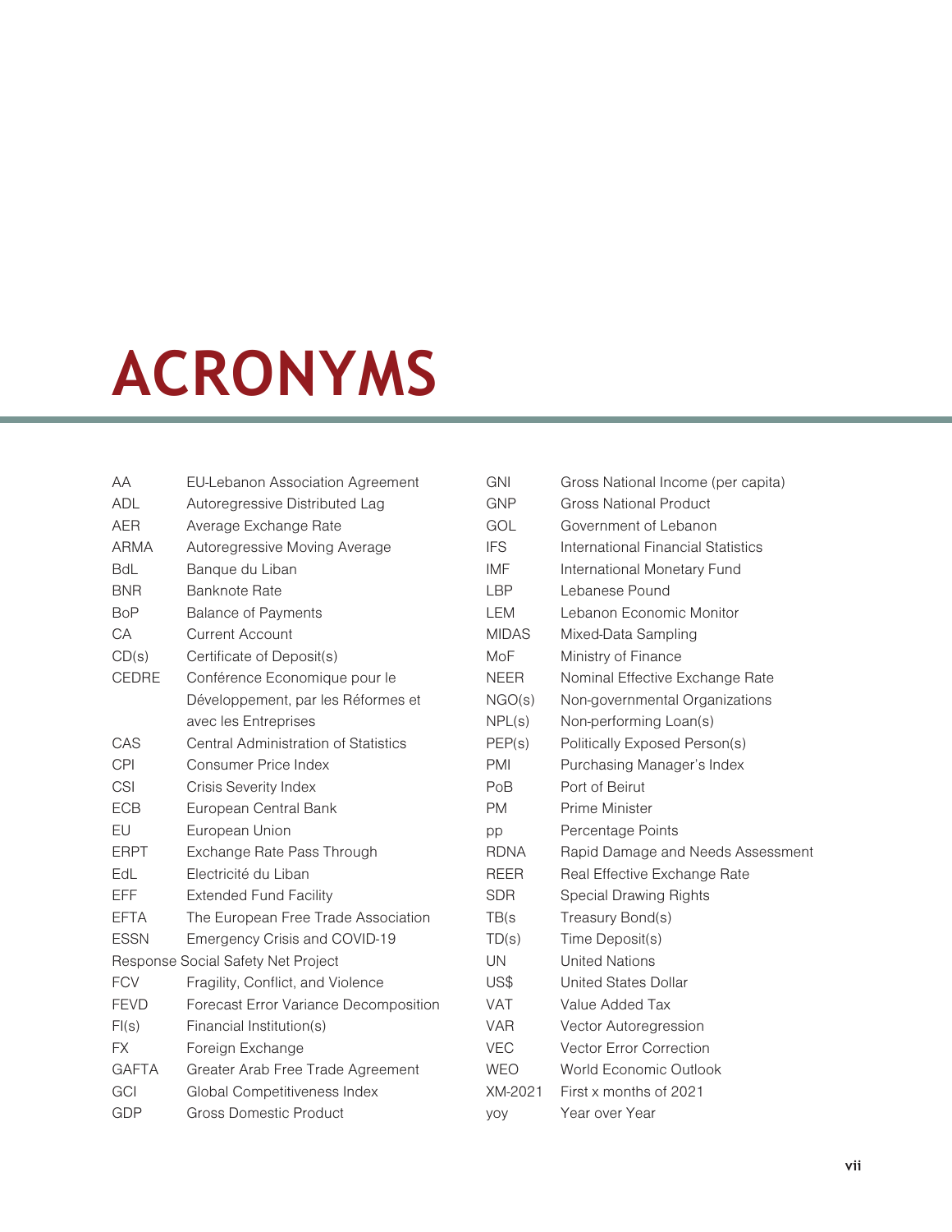# ACRONYMS

| | |
|---|---|
| AA | EU-Lebanon Association Agreement |
| ADL | Autoregressive Distributed Lag |
| AER | Average Exchange Rate |
| ARMA | Autoregressive Moving Average |
| BdL | Banque du Liban |
| BNR | Banknote Rate |
| BoP | Balance of Payments |
| CA | Current Account |
| CD(s) | Certificate of Deposit(s) |
| CEDRE | Conférence Economique pour le Développement, par les Réformes et avec les Entreprises |
| CAS | Central Administration of Statistics |
| CPI | Consumer Price Index |
| CSI | Crisis Severity Index |
| ECB | European Central Bank |
| EU | European Union |
| ERPT | Exchange Rate Pass Through |
| EdL | Electricité du Liban |
| EFF | Extended Fund Facility |
| EFTA | The European Free Trade Association |
| ESSN | Emergency Crisis and COVID-19 Response Social Safety Net Project |
| FCV | Fragility, Conflict, and Violence |
| FEVD | Forecast Error Variance Decomposition |
| FI(s) | Financial Institution(s) |
| FX | Foreign Exchange |
| GAFTA | Greater Arab Free Trade Agreement |
| GCI | Global Competitiveness Index |
| GDP | Gross Domestic Product |
| GNI | Gross National Income (per capita) |
| GNP | Gross National Product |
| GOL | Government of Lebanon |
| IFS | International Financial Statistics |
| IMF | International Monetary Fund |
| LBP | Lebanese Pound |
| LEM | Lebanon Economic Monitor |
| MIDAS | Mixed-Data Sampling |
| MoF | Ministry of Finance |
| NEER | Nominal Effective Exchange Rate |
| NGO(s) | Non-governmental Organizations |
| NPL(s) | Non-performing Loan(s) |
| PEP(s) | Politically Exposed Person(s) |
| PMI | Purchasing Manager's Index |
| PoB | Port of Beirut |
| PM | Prime Minister |
| pp | Percentage Points |
| RDNA | Rapid Damage and Needs Assessment |
| REER | Real Effective Exchange Rate |
| SDR | Special Drawing Rights |
| TB(s | Treasury Bond(s) |
| TD(s) | Time Deposit(s) |
| UN | United Nations |
| US$ | United States Dollar |
| VAT | Value Added Tax |
| VAR | Vector Autoregression |
| VEC | Vector Error Correction |
| WEO | World Economic Outlook |
| XM-2021 | First x months of 2021 |
| yoy | Year over Year |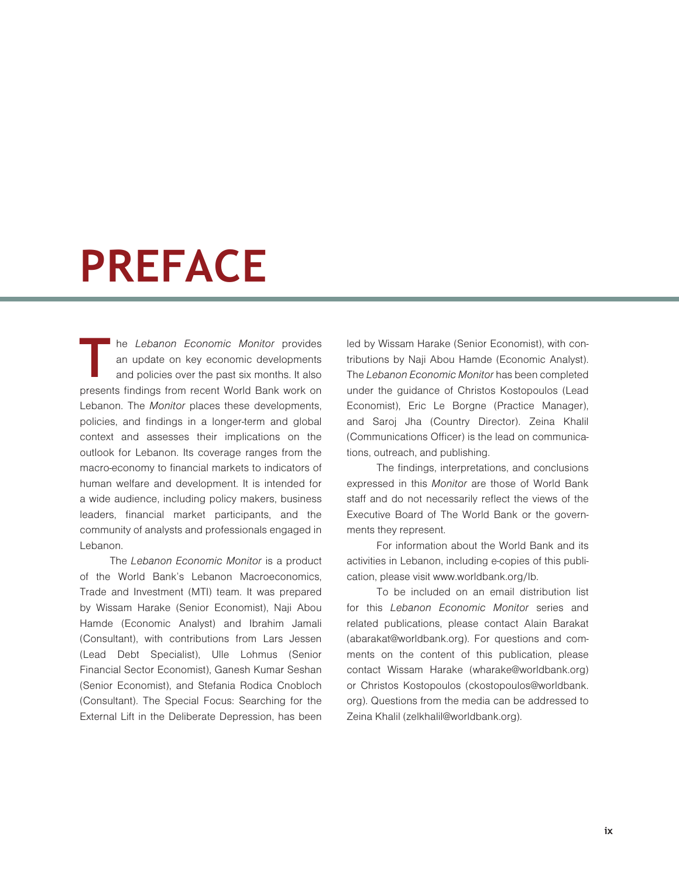# PREFACE

The *Lebanon Economic Monitor* provides an update on key economic developments and policies over the past six months. It also presents findings from recent World Bank work on Lebanon. The *Monitor* places these developments, policies, and findings in a longer-term and global context and assesses their implications on the outlook for Lebanon. Its coverage ranges from the macro-economy to financial markets to indicators of human welfare and development. It is intended for a wide audience, including policy makers, business leaders, financial market participants, and the community of analysts and professionals engaged in Lebanon.

The *Lebanon Economic Monitor* is a product of the World Bank's Lebanon Macroeconomics, Trade and Investment (MTI) team. It was prepared by Wissam Harake (Senior Economist), Naji Abou Hamde (Economic Analyst) and Ibrahim Jamali (Consultant), with contributions from Lars Jessen (Lead Debt Specialist), Ulle Lohmus (Senior Financial Sector Economist), Ganesh Kumar Seshan (Senior Economist), and Stefania Rodica Cnobloch (Consultant). The Special Focus: Searching for the External Lift in the Deliberate Depression, has been led by Wissam Harake (Senior Economist), with contributions by Naji Abou Hamde (Economic Analyst). The *Lebanon Economic Monitor* has been completed under the guidance of Christos Kostopoulos (Lead Economist), Eric Le Borgne (Practice Manager), and Saroj Jha (Country Director). Zeina Khalil (Communications Officer) is the lead on communications, outreach, and publishing.

The findings, interpretations, and conclusions expressed in this *Monitor* are those of World Bank staff and do not necessarily reflect the views of the Executive Board of The World Bank or the governments they represent.

For information about the World Bank and its activities in Lebanon, including e-copies of this publication, please visit www.worldbank.org/lb.

To be included on an email distribution list for this *Lebanon Economic Monitor* series and related publications, please contact Alain Barakat (abarakat@worldbank.org). For questions and comments on the content of this publication, please contact Wissam Harake (wharake@worldbank.org) or Christos Kostopoulos (ckostopoulos@worldbank.org). Questions from the media can be addressed to Zeina Khalil (zelkhalil@worldbank.org).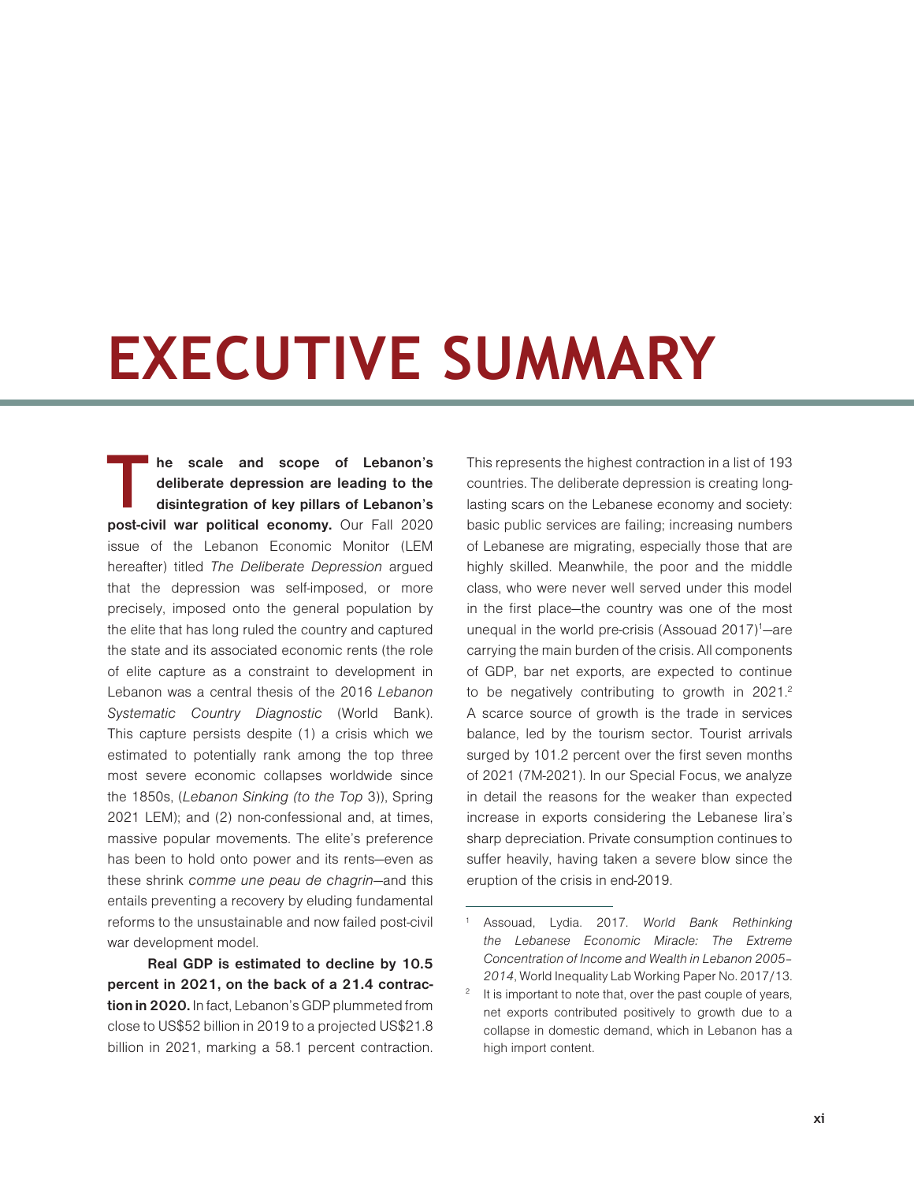# EXECUTIVE SUMMARY

**The scale and scope of Lebanon's deliberate depression are leading to the disintegration of key pillars of Lebanon's post-civil war political economy.** Our Fall 2020 issue of the Lebanon Economic Monitor (LEM hereafter) titled *The Deliberate Depression* argued that the depression was self-imposed, or more precisely, imposed onto the general population by the elite that has long ruled the country and captured the state and its associated economic rents (the role of elite capture as a constraint to development in Lebanon was a central thesis of the 2016 *Lebanon Systematic Country Diagnostic* (World Bank). This capture persists despite (1) a crisis which we estimated to potentially rank among the top three most severe economic collapses worldwide since the 1850s, (*Lebanon Sinking (to the Top* 3)), Spring 2021 LEM); and (2) non-confessional and, at times, massive popular movements. The elite's preference has been to hold onto power and its rents—even as these shrink *comme une peau de chagrin*—and this entails preventing a recovery by eluding fundamental reforms to the unsustainable and now failed post-civil war development model.

**Real GDP is estimated to decline by 10.5 percent in 2021, on the back of a 21.4 contraction in 2020.** In fact, Lebanon's GDP plummeted from close to US$52 billion in 2019 to a projected US$21.8 billion in 2021, marking a 58.1 percent contraction. This represents the highest contraction in a list of 193 countries. The deliberate depression is creating long-lasting scars on the Lebanese economy and society: basic public services are failing; increasing numbers of Lebanese are migrating, especially those that are highly skilled. Meanwhile, the poor and the middle class, who were never well served under this model in the first place—the country was one of the most unequal in the world pre-crisis (Assouad 2017)[1]—are carrying the main burden of the crisis. All components of GDP, bar net exports, are expected to continue to be negatively contributing to growth in 2021.[2] A scarce source of growth is the trade in services balance, led by the tourism sector. Tourist arrivals surged by 101.2 percent over the first seven months of 2021 (7M-2021). In our Special Focus, we analyze in detail the reasons for the weaker than expected increase in exports considering the Lebanese lira's sharp depreciation. Private consumption continues to suffer heavily, having taken a severe blow since the eruption of the crisis in end-2019.

---

[1] Assouad, Lydia. 2017. *World Bank Rethinking the Lebanese Economic Miracle: The Extreme Concentration of Income and Wealth in Lebanon 2005–2014*, World Inequality Lab Working Paper No. 2017/13.

[2] It is important to note that, over the past couple of years, net exports contributed positively to growth due to a collapse in domestic demand, which in Lebanon has a high import content.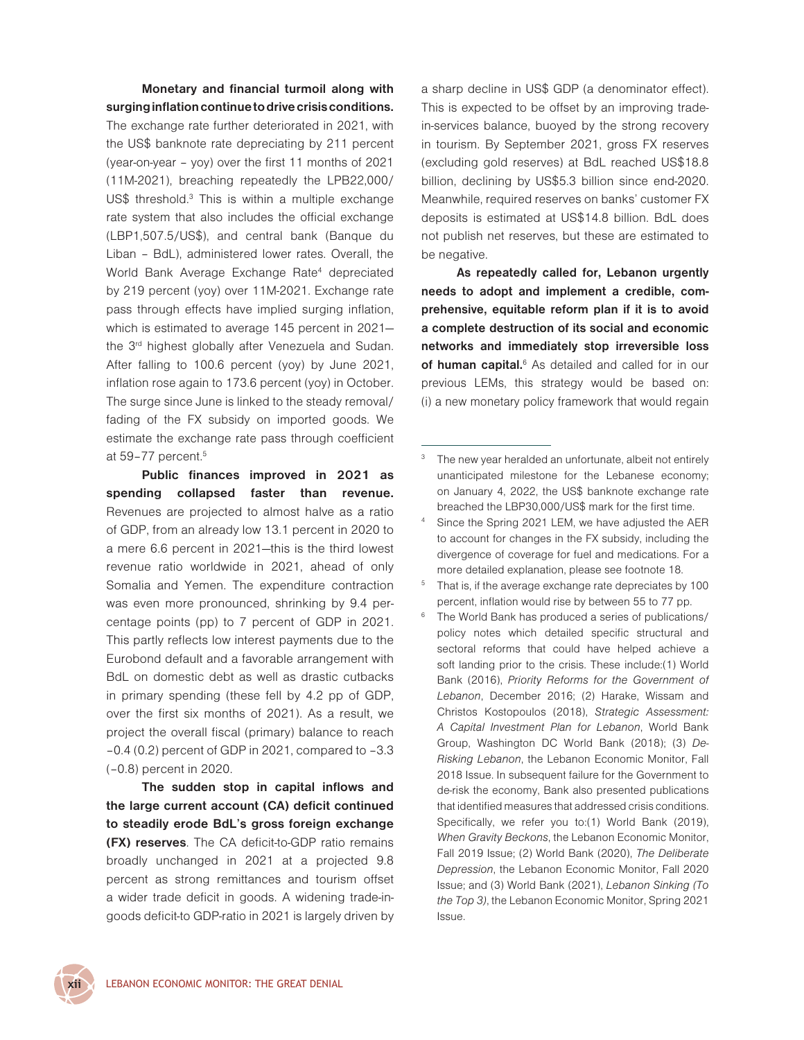**Monetary and financial turmoil along with surging inflation continue to drive crisis conditions.** The exchange rate further deteriorated in 2021, with the US$ banknote rate depreciating by 211 percent (year-on-year – yoy) over the first 11 months of 2021 (11M-2021), breaching repeatedly the LPB22,000/US$ threshold.[3] This is within a multiple exchange rate system that also includes the official exchange (LBP1,507.5/US$), and central bank (Banque du Liban – BdL), administered lower rates. Overall, the World Bank Average Exchange Rate[4] depreciated by 219 percent (yoy) over 11M-2021. Exchange rate pass through effects have implied surging inflation, which is estimated to average 145 percent in 2021—the 3rd highest globally after Venezuela and Sudan. After falling to 100.6 percent (yoy) by June 2021, inflation rose again to 173.6 percent (yoy) in October. The surge since June is linked to the steady removal/fading of the FX subsidy on imported goods. We estimate the exchange rate pass through coefficient at 59–77 percent.[5]

**Public finances improved in 2021 as spending collapsed faster than revenue.** Revenues are projected to almost halve as a ratio of GDP, from an already low 13.1 percent in 2020 to a mere 6.6 percent in 2021—this is the third lowest revenue ratio worldwide in 2021, ahead of only Somalia and Yemen. The expenditure contraction was even more pronounced, shrinking by 9.4 percentage points (pp) to 7 percent of GDP in 2021. This partly reflects low interest payments due to the Eurobond default and a favorable arrangement with BdL on domestic debt as well as drastic cutbacks in primary spending (these fell by 4.2 pp of GDP, over the first six months of 2021). As a result, we project the overall fiscal (primary) balance to reach –0.4 (0.2) percent of GDP in 2021, compared to –3.3 (–0.8) percent in 2020.

**The sudden stop in capital inflows and the large current account (CA) deficit continued to steadily erode BdL's gross foreign exchange (FX) reserves**. The CA deficit-to-GDP ratio remains broadly unchanged in 2021 at a projected 9.8 percent as strong remittances and tourism offset a wider trade deficit in goods. A widening trade-in-goods deficit-to GDP-ratio in 2021 is largely driven by a sharp decline in US$ GDP (a denominator effect). This is expected to be offset by an improving trade-in-services balance, buoyed by the strong recovery in tourism. By September 2021, gross FX reserves (excluding gold reserves) at BdL reached US$18.8 billion, declining by US$5.3 billion since end-2020. Meanwhile, required reserves on banks' customer FX deposits is estimated at US$14.8 billion. BdL does not publish net reserves, but these are estimated to be negative.

**As repeatedly called for, Lebanon urgently needs to adopt and implement a credible, comprehensive, equitable reform plan if it is to avoid a complete destruction of its social and economic networks and immediately stop irreversible loss of human capital.**[6] As detailed and called for in our previous LEMs, this strategy would be based on: (i) a new monetary policy framework that would regain

---

[3] The new year heralded an unfortunate, albeit not entirely unanticipated milestone for the Lebanese economy; on January 4, 2022, the US$ banknote exchange rate breached the LBP30,000/US$ mark for the first time.

[4] Since the Spring 2021 LEM, we have adjusted the AER to account for changes in the FX subsidy, including the divergence of coverage for fuel and medications. For a more detailed explanation, please see footnote 18.

[5] That is, if the average exchange rate depreciates by 100 percent, inflation would rise by between 55 to 77 pp.

[6] The World Bank has produced a series of publications/policy notes which detailed specific structural and sectoral reforms that could have helped achieve a soft landing prior to the crisis. These include:(1) World Bank (2016), *Priority Reforms for the Government of Lebanon*, December 2016; (2) Harake, Wissam and Christos Kostopoulos (2018), *Strategic Assessment: A Capital Investment Plan for Lebanon*, World Bank Group, Washington DC World Bank (2018); (3) *De-Risking Lebanon*, the Lebanon Economic Monitor, Fall 2018 Issue. In subsequent failure for the Government to de-risk the economy, Bank also presented publications that identified measures that addressed crisis conditions. Specifically, we refer you to:(1) World Bank (2019), *When Gravity Beckons*, the Lebanon Economic Monitor, Fall 2019 Issue; (2) World Bank (2020), *The Deliberate Depression*, the Lebanon Economic Monitor, Fall 2020 Issue; and (3) World Bank (2021), *Lebanon Sinking (To the Top 3)*, the Lebanon Economic Monitor, Spring 2021 Issue.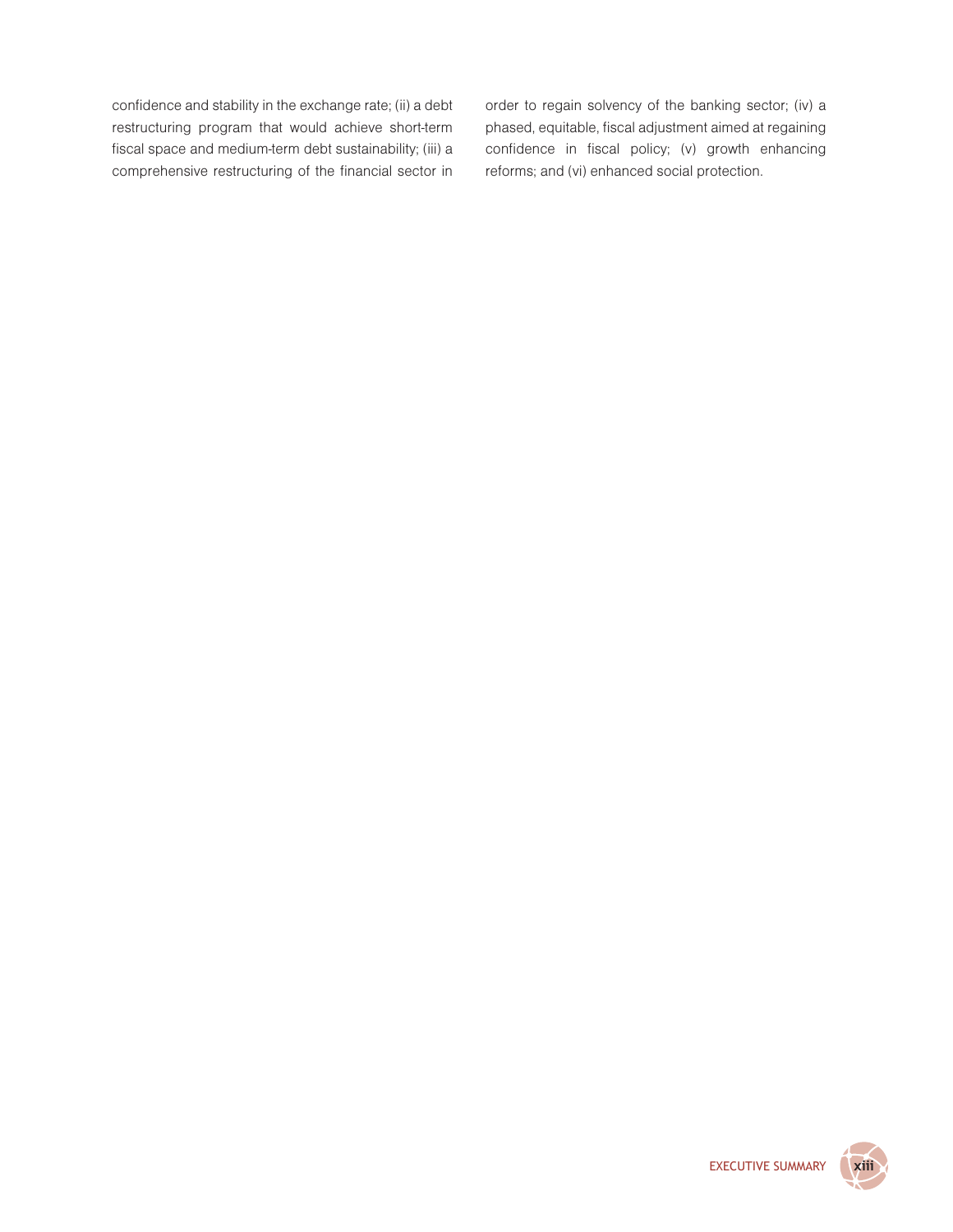confidence and stability in the exchange rate; (ii) a debt restructuring program that would achieve short-term fiscal space and medium-term debt sustainability; (iii) a comprehensive restructuring of the financial sector in order to regain solvency of the banking sector; (iv) a phased, equitable, fiscal adjustment aimed at regaining confidence in fiscal policy; (v) growth enhancing reforms; and (vi) enhanced social protection.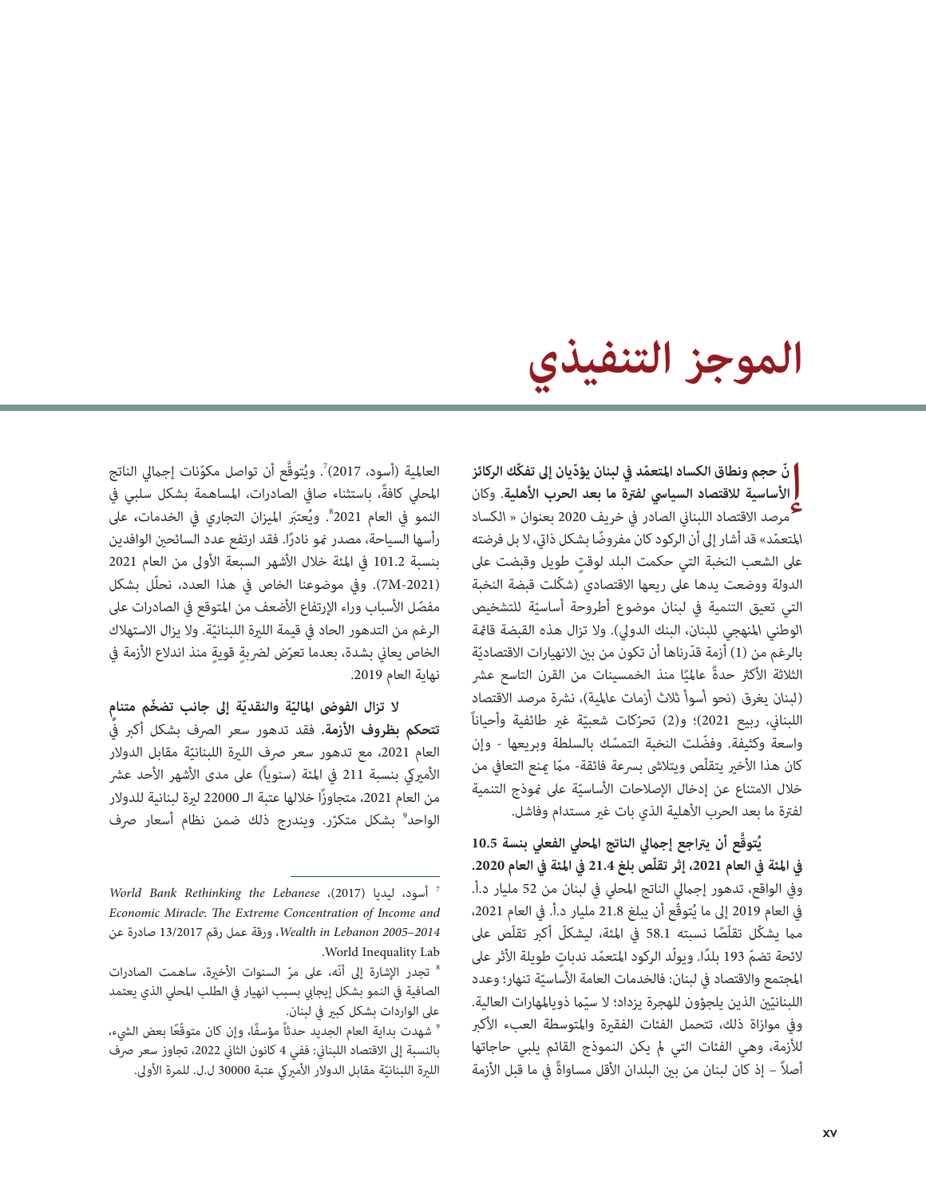# الموجز التنفيذي

**إنّ حجم ونطاق الكساد المتعمّد في لبنان يؤدّيان إلى تفكّك الركائز الأساسية للاقتصاد السياسي لفترة ما بعد الحرب الأهلية.** وكان مرصد الاقتصاد اللبناني الصادر في خريف 2020 بعنوان « الكساد المتعمّد» قد أشار إلى أن الركود كان مفروضًا بشكل ذاتي، لا بل فرضته على الشعب النخبة التي حكمت البلد لوقتٍ طويل وقبضت على الدولة ووضعت يدها على ريعها الاقتصادي (شكّلت قبضة النخبة التي تعيق التنمية في لبنان موضوع أطروحة أساسيّة للتشخيص الوطني المنهجي للبنان، البنك الدولي). ولا تزال هذه القبضة قائمة بالرغم من (1) أزمة قدّرناها أن تكون من بين الانهيارات الاقتصاديّة الثلاثة الأكثر حدةً عالميًا منذ الخمسينات من القرن التاسع عشر (لبنان يغرق (نحو أسوأ ثلاث أزمات عالمية)، نشرة مرصد الاقتصاد اللبناني، ربيع 2021)؛ و(2) تحرّكات شعبيّة غير طائفية وأحياناً واسعة وكثيفة. وفضّلت النخبة التمسّك بالسلطة وبريعها - وإن كان هذا الأخير يتقلّص ويتلاشى بسرعة فائقة- ممّا يمنع التعافي من خلال الامتناع عن إدخال الإصلاحات الأساسيّة على نموذج التنمية لفترة ما بعد الحرب الأهلية الذي بات غير مستدام وفاشل.

**يُتوقَّع أن يتراجع إجمالي الناتج المحلي الفعلي بنسبة 10.5 في المئة في العام 2021، إثر تقلّص بلغ 21.4 في المئة في العام 2020.** وفي الواقع، تدهور إجمالي الناتج المحلي في لبنان من 52 مليار د.أ. في العام 2019 إلى ما يُتوقَّع أن يبلغ 21.8 مليار د.أ. في العام 2021، مما يشكّل تقلّصًا نسبته 58.1 في المئة، ليشكلّ أكبر تقلّص على لائحة تضمّ 193 بلدًا. ويولّد الركود المتعمّد ندباتٍ طويلة الأثر على المجتمع والاقتصاد في لبنان: فالخدمات العامة الأساسيّة تنهار؛ وعدد اللبنانيّين الذين يلجؤون للهجرة يزداد؛ لا سيّما ذويالمهارات العالية. وفي موازاة ذلك، تتحمل الفئات الفقيرة والمتوسطة العبء الأكبر للأزمة، وهي الفئات التي لم يكن النموذج القائم يلبي حاجاتها أصلاً – إذ كان لبنان من بين البلدان الأقل مساواةً في ما قبل الأزمة العالمية (أسود، 2017)[7]. ويُتوقَّع أن تواصل مكوّنات إجمالي الناتج المحلي كافةً، باستثناء صافي الصادرات، المساهمة بشكل سلبي في النمو في العام 2021[8]. ويُعتبَر الميزان التجاري في الخدمات، على رأسها السياحة، مصدر نمو نادرًا. فقد ارتفع عدد السائحين الوافدين بنسبة 101.2 في المئة خلال الأشهر السبعة الأولى من العام 2021 (7M-2021). وفي موضوعنا الخاص في هذا العدد، نحلّل بشكل مفصّل الأسباب وراء الإرتفاع الأضعف من المتوقع في الصادرات على الرغم من التدهور الحاد في قيمة الليرة اللبنانيّة. ولا يزال الاستهلاك الخاص يعاني بشدة، بعدما تعرّض لضربةٍ قويةٍ منذ اندلاع الأزمة في نهاية العام 2019.

**لا تزال الفوضى الماليّة والنقديّة إلى جانب تضخّم متنامٍ تتحكم بظروف الأزمة.** فقد تدهور سعر الصرف بشكل أكبر في العام 2021، مع تدهور سعر صرف الليرة اللبنانيّة مقابل الدولار الأميركي بنسبة 211 في المئة (سنوياً) على مدى الأشهر الأحد عشر من العام 2021، متجاوزًا خلالها عتبة الـ 22000 ليرة لبنانية للدولار الواحد[9] بشكل متكرّر. ويندرج ذلك ضمن نظام أسعار صرف

---

[7] أسود، ليديا (2017)، *World Bank Rethinking the Lebanese Economic Miracle: The Extreme Concentration of Income and Wealth in Lebanon 2005–2014*، ورقة عمل رقم 13/2017 صادرة عن World Inequality Lab.

[8] تجدر الإشارة إلى أنّه، على مرّ السنوات الأخيرة، ساهمت الصادرات الصافية في النمو بشكل إيجابي بسبب انهيار في الطلب المحلي الذي يعتمد على الواردات بشكل كبير في لبنان.

[9] شهدت بداية العام الجديد حدثاً مؤسفًا، وإن كان متوقّعًا بعض الشيء، بالنسبة إلى الاقتصاد اللبناني: ففي 4 كانون الثاني 2022، تجاوز سعر صرف الليرة اللبنانيّة مقابل الدولار الأميركي عتبة 30000 ل.ل. للمرة الأولى.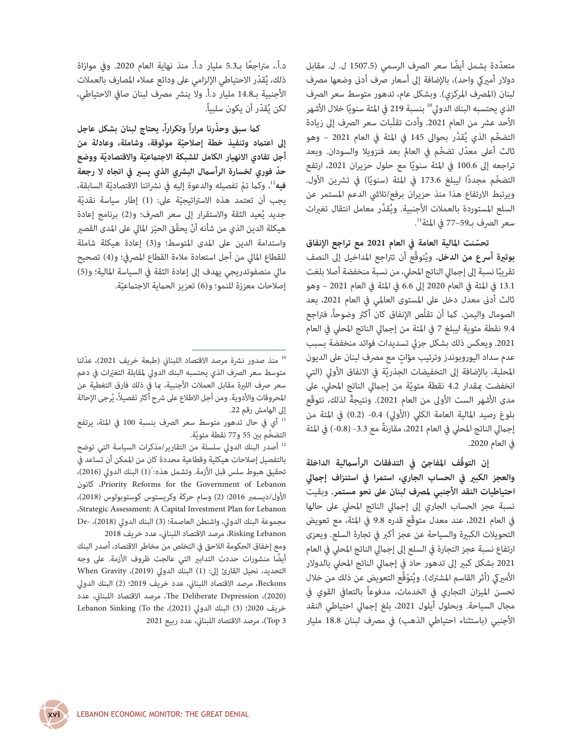متعدّدة يشمل أيضًا سعر الصرف الرسمي (1507.5 ل. ل. مقابل دولار أميركي واحد)، بالإضافة إلى أسعار صرف أدنى وضعها مصرف لبنان (المصرف المركزي). وبشكل عام، تدهور متوسط سعر الصرف الذي يحتسبه البنك الدولي[10] بنسبة 219 في المئة سنويًا خلال الأشهر الأحد عشر من العام 2021. وأدت تقلّبات سعر الصرف إلى زيادة التضخّم الذي يُقدَّر بحوالى 145 في المئة في العام 2021 – وهو ثالث أعلى معدّل تضخّم في العالم بعد فنزويلا والسودان. وبعد تراجعه إلى 100.6 في المئة سنويًا مع حلول حزيران 2021، ارتفع التضخّم مجددًا ليبلغ 173.6 في المئة (سنويًا) في تشرين الأول. ويرتبط الارتفاع هذا منذ حزيران برفع/تلاشي الدعم المستمر عن السلع المستوردة بالعملات الأجنبية. ويُقدَّر معامل انتقال تغيرات سعر الصرف بـ59–77 في المئة[11].

**تحسّنت المالية العامة في العام 2021 مع تراجع الإنفاق بوتيرة أسرع من الدخل.** ويُتوقَّع أن تتراجع المداخيل إلى النصف تقريبًا نسبة إلى إجمالي الناتج المحلي، من نسبة منخفضة أصلا بلغت 13.1 في المئة في العام 2020 إلى 6.6 في المئة في العام 2021 – وهو ثالث أدنى معدل دخل على المستوى العالمي في العام 2021، بعد الصومال واليمن. كما أن تقلّص الإنفاق كان أكثر وضوحاً، فتراجع 9.4 نقطة مئوية ليبلغ 7 في المئة من إجمالي الناتج المحلي في العام 2021. ويعكس ذلك بشكل جزئي تسديدات فوائد منخفضة بسبب عدم سداد اليوروبوندز وترتيب مؤاتٍ مع مصرف لبنان على الديون المحلية، بالإضافة إلى التخفيضات الجذريّة في الانفاق الأولي (التي انخفضت بمقدار 4.2 نقطة مئويّة من إجمالي الناتج المحلي، على مدى الأشهر الست الأولى من العام 2021). ونتيجةً لذلك، نتوقّع بلوغ رصيد المالية العامة الكلي (الأولي) 0.4- (0.2) في المئة من إجمالي الناتج المحلي في العام 2021، مقارنةً مع 3.3- (0.8-) في المئة في العام 2020.

**إن التوقّف المفاجئ في التدفقات الرأسمالية الداخلة والعجز الكبير في الحساب الجاري، استمرا في استنزاف إجمالي احتياطيات النقد الأجنبي لمصرف لبنان على نحو مستمر.** وبقيت نسبة عجز الحساب الجاري إلى إجمالي الناتج المحلي على حالها في العام 2021، عند معدل متوقّع قدره 9.8 في المئة، مع تعويض التحويلات الكبيرة والسياحة عن عجز أكبر في تجارة السلع. ويعزى ارتفاع نسبة عجز التجارة في السلع إلى إجمالي الناتج المحلي في العام 2021 بشكل كبير إلى تدهور حاد في إجمالي الناتج المحلي بالدولار الأميركي (أثر القاسم المشترك). ويُتوَقَّع التعويض عن ذلك من خلال تحسن الميزان التجاري في الخدمات، مدفوعاً بالتعافي القوي في مجال السياحة. وبحلول أيلول 2021، بلغ إجمالي احتياطي النقد الأجنبي (باستثناء احتياطي الذهب) في مصرف لبنان 18.8 مليار د.أ.، متراجعًا بـ5.3 مليار د.أ. منذ نهاية العام 2020. وفي موازاة ذلك، يُقدّر الاحتياطي الإلزامي على ودائع عملاء المصارف بالعملات الأجنبية بـ14.8 مليار د.أ. ولا ينشر مصرف لبنان صافي الاحتياطي، لكن يُقدّر أن يكون سلبياً.

**كما سبق وحذّرنا مراراً وتكراراً، يحتاج لبنان بشكل عاجل إلى اعتماد وتنفيذ خطة إصلاحيّة موثوقة، وشاملة، وعادلة من أجل تفادي الانهيار الكامل للشبكة الاجتماعيّة والاقتصاديّة ووضع حدّ فوري لخسارة الرأسمال البشري الذي يسير في اتجاه لا رجعة فيه**[12]. وكما تمّ تفصيله والدعوة إليه في نشراتنا الاقتصاديّة السابقة، يجب أن تعتمد هذه الاستراتيجيّة على: (1) إطار سياسة نقديّة جديد يُعيد الثقة والاستقرار إلى سعر الصرف؛ و(2) برنامج إعادة هيكلة الدين الذي من شأنه أنّ يحقّق الحيّز المالي على المدى القصير واستدامة الدين على المدى المتوسط؛ و(3) إعادة هيكلة شاملة للقطاع المالي من أجل استعادة ملاءة القطاع المصرفي؛ و(4) تصحيح مالي منصفوتدريجي يهدف إلى إعادة الثقة في السياسة المالية؛ و(5) إصلاحات معززة للنمو؛ و(6) تعزيز الحماية الاجتماعيّة.

---

[10] منذ صدور نشرة مرصد الاقتصاد اللبناني (طبعة خريف 2021)، عدّلنا متوسط سعر الصرف الذي يحتسبه البنك الدولي لمقابلة التغيّرات في دعم سعر صرف الليرة مقابل العملات الأجنبية، بما في ذلك فارق التغطية عن المحروقات والأدوية. ومن أجل الاطلاع على شرح أكثر تفصيلاً، يُرجى الإحالة إلى الهامش رقم 22.

[11] أي في حال تدهور متوسط سعر الصرف بنسبة 100 في المئة، يرتفع التضخّم بين 55 و77 نقطة مئويّة.

[12] أصدر البنك الدولي سلسلة من التقارير/مذكرات السياسة التي توضح بالتفصيل إصلاحات هيكلية وقطاعية محددة كان من الممكن أن تساعد في تحقيق هبوط سلس قبل الأزمة. وتشمل هذه:َ(1) البنك الدولي (2016)، Priority Reforms for the Government of Lebanon، كانون الأول/ديسمبر 2016؛ (2) وسام حركة وكريستوس كوستوبولوس (2018)، Strategic Assessment: A Capital Investment Plan for Lebanon، مجموعة البنك الدولي، واشنطن العاصمة؛ (3) البنك الدولي (2018)، De-Risking Lebanon، مرصد الاقتصاد اللبناني، عدد خريف 2018

ومع إخفاق الحكومة اللاحق في التخلص من مخاطر الاقتصاد، أصدر البنك أيضًا منشورات حددت التدابير التي عالجت ظروف الأزمة. على وجه التحديد، نحيل القارئ إلى: (1) البنك الدولي (2019)، When Gravity Beckons، مرصد الاقتصاد اللبناني، عدد خريف 2019؛ (2) البنك الدولي (2020)، The Deliberate Depression، مرصد الاقتصاد اللبناني، عدد خريف 2020؛ (3) البنك الدولي (2021)، Lebanon Sinking (To the Top 3)، مرصد الاقتصاد اللبناني، عدد ربيع 2021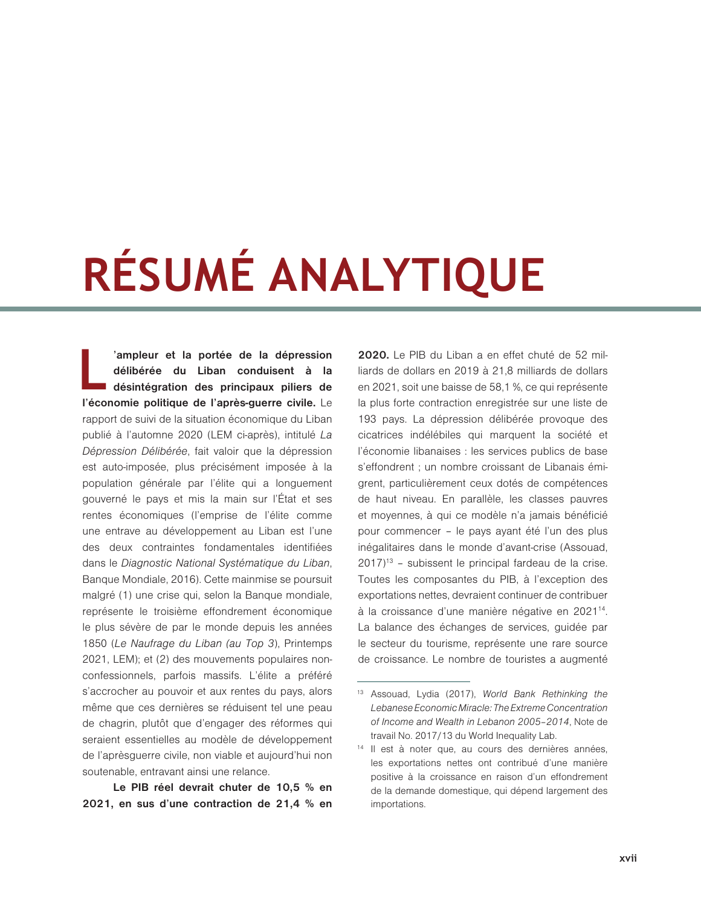# RÉSUMÉ ANALYTIQUE

**L'ampleur et la portée de la dépression délibérée du Liban conduisent à la désintégration des principaux piliers de l'économie politique de l'après-guerre civile.** Le rapport de suivi de la situation économique du Liban publié à l'automne 2020 (LEM ci-après), intitulé *La Dépression Délibérée*, fait valoir que la dépression est auto-imposée, plus précisément imposée à la population générale par l'élite qui a longuement gouverné le pays et mis la main sur l'État et ses rentes économiques (l'emprise de l'élite comme une entrave au développement au Liban est l'une des deux contraintes fondamentales identifiées dans le *Diagnostic National Systématique du Liban*, Banque Mondiale, 2016). Cette mainmise se poursuit malgré (1) une crise qui, selon la Banque mondiale, représente le troisième effondrement économique le plus sévère de par le monde depuis les années 1850 (*Le Naufrage du Liban (au Top 3)*, Printemps 2021, LEM); et (2) des mouvements populaires non-confessionnels, parfois massifs. L'élite a préféré s'accrocher au pouvoir et aux rentes du pays, alors même que ces dernières se réduisent tel une peau de chagrin, plutôt que d'engager des réformes qui seraient essentielles au modèle de développement de l'aprèsguerre civile, non viable et aujourd'hui non soutenable, entravant ainsi une relance.

**Le PIB réel devrait chuter de 10,5 % en 2021, en sus d'une contraction de 21,4 % en 2020.** Le PIB du Liban a en effet chuté de 52 milliards de dollars en 2019 à 21,8 milliards de dollars en 2021, soit une baisse de 58,1 %, ce qui représente la plus forte contraction enregistrée sur une liste de 193 pays. La dépression délibérée provoque des cicatrices indélébiles qui marquent la société et l'économie libanaises : les services publics de base s'effondrent ; un nombre croissant de Libanais émigrent, particulièrement ceux dotés de compétences de haut niveau. En parallèle, les classes pauvres et moyennes, à qui ce modèle n'a jamais bénéficié pour commencer – le pays ayant été l'un des plus inégalitaires dans le monde d'avant-crise (Assouad, 2017)[13] – subissent le principal fardeau de la crise. Toutes les composantes du PIB, à l'exception des exportations nettes, devraient continuer de contribuer à la croissance d'une manière négative en 2021[14]. La balance des échanges de services, guidée par le secteur du tourisme, représente une rare source de croissance. Le nombre de touristes a augmenté

---

[13] Assouad, Lydia (2017), *World Bank Rethinking the Lebanese Economic Miracle: The Extreme Concentration of Income and Wealth in Lebanon 2005–2014*, Note de travail No. 2017/13 du World Inequality Lab.

[14] Il est à noter que, au cours des dernières années, les exportations nettes ont contribué d'une manière positive à la croissance en raison d'un effondrement de la demande domestique, qui dépend largement des importations.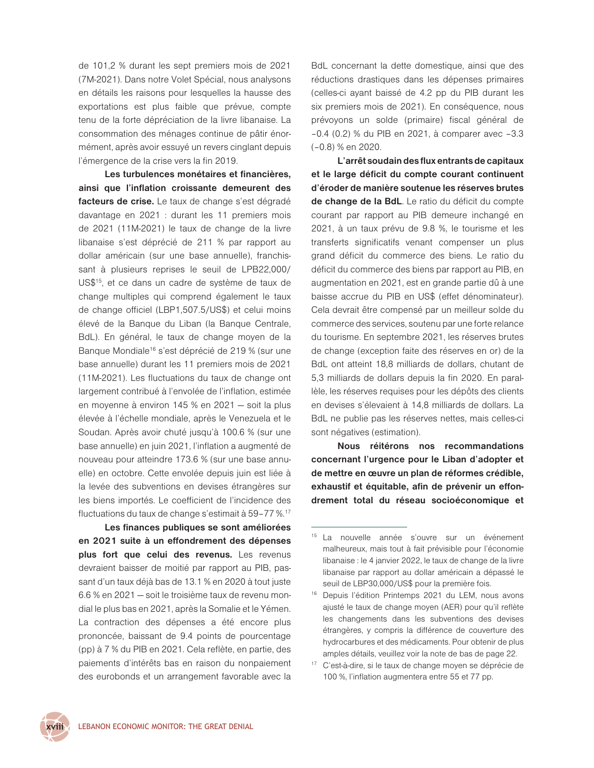de 101,2 % durant les sept premiers mois de 2021 (7M-2021). Dans notre Volet Spécial, nous analysons en détails les raisons pour lesquelles la hausse des exportations est plus faible que prévue, compte tenu de la forte dépréciation de la livre libanaise. La consommation des ménages continue de pâtir énormément, après avoir essuyé un revers cinglant depuis l'émergence de la crise vers la fin 2019.

**Les turbulences monétaires et financières, ainsi que l'inflation croissante demeurent des facteurs de crise.** Le taux de change s'est dégradé davantage en 2021 : durant les 11 premiers mois de 2021 (11M-2021) le taux de change de la livre libanaise s'est déprécié de 211 % par rapport au dollar américain (sur une base annuelle), franchissant à plusieurs reprises le seuil de LPB22,000/US$[15], et ce dans un cadre de système de taux de change multiples qui comprend également le taux de change officiel (LBP1,507.5/US$) et celui moins élevé de la Banque du Liban (la Banque Centrale, BdL). En général, le taux de change moyen de la Banque Mondiale[16] s'est déprécié de 219 % (sur une base annuelle) durant les 11 premiers mois de 2021 (11M-2021). Les fluctuations du taux de change ont largement contribué à l'envolée de l'inflation, estimée en moyenne à environ 145 % en 2021 — soit la plus élevée à l'échelle mondiale, après le Venezuela et le Soudan. Après avoir chuté jusqu'à 100.6 % (sur une base annuelle) en juin 2021, l'inflation a augmenté de nouveau pour atteindre 173.6 % (sur une base annuelle) en octobre. Cette envolée depuis juin est liée à la levée des subventions en devises étrangères sur les biens importés. Le coefficient de l'incidence des fluctuations du taux de change s'estimait à 59–77 %.[17]

**Les finances publiques se sont améliorées en 2021 suite à un effondrement des dépenses plus fort que celui des revenus.** Les revenus devraient baisser de moitié par rapport au PIB, passant d'un taux déjà bas de 13.1 % en 2020 à tout juste 6.6 % en 2021 — soit le troisième taux de revenu mondial le plus bas en 2021, après la Somalie et le Yémen. La contraction des dépenses a été encore plus prononcée, baissant de 9.4 points de pourcentage (pp) à 7 % du PIB en 2021. Cela reflète, en partie, des paiements d'intérêts bas en raison du nonpaiement des eurobonds et un arrangement favorable avec la BdL concernant la dette domestique, ainsi que des réductions drastiques dans les dépenses primaires (celles-ci ayant baissé de 4.2 pp du PIB durant les six premiers mois de 2021). En conséquence, nous prévoyons un solde (primaire) fiscal général de −0.4 (0.2) % du PIB en 2021, à comparer avec −3.3 (−0.8) % en 2020.

**L'arrêt soudain des flux entrants de capitaux et le large déficit du compte courant continuent d'éroder de manière soutenue les réserves brutes de change de la BdL**. Le ratio du déficit du compte courant par rapport au PIB demeure inchangé en 2021, à un taux prévu de 9.8 %, le tourisme et les transferts significatifs venant compenser un plus grand déficit du commerce des biens. Le ratio du déficit du commerce des biens par rapport au PIB, en augmentation en 2021, est en grande partie dû à une baisse accrue du PIB en US$ (effet dénominateur). Cela devrait être compensé par un meilleur solde du commerce des services, soutenu par une forte relance du tourisme. En septembre 2021, les réserves brutes de change (exception faite des réserves en or) de la BdL ont atteint 18,8 milliards de dollars, chutant de 5,3 milliards de dollars depuis la fin 2020. En parallèle, les réserves requises pour les dépôts des clients en devises s'élevaient à 14,8 milliards de dollars. La BdL ne publie pas les réserves nettes, mais celles-ci sont négatives (estimation).

**Nous réitérons nos recommandations concernant l'urgence pour le Liban d'adopter et de mettre en œuvre un plan de réformes crédible, exhaustif et équitable, afin de prévenir un effondrement total du réseau socioéconomique et**

---

[15] La nouvelle année s'ouvre sur un événement malheureux, mais tout à fait prévisible pour l'économie libanaise : le 4 janvier 2022, le taux de change de la livre libanaise par rapport au dollar américain a dépassé le seuil de LBP30,000/US$ pour la première fois.

[16] Depuis l'édition Printemps 2021 du LEM, nous avons ajusté le taux de change moyen (AER) pour qu'il reflète les changements dans les subventions des devises étrangères, y compris la différence de couverture des hydrocarbures et des médicaments. Pour obtenir de plus amples détails, veuillez voir la note de bas de page 22.

[17] C'est-à-dire, si le taux de change moyen se déprécie de 100 %, l'inflation augmentera entre 55 et 77 pp.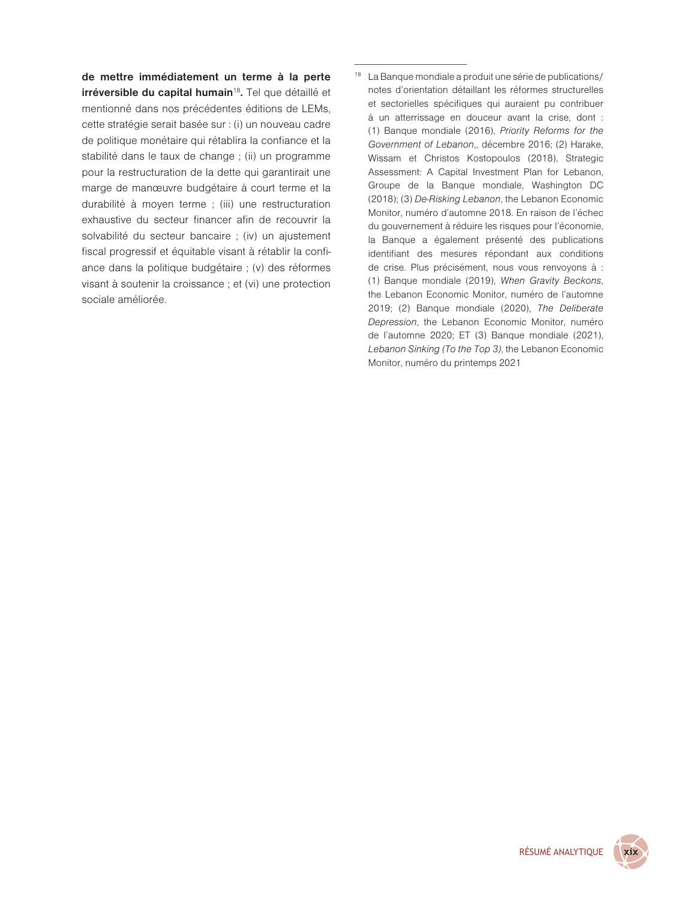**de mettre immédiatement un terme à la perte irréversible du capital humain**[18]**.** Tel que détaillé et mentionné dans nos précédentes éditions de LEMs, cette stratégie serait basée sur : (i) un nouveau cadre de politique monétaire qui rétablira la confiance et la stabilité dans le taux de change ; (ii) un programme pour la restructuration de la dette qui garantirait une marge de manœuvre budgétaire à court terme et la durabilité à moyen terme ; (iii) une restructuration exhaustive du secteur financer afin de recouvrir la solvabilité du secteur bancaire ; (iv) un ajustement fiscal progressif et équitable visant à rétablir la confiance dans la politique budgétaire ; (v) des réformes visant à soutenir la croissance ; et (vi) une protection sociale améliorée.

[18] La Banque mondiale a produit une série de publications/notes d'orientation détaillant les réformes structurelles et sectorielles spécifiques qui auraient pu contribuer à un atterrissage en douceur avant la crise, dont : (1) Banque mondiale (2016), *Priority Reforms for the Government of Lebanon*,, décembre 2016; (2) Harake, Wissam et Christos Kostopoulos (2018), Strategic Assessment: A Capital Investment Plan for Lebanon, Groupe de la Banque mondiale, Washington DC (2018); (3) *De-Risking Lebanon*, the Lebanon Economic Monitor, numéro d'automne 2018. En raison de l'échec du gouvernement à réduire les risques pour l'économie, la Banque a également présenté des publications identifiant des mesures répondant aux conditions de crise. Plus précisément, nous vous renvoyons à : (1) Banque mondiale (2019), *When Gravity Beckons*, the Lebanon Economic Monitor, numéro de l'automne 2019; (2) Banque mondiale (2020), *The Deliberate Depression*, the Lebanon Economic Monitor, numéro de l'automne 2020; ET (3) Banque mondiale (2021), *Lebanon Sinking (To the Top 3)*, the Lebanon Economic Monitor, numéro du printemps 2021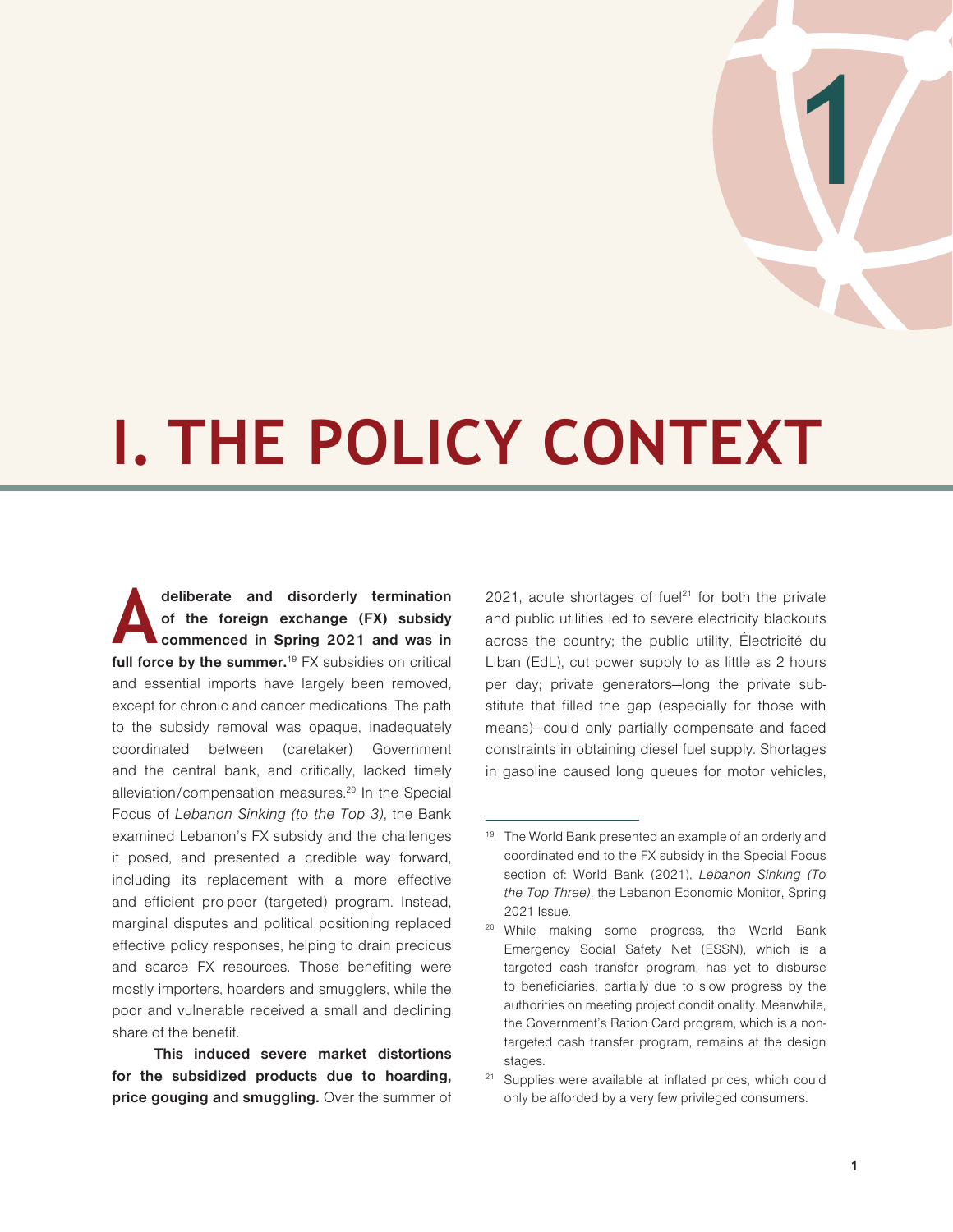# I. THE POLICY CONTEXT

**A deliberate and disorderly termination of the foreign exchange (FX) subsidy commenced in Spring 2021 and was in full force by the summer.**[19] FX subsidies on critical and essential imports have largely been removed, except for chronic and cancer medications. The path to the subsidy removal was opaque, inadequately coordinated between (caretaker) Government and the central bank, and critically, lacked timely alleviation/compensation measures.[20] In the Special Focus of *Lebanon Sinking (to the Top 3)*, the Bank examined Lebanon's FX subsidy and the challenges it posed, and presented a credible way forward, including its replacement with a more effective and efficient pro-poor (targeted) program. Instead, marginal disputes and political positioning replaced effective policy responses, helping to drain precious and scarce FX resources. Those benefiting were mostly importers, hoarders and smugglers, while the poor and vulnerable received a small and declining share of the benefit.

**This induced severe market distortions for the subsidized products due to hoarding, price gouging and smuggling.** Over the summer of 2021, acute shortages of fuel[21] for both the private and public utilities led to severe electricity blackouts across the country; the public utility, Électricité du Liban (EdL), cut power supply to as little as 2 hours per day; private generators—long the private substitute that filled the gap (especially for those with means)—could only partially compensate and faced constraints in obtaining diesel fuel supply. Shortages in gasoline caused long queues for motor vehicles,

[19] The World Bank presented an example of an orderly and coordinated end to the FX subsidy in the Special Focus section of: World Bank (2021), *Lebanon Sinking (To the Top Three)*, the Lebanon Economic Monitor, Spring 2021 Issue.

[20] While making some progress, the World Bank Emergency Social Safety Net (ESSN), which is a targeted cash transfer program, has yet to disburse to beneficiaries, partially due to slow progress by the authorities on meeting project conditionality. Meanwhile, the Government's Ration Card program, which is a non-targeted cash transfer program, remains at the design stages.

[21] Supplies were available at inflated prices, which could only be afforded by a very few privileged consumers.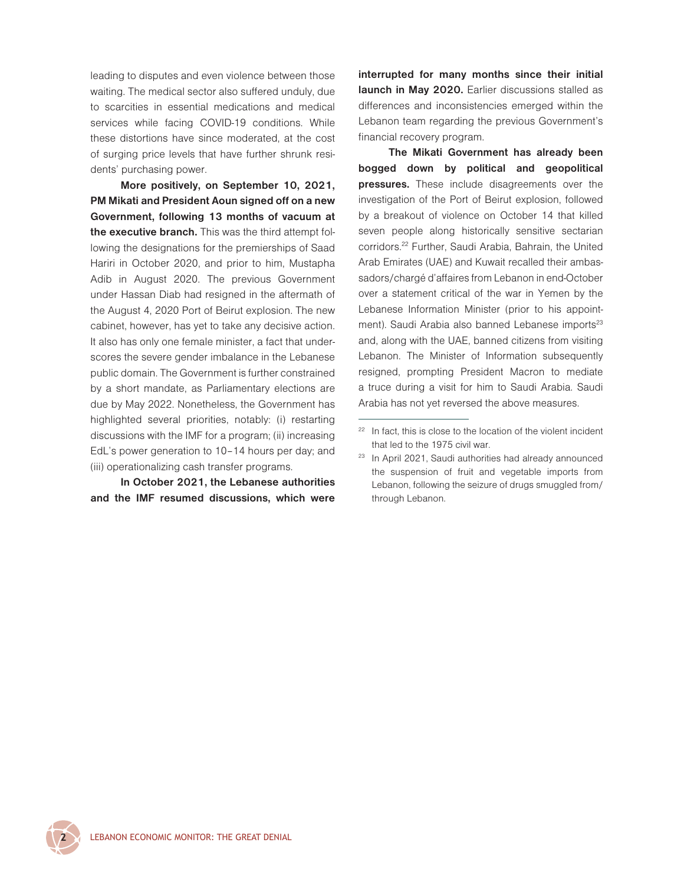leading to disputes and even violence between those waiting. The medical sector also suffered unduly, due to scarcities in essential medications and medical services while facing COVID-19 conditions. While these distortions have since moderated, at the cost of surging price levels that have further shrunk residents' purchasing power.

**More positively, on September 10, 2021, PM Mikati and President Aoun signed off on a new Government, following 13 months of vacuum at the executive branch.** This was the third attempt following the designations for the premierships of Saad Hariri in October 2020, and prior to him, Mustapha Adib in August 2020. The previous Government under Hassan Diab had resigned in the aftermath of the August 4, 2020 Port of Beirut explosion. The new cabinet, however, has yet to take any decisive action. It also has only one female minister, a fact that underscores the severe gender imbalance in the Lebanese public domain. The Government is further constrained by a short mandate, as Parliamentary elections are due by May 2022. Nonetheless, the Government has highlighted several priorities, notably: (i) restarting discussions with the IMF for a program; (ii) increasing EdL's power generation to 10–14 hours per day; and (iii) operationalizing cash transfer programs.

**In October 2021, the Lebanese authorities and the IMF resumed discussions, which were interrupted for many months since their initial launch in May 2020.** Earlier discussions stalled as differences and inconsistencies emerged within the Lebanon team regarding the previous Government's financial recovery program.

**The Mikati Government has already been bogged down by political and geopolitical pressures.** These include disagreements over the investigation of the Port of Beirut explosion, followed by a breakout of violence on October 14 that killed seven people along historically sensitive sectarian corridors.[22] Further, Saudi Arabia, Bahrain, the United Arab Emirates (UAE) and Kuwait recalled their ambassadors/chargé d'affaires from Lebanon in end-October over a statement critical of the war in Yemen by the Lebanese Information Minister (prior to his appointment). Saudi Arabia also banned Lebanese imports[23] and, along with the UAE, banned citizens from visiting Lebanon. The Minister of Information subsequently resigned, prompting President Macron to mediate a truce during a visit for him to Saudi Arabia. Saudi Arabia has not yet reversed the above measures.

---

[22] In fact, this is close to the location of the violent incident that led to the 1975 civil war.

[23] In April 2021, Saudi authorities had already announced the suspension of fruit and vegetable imports from Lebanon, following the seizure of drugs smuggled from/through Lebanon.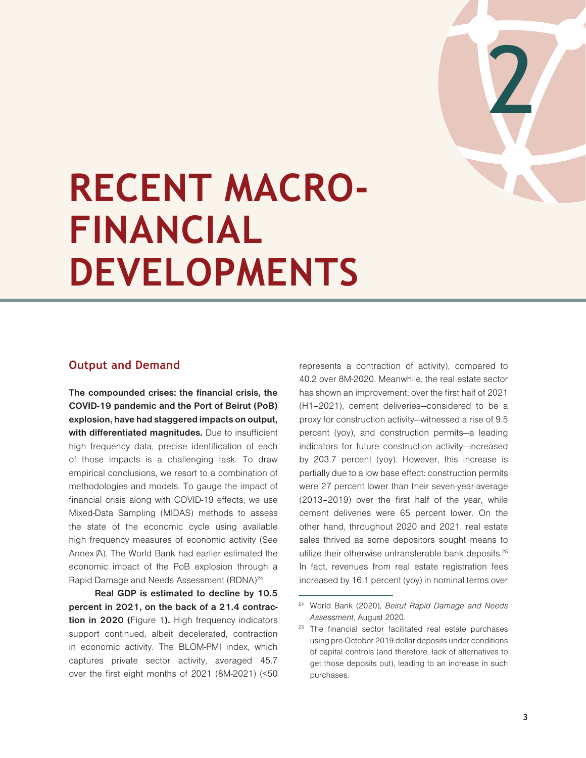# 2

# RECENT MACRO-FINANCIAL DEVELOPMENTS

## Output and Demand

**The compounded crises: the financial crisis, the COVID-19 pandemic and the Port of Beirut (PoB) explosion, have had staggered impacts on output, with differentiated magnitudes.** Due to insufficient high frequency data, precise identification of each of those impacts is a challenging task. To draw empirical conclusions, we resort to a combination of methodologies and models. To gauge the impact of financial crisis along with COVID-19 effects, we use Mixed-Data Sampling (MIDAS) methods to assess the state of the economic cycle using available high frequency measures of economic activity (See Annex A). The World Bank had earlier estimated the economic impact of the PoB explosion through a Rapid Damage and Needs Assessment (RDNA)[24]

**Real GDP is estimated to decline by 10.5 percent in 2021, on the back of a 21.4 contraction in 2020 (**Figure 1**).** High frequency indicators support continued, albeit decelerated, contraction in economic activity. The BLOM-PMI index, which captures private sector activity, averaged 45.7 over the first eight months of 2021 (8M-2021) (<50 represents a contraction of activity), compared to 40.2 over 8M-2020. Meanwhile, the real estate sector has shown an improvement; over the first half of 2021 (H1–2021), cement deliveries—considered to be a proxy for construction activity—witnessed a rise of 9.5 percent (yoy), and construction permits—a leading indicators for future construction activity—increased by 203.7 percent (yoy). However, this increase is partially due to a low base effect: construction permits were 27 percent lower than their seven-year-average (2013–2019) over the first half of the year, while cement deliveries were 65 percent lower. On the other hand, throughout 2020 and 2021, real estate sales thrived as some depositors sought means to utilize their otherwise untransferable bank deposits.[25] In fact, revenues from real estate registration fees increased by 16.1 percent (yoy) in nominal terms over

---

[24] World Bank (2020), *Beirut Rapid Damage and Needs Assessment*, August 2020.

[25] The financial sector facilitated real estate purchases using pre-October 2019 dollar deposits under conditions of capital controls (and therefore, lack of alternatives to get those deposits out), leading to an increase in such purchases.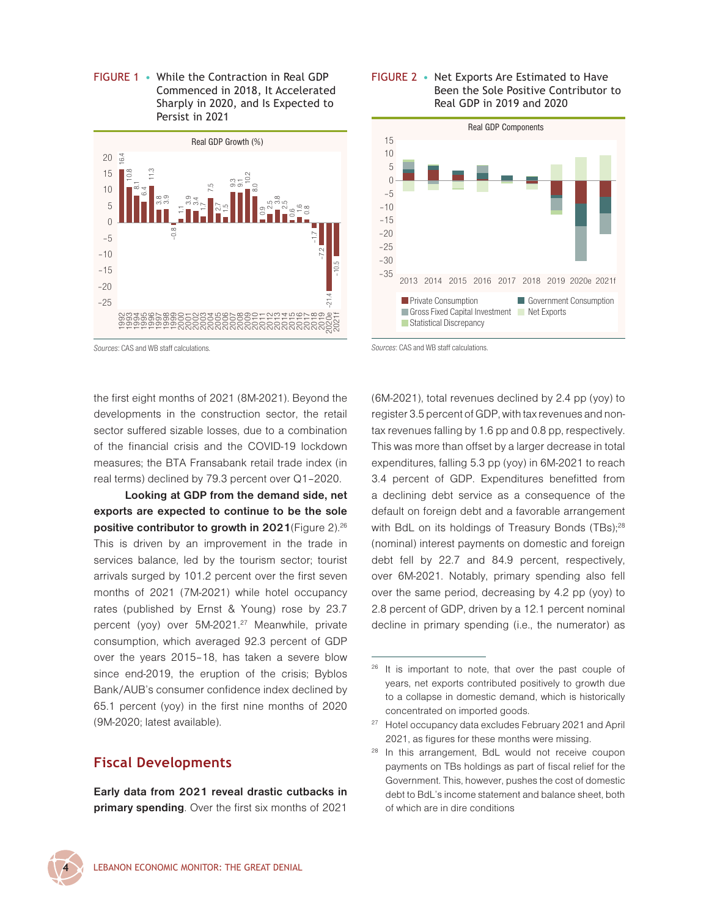FIGURE 1 • While the Contraction in Real GDP Commenced in 2018, It Accelerated Sharply in 2020, and Is Expected to Persist in 2021

*Sources*: CAS and WB staff calculations.

FIGURE 2 • Net Exports Are Estimated to Have Been the Sole Positive Contributor to Real GDP in 2019 and 2020

*Sources*: CAS and WB staff calculations.

the first eight months of 2021 (8M-2021). Beyond the developments in the construction sector, the retail sector suffered sizable losses, due to a combination of the financial crisis and the COVID-19 lockdown measures; the BTA Fransabank retail trade index (in real terms) declined by 79.3 percent over Q1–2020.

**Looking at GDP from the demand side, net exports are expected to continue to be the sole positive contributor to growth in 2021** (Figure 2).[26] This is driven by an improvement in the trade in services balance, led by the tourism sector; tourist arrivals surged by 101.2 percent over the first seven months of 2021 (7M-2021) while hotel occupancy rates (published by Ernst & Young) rose by 23.7 percent (yoy) over 5M-2021.[27] Meanwhile, private consumption, which averaged 92.3 percent of GDP over the years 2015–18, has taken a severe blow since end-2019, the eruption of the crisis; Byblos Bank/AUB's consumer confidence index declined by 65.1 percent (yoy) in the first nine months of 2020 (9M-2020; latest available).

## Fiscal Developments

**Early data from 2021 reveal drastic cutbacks in primary spending**. Over the first six months of 2021 (6M-2021), total revenues declined by 2.4 pp (yoy) to register 3.5 percent of GDP, with tax revenues and non-tax revenues falling by 1.6 pp and 0.8 pp, respectively. This was more than offset by a larger decrease in total expenditures, falling 5.3 pp (yoy) in 6M-2021 to reach 3.4 percent of GDP. Expenditures benefitted from a declining debt service as a consequence of the default on foreign debt and a favorable arrangement with BdL on its holdings of Treasury Bonds (TBs);[28] (nominal) interest payments on domestic and foreign debt fell by 22.7 and 84.9 percent, respectively, over 6M-2021. Notably, primary spending also fell over the same period, decreasing by 4.2 pp (yoy) to 2.8 percent of GDP, driven by a 12.1 percent nominal decline in primary spending (i.e., the numerator) as

[26] It is important to note, that over the past couple of years, net exports contributed positively to growth due to a collapse in domestic demand, which is historically concentrated on imported goods.

[27] Hotel occupancy data excludes February 2021 and April 2021, as figures for these months were missing.

[28] In this arrangement, BdL would not receive coupon payments on TBs holdings as part of fiscal relief for the Government. This, however, pushes the cost of domestic debt to BdL's income statement and balance sheet, both of which are in dire conditions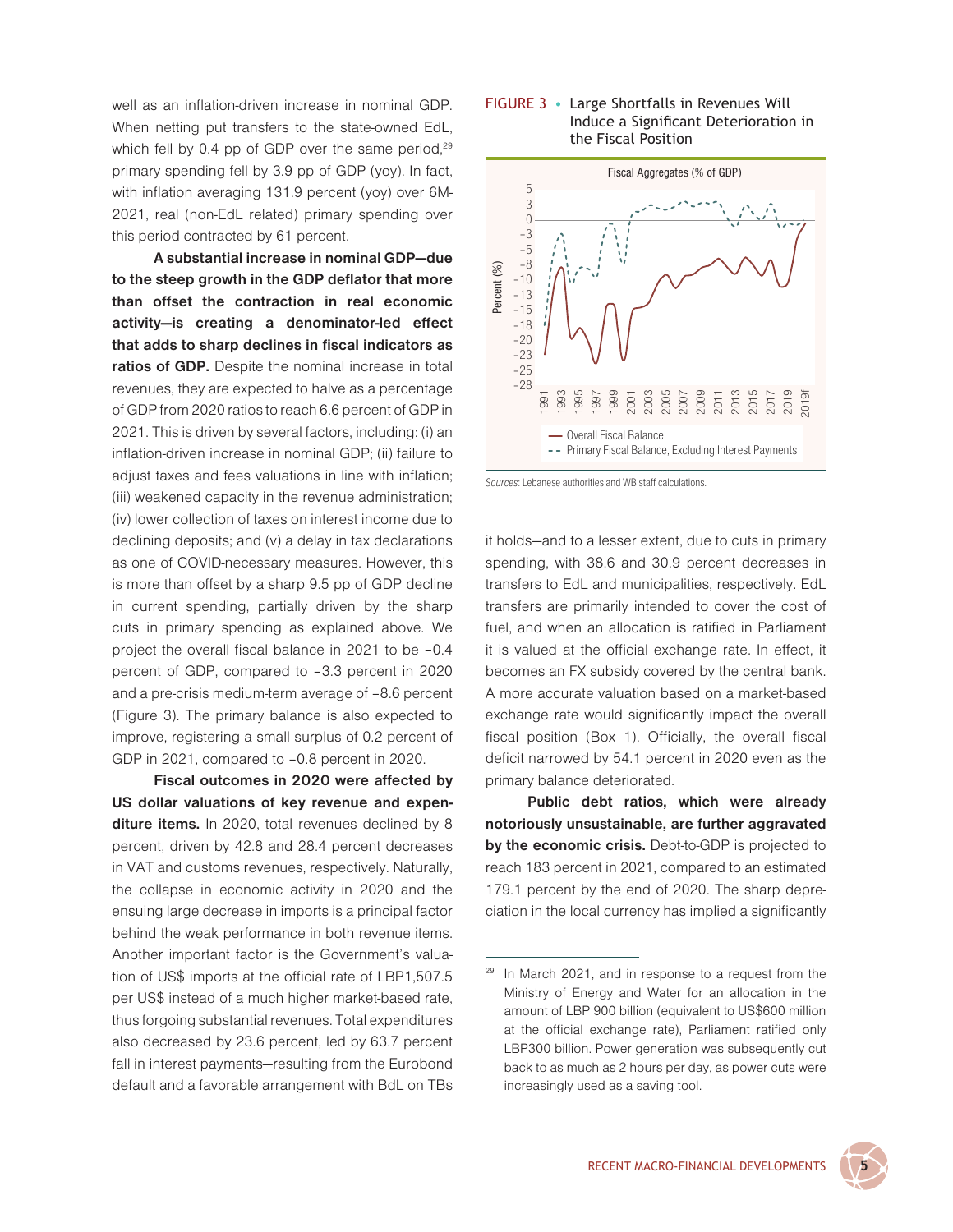well as an inflation-driven increase in nominal GDP. When netting put transfers to the state-owned EdL, which fell by 0.4 pp of GDP over the same period,[29] primary spending fell by 3.9 pp of GDP (yoy). In fact, with inflation averaging 131.9 percent (yoy) over 6M-2021, real (non-EdL related) primary spending over this period contracted by 61 percent.

**A substantial increase in nominal GDP—due to the steep growth in the GDP deflator that more than offset the contraction in real economic activity—is creating a denominator-led effect that adds to sharp declines in fiscal indicators as ratios of GDP.** Despite the nominal increase in total revenues, they are expected to halve as a percentage of GDP from 2020 ratios to reach 6.6 percent of GDP in 2021. This is driven by several factors, including: (i) an inflation-driven increase in nominal GDP; (ii) failure to adjust taxes and fees valuations in line with inflation; (iii) weakened capacity in the revenue administration; (iv) lower collection of taxes on interest income due to declining deposits; and (v) a delay in tax declarations as one of COVID-necessary measures. However, this is more than offset by a sharp 9.5 pp of GDP decline in current spending, partially driven by the sharp cuts in primary spending as explained above. We project the overall fiscal balance in 2021 to be −0.4 percent of GDP, compared to −3.3 percent in 2020 and a pre-crisis medium-term average of −8.6 percent (Figure 3). The primary balance is also expected to improve, registering a small surplus of 0.2 percent of GDP in 2021, compared to −0.8 percent in 2020.

**Fiscal outcomes in 2020 were affected by US dollar valuations of key revenue and expenditure items.** In 2020, total revenues declined by 8 percent, driven by 42.8 and 28.4 percent decreases in VAT and customs revenues, respectively. Naturally, the collapse in economic activity in 2020 and the ensuing large decrease in imports is a principal factor behind the weak performance in both revenue items. Another important factor is the Government's valuation of US$ imports at the official rate of LBP1,507.5 per US$ instead of a much higher market-based rate, thus forgoing substantial revenues. Total expenditures also decreased by 23.6 percent, led by 63.7 percent fall in interest payments—resulting from the Eurobond default and a favorable arrangement with BdL on TBs it holds—and to a lesser extent, due to cuts in primary spending, with 38.6 and 30.9 percent decreases in transfers to EdL and municipalities, respectively. EdL transfers are primarily intended to cover the cost of fuel, and when an allocation is ratified in Parliament it is valued at the official exchange rate. In effect, it becomes an FX subsidy covered by the central bank. A more accurate valuation based on a market-based exchange rate would significantly impact the overall fiscal position (Box 1). Officially, the overall fiscal deficit narrowed by 54.1 percent in 2020 even as the primary balance deteriorated.

**FIGURE 3 • Large Shortfalls in Revenues Will Induce a Significant Deterioration in the Fiscal Position**

*Sources*: Lebanese authorities and WB staff calculations.

**Public debt ratios, which were already notoriously unsustainable, are further aggravated by the economic crisis.** Debt-to-GDP is projected to reach 183 percent in 2021, compared to an estimated 179.1 percent by the end of 2020. The sharp depreciation in the local currency has implied a significantly

[29] In March 2021, and in response to a request from the Ministry of Energy and Water for an allocation in the amount of LBP 900 billion (equivalent to US$600 million at the official exchange rate), Parliament ratified only LBP300 billion. Power generation was subsequently cut back to as much as 2 hours per day, as power cuts were increasingly used as a saving tool.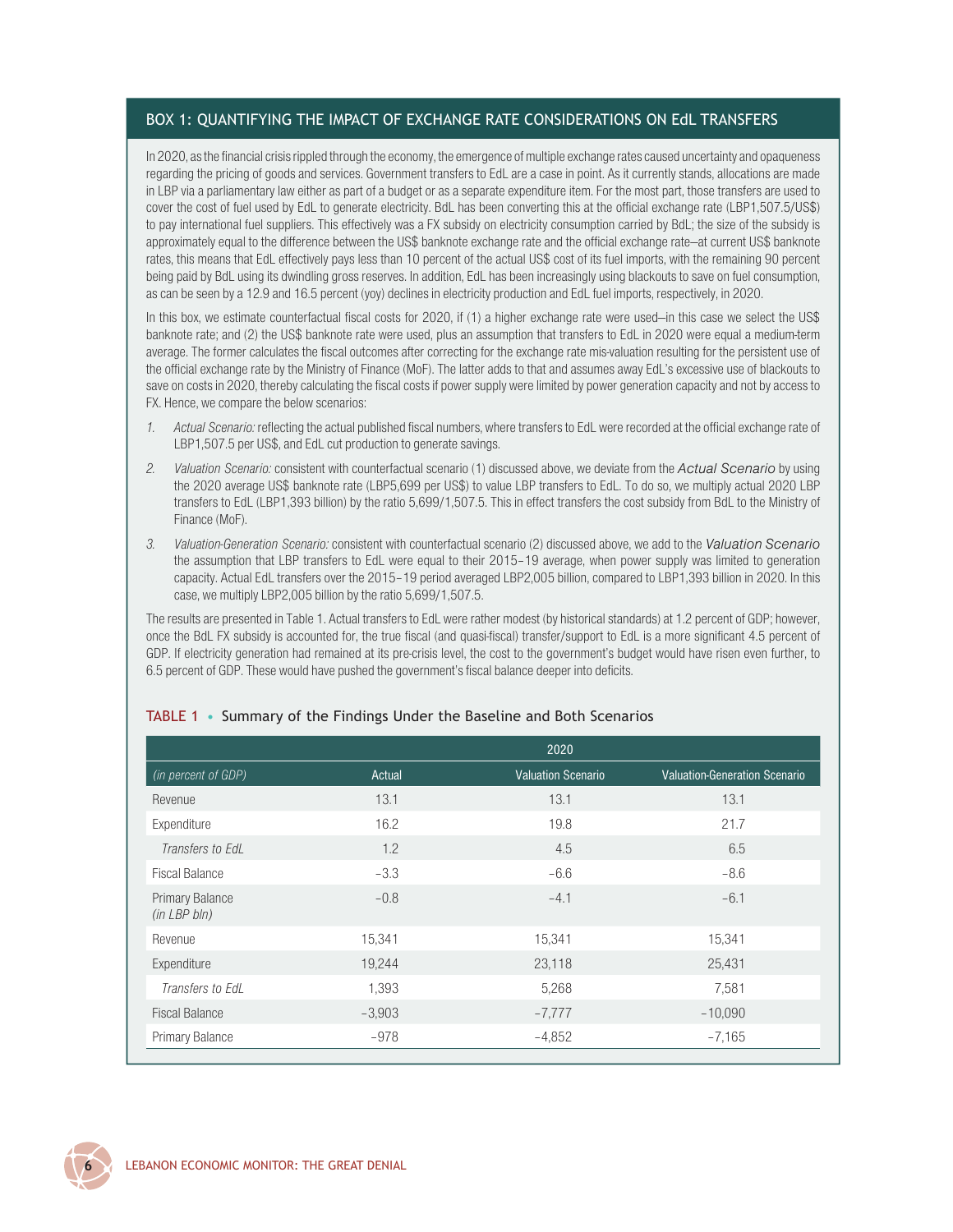## BOX 1: QUANTIFYING THE IMPACT OF EXCHANGE RATE CONSIDERATIONS ON EdL TRANSFERS

In 2020, as the financial crisis rippled through the economy, the emergence of multiple exchange rates caused uncertainty and opaqueness regarding the pricing of goods and services. Government transfers to EdL are a case in point. As it currently stands, allocations are made in LBP via a parliamentary law either as part of a budget or as a separate expenditure item. For the most part, those transfers are used to cover the cost of fuel used by EdL to generate electricity. BdL has been converting this at the official exchange rate (LBP1,507.5/US$) to pay international fuel suppliers. This effectively was a FX subsidy on electricity consumption carried by BdL; the size of the subsidy is approximately equal to the difference between the US$ banknote exchange rate and the official exchange rate—at current US$ banknote rates, this means that EdL effectively pays less than 10 percent of the actual US$ cost of its fuel imports, with the remaining 90 percent being paid by BdL using its dwindling gross reserves. In addition, EdL has been increasingly using blackouts to save on fuel consumption, as can be seen by a 12.9 and 16.5 percent (yoy) declines in electricity production and EdL fuel imports, respectively, in 2020.

In this box, we estimate counterfactual fiscal costs for 2020, if (1) a higher exchange rate were used—in this case we select the US$ banknote rate; and (2) the US$ banknote rate were used, plus an assumption that transfers to EdL in 2020 were equal a medium-term average. The former calculates the fiscal outcomes after correcting for the exchange rate mis-valuation resulting for the persistent use of the official exchange rate by the Ministry of Finance (MoF). The latter adds to that and assumes away EdL's excessive use of blackouts to save on costs in 2020, thereby calculating the fiscal costs if power supply were limited by power generation capacity and not by access to FX. Hence, we compare the below scenarios:

1. *Actual Scenario:* reflecting the actual published fiscal numbers, where transfers to EdL were recorded at the official exchange rate of LBP1,507.5 per US$, and EdL cut production to generate savings.
2. *Valuation Scenario:* consistent with counterfactual scenario (1) discussed above, we deviate from the *Actual Scenario* by using the 2020 average US$ banknote rate (LBP5,699 per US$) to value LBP transfers to EdL. To do so, we multiply actual 2020 LBP transfers to EdL (LBP1,393 billion) by the ratio 5,699/1,507.5. This in effect transfers the cost subsidy from BdL to the Ministry of Finance (MoF).
3. *Valuation-Generation Scenario:* consistent with counterfactual scenario (2) discussed above, we add to the *Valuation Scenario* the assumption that LBP transfers to EdL were equal to their 2015–19 average, when power supply was limited to generation capacity. Actual EdL transfers over the 2015–19 period averaged LBP2,005 billion, compared to LBP1,393 billion in 2020. In this case, we multiply LBP2,005 billion by the ratio 5,699/1,507.5.

The results are presented in Table 1. Actual transfers to EdL were rather modest (by historical standards) at 1.2 percent of GDP; however, once the BdL FX subsidy is accounted for, the true fiscal (and quasi-fiscal) transfer/support to EdL is a more significant 4.5 percent of GDP. If electricity generation had remained at its pre-crisis level, the cost to the government's budget would have risen even further, to 6.5 percent of GDP. These would have pushed the government's fiscal balance deeper into deficits.

**TABLE 1 • Summary of the Findings Under the Baseline and Both Scenarios**

| | 2020 | | |
|---|---|---|---|
| *(in percent of GDP)* | Actual | Valuation Scenario | Valuation-Generation Scenario |
| Revenue | 13.1 | 13.1 | 13.1 |
| Expenditure | 16.2 | 19.8 | 21.7 |
| *Transfers to EdL* | 1.2 | 4.5 | 6.5 |
| Fiscal Balance | −3.3 | −6.6 | −8.6 |
| Primary Balance | −0.8 | −4.1 | −6.1 |
| *(in LBP bln)* | | | |
| Revenue | 15,341 | 15,341 | 15,341 |
| Expenditure | 19,244 | 23,118 | 25,431 |
| *Transfers to EdL* | 1,393 | 5,268 | 7,581 |
| Fiscal Balance | −3,903 | −7,777 | −10,090 |
| Primary Balance | −978 | −4,852 | −7,165 |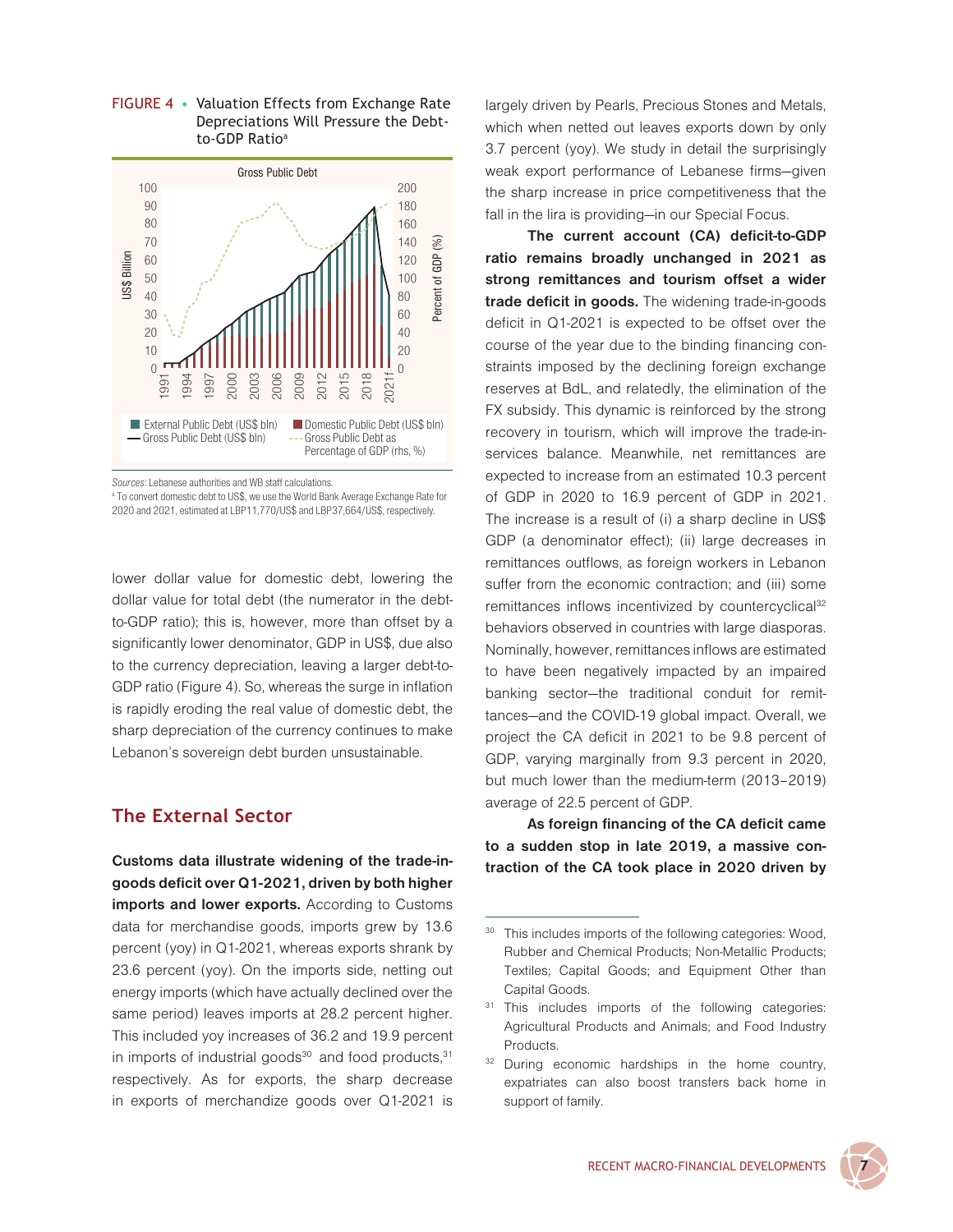FIGURE 4 • Valuation Effects from Exchange Rate Depreciations Will Pressure the Debt-to-GDP Ratio[a]

*Sources:* Lebanese authorities and WB staff calculations.

[a] To convert domestic debt to US$, we use the World Bank Average Exchange Rate for 2020 and 2021, estimated at LBP11,770/US$ and LBP37,664/US$, respectively.

lower dollar value for domestic debt, lowering the dollar value for total debt (the numerator in the debt-to-GDP ratio); this is, however, more than offset by a significantly lower denominator, GDP in US$, due also to the currency depreciation, leaving a larger debt-to-GDP ratio (Figure 4). So, whereas the surge in inflation is rapidly eroding the real value of domestic debt, the sharp depreciation of the currency continues to make Lebanon's sovereign debt burden unsustainable.

## The External Sector

**Customs data illustrate widening of the trade-in-goods deficit over Q1-2021, driven by both higher imports and lower exports.** According to Customs data for merchandise goods, imports grew by 13.6 percent (yoy) in Q1-2021, whereas exports shrank by 23.6 percent (yoy). On the imports side, netting out energy imports (which have actually declined over the same period) leaves imports at 28.2 percent higher. This included yoy increases of 36.2 and 19.9 percent in imports of industrial goods[30] and food products,[31] respectively. As for exports, the sharp decrease in exports of merchandize goods over Q1-2021 is largely driven by Pearls, Precious Stones and Metals, which when netted out leaves exports down by only 3.7 percent (yoy). We study in detail the surprisingly weak export performance of Lebanese firms—given the sharp increase in price competitiveness that the fall in the lira is providing—in our Special Focus.

**The current account (CA) deficit-to-GDP ratio remains broadly unchanged in 2021 as strong remittances and tourism offset a wider trade deficit in goods.** The widening trade-in-goods deficit in Q1-2021 is expected to be offset over the course of the year due to the binding financing constraints imposed by the declining foreign exchange reserves at BdL, and relatedly, the elimination of the FX subsidy. This dynamic is reinforced by the strong recovery in tourism, which will improve the trade-in-services balance. Meanwhile, net remittances are expected to increase from an estimated 10.3 percent of GDP in 2020 to 16.9 percent of GDP in 2021. The increase is a result of (i) a sharp decline in US$ GDP (a denominator effect); (ii) large decreases in remittances outflows, as foreign workers in Lebanon suffer from the economic contraction; and (iii) some remittances inflows incentivized by countercyclical[32] behaviors observed in countries with large diasporas. Nominally, however, remittances inflows are estimated to have been negatively impacted by an impaired banking sector—the traditional conduit for remittances—and the COVID-19 global impact. Overall, we project the CA deficit in 2021 to be 9.8 percent of GDP, varying marginally from 9.3 percent in 2020, but much lower than the medium-term (2013–2019) average of 22.5 percent of GDP.

**As foreign financing of the CA deficit came to a sudden stop in late 2019, a massive contraction of the CA took place in 2020 driven by**

---

[30] This includes imports of the following categories: Wood, Rubber and Chemical Products; Non-Metallic Products; Textiles; Capital Goods; and Equipment Other than Capital Goods.

[31] This includes imports of the following categories: Agricultural Products and Animals; and Food Industry Products.

[32] During economic hardships in the home country, expatriates can also boost transfers back home in support of family.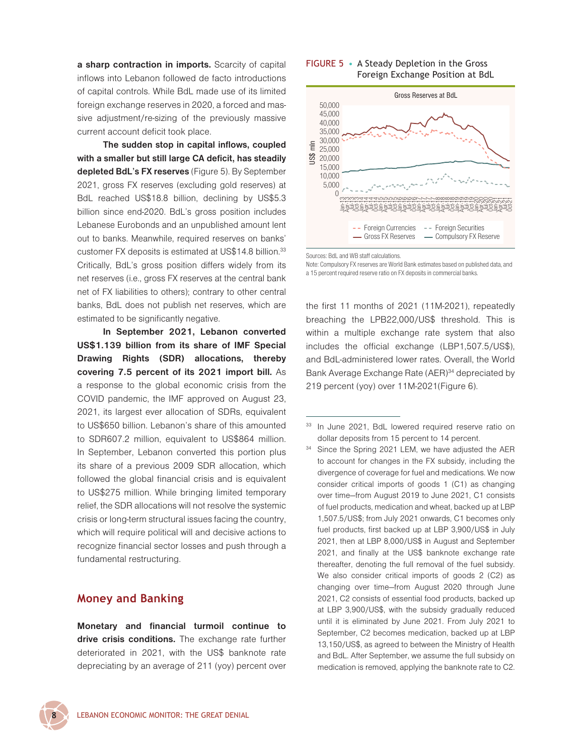**a sharp contraction in imports.** Scarcity of capital inflows into Lebanon followed de facto introductions of capital controls. While BdL made use of its limited foreign exchange reserves in 2020, a forced and massive adjustment/re-sizing of the previously massive current account deficit took place.

**The sudden stop in capital inflows, coupled with a smaller but still large CA deficit, has steadily depleted BdL's FX reserves** (Figure 5). By September 2021, gross FX reserves (excluding gold reserves) at BdL reached US$18.8 billion, declining by US$5.3 billion since end-2020. BdL's gross position includes Lebanese Eurobonds and an unpublished amount lent out to banks. Meanwhile, required reserves on banks' customer FX deposits is estimated at US$14.8 billion.[33] Critically, BdL's gross position differs widely from its net reserves (i.e., gross FX reserves at the central bank net of FX liabilities to others); contrary to other central banks, BdL does not publish net reserves, which are estimated to be significantly negative.

**In September 2021, Lebanon converted US$1.139 billion from its share of IMF Special Drawing Rights (SDR) allocations, thereby covering 7.5 percent of its 2021 import bill.** As a response to the global economic crisis from the COVID pandemic, the IMF approved on August 23, 2021, its largest ever allocation of SDRs, equivalent to US$650 billion. Lebanon's share of this amounted to SDR607.2 million, equivalent to US$864 million. In September, Lebanon converted this portion plus its share of a previous 2009 SDR allocation, which followed the global financial crisis and is equivalent to US$275 million. While bringing limited temporary relief, the SDR allocations will not resolve the systemic crisis or long-term structural issues facing the country, which will require political will and decisive actions to recognize financial sector losses and push through a fundamental restructuring.

## Money and Banking

**Monetary and financial turmoil continue to drive crisis conditions.** The exchange rate further deteriorated in 2021, with the US$ banknote rate depreciating by an average of 211 (yoy) percent over the first 11 months of 2021 (11M-2021), repeatedly breaching the LPB22,000/US$ threshold. This is within a multiple exchange rate system that also includes the official exchange (LBP1,507.5/US$), and BdL-administered lower rates. Overall, the World Bank Average Exchange Rate (AER)[34] depreciated by 219 percent (yoy) over 11M-2021(Figure 6).

FIGURE 5 • A Steady Depletion in the Gross Foreign Exchange Position at BdL

Sources: BdL and WB staff calculations.
Note: Compulsory FX reserves are World Bank estimates based on published data, and a 15 percent required reserve ratio on FX deposits in commercial banks.

---

[33] In June 2021, BdL lowered required reserve ratio on dollar deposits from 15 percent to 14 percent.

[34] Since the Spring 2021 LEM, we have adjusted the AER to account for changes in the FX subsidy, including the divergence of coverage for fuel and medications. We now consider critical imports of goods 1 (C1) as changing over time—from August 2019 to June 2021, C1 consists of fuel products, medication and wheat, backed up at LBP 1,507.5/US$; from July 2021 onwards, C1 becomes only fuel products, first backed up at LBP 3,900/US$ in July 2021, then at LBP 8,000/US$ in August and September 2021, and finally at the US$ banknote exchange rate thereafter, denoting the full removal of the fuel subsidy. We also consider critical imports of goods 2 (C2) as changing over time—from August 2020 through June 2021, C2 consists of essential food products, backed up at LBP 3,900/US$, with the subsidy gradually reduced until it is eliminated by June 2021. From July 2021 to September, C2 becomes medication, backed up at LBP 13,150/US$, as agreed to between the Ministry of Health and BdL. After September, we assume the full subsidy on medication is removed, applying the banknote rate to C2.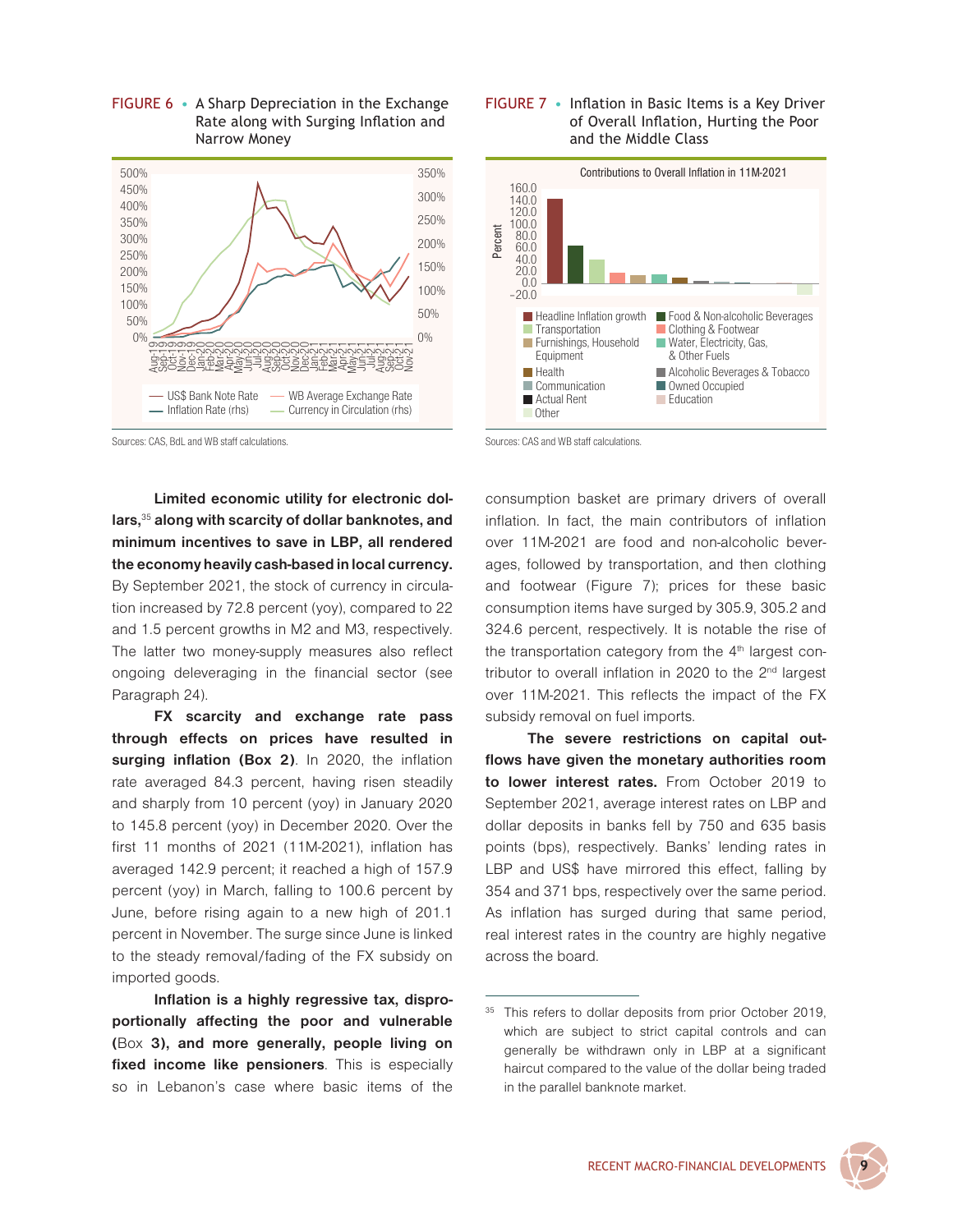FIGURE 6 • A Sharp Depreciation in the Exchange Rate along with Surging Inflation and Narrow Money

Sources: CAS, BdL and WB staff calculations.

FIGURE 7 • Inflation in Basic Items is a Key Driver of Overall Inflation, Hurting the Poor and the Middle Class

Sources: CAS and WB staff calculations.

**Limited economic utility for electronic dollars,**[35] **along with scarcity of dollar banknotes, and minimum incentives to save in LBP, all rendered the economy heavily cash-based in local currency.** By September 2021, the stock of currency in circulation increased by 72.8 percent (yoy), compared to 22 and 1.5 percent growths in M2 and M3, respectively. The latter two money-supply measures also reflect ongoing deleveraging in the financial sector (see Paragraph 24).

**FX scarcity and exchange rate pass through effects on prices have resulted in surging inflation (Box 2)**. In 2020, the inflation rate averaged 84.3 percent, having risen steadily and sharply from 10 percent (yoy) in January 2020 to 145.8 percent (yoy) in December 2020. Over the first 11 months of 2021 (11M-2021), inflation has averaged 142.9 percent; it reached a high of 157.9 percent (yoy) in March, falling to 100.6 percent by June, before rising again to a new high of 201.1 percent in November. The surge since June is linked to the steady removal/fading of the FX subsidy on imported goods.

**Inflation is a highly regressive tax, disproportionally affecting the poor and vulnerable (**Box **3), and more generally, people living on fixed income like pensioners**. This is especially so in Lebanon's case where basic items of the consumption basket are primary drivers of overall inflation. In fact, the main contributors of inflation over 11M-2021 are food and non-alcoholic beverages, followed by transportation, and then clothing and footwear (Figure 7); prices for these basic consumption items have surged by 305.9, 305.2 and 324.6 percent, respectively. It is notable the rise of the transportation category from the 4th largest contributor to overall inflation in 2020 to the 2nd largest over 11M-2021. This reflects the impact of the FX subsidy removal on fuel imports.

**The severe restrictions on capital outflows have given the monetary authorities room to lower interest rates.** From October 2019 to September 2021, average interest rates on LBP and dollar deposits in banks fell by 750 and 635 basis points (bps), respectively. Banks' lending rates in LBP and US$ have mirrored this effect, falling by 354 and 371 bps, respectively over the same period. As inflation has surged during that same period, real interest rates in the country are highly negative across the board.

[35] This refers to dollar deposits from prior October 2019, which are subject to strict capital controls and can generally be withdrawn only in LBP at a significant haircut compared to the value of the dollar being traded in the parallel banknote market.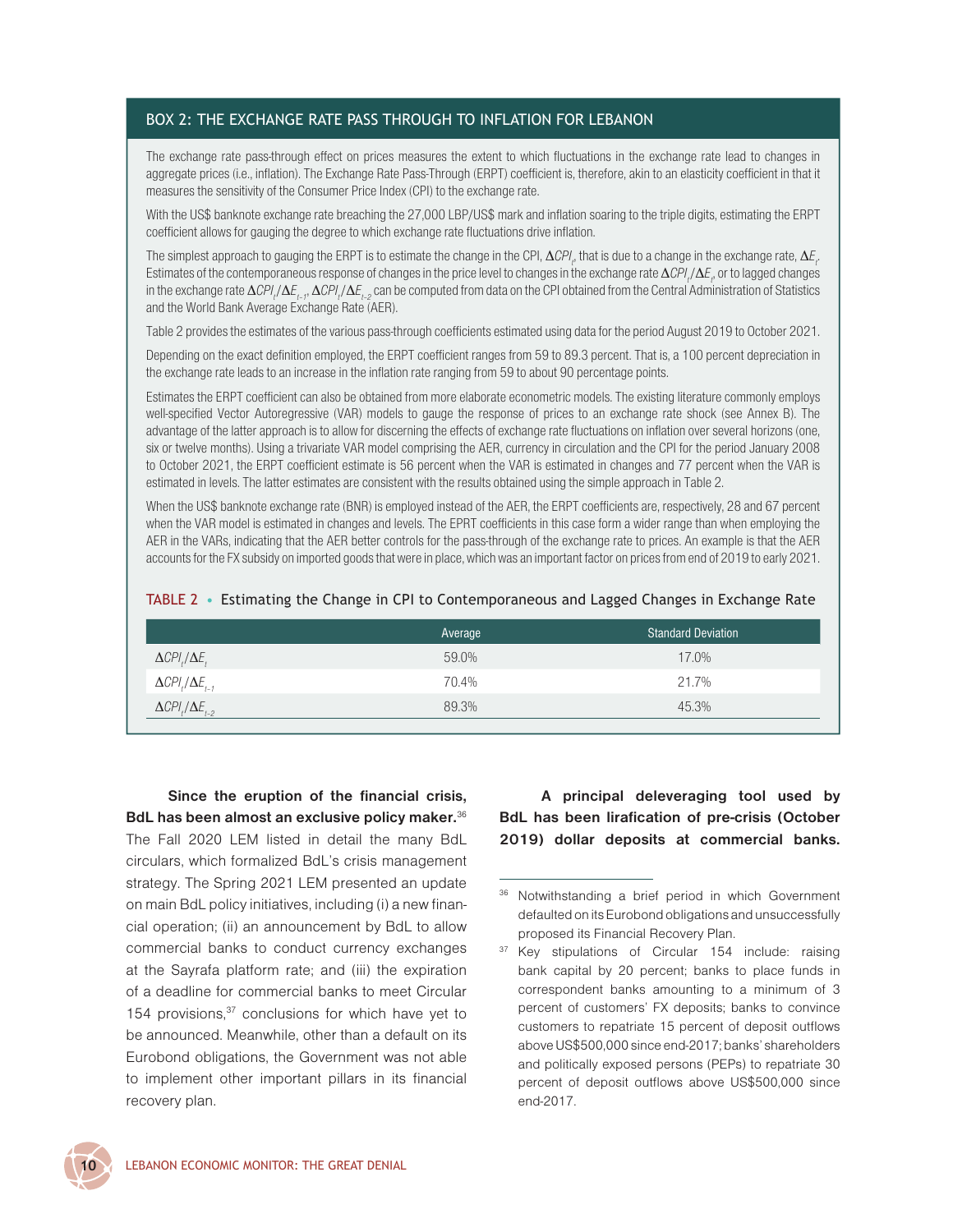## BOX 2: THE EXCHANGE RATE PASS THROUGH TO INFLATION FOR LEBANON

The exchange rate pass-through effect on prices measures the extent to which fluctuations in the exchange rate lead to changes in aggregate prices (i.e., inflation). The Exchange Rate Pass-Through (ERPT) coefficient is, therefore, akin to an elasticity coefficient in that it measures the sensitivity of the Consumer Price Index (CPI) to the exchange rate.

With the US$ banknote exchange rate breaching the 27,000 LBP/US$ mark and inflation soaring to the triple digits, estimating the ERPT coefficient allows for gauging the degree to which exchange rate fluctuations drive inflation.

The simplest approach to gauging the ERPT is to estimate the change in the CPI, $\Delta CPI_t$, that is due to a change in the exchange rate, $\Delta E_t$. Estimates of the contemporaneous response of changes in the price level to changes in the exchange rate $\Delta CPI_t/\Delta E_t$, or to lagged changes in the exchange rate $\Delta CPI_t/\Delta E_{t-1}$, $\Delta CPI_t/\Delta E_{t-2}$ can be computed from data on the CPI obtained from the Central Administration of Statistics and the World Bank Average Exchange Rate (AER).

Table 2 provides the estimates of the various pass-through coefficients estimated using data for the period August 2019 to October 2021.

Depending on the exact definition employed, the ERPT coefficient ranges from 59 to 89.3 percent. That is, a 100 percent depreciation in the exchange rate leads to an increase in the inflation rate ranging from 59 to about 90 percentage points.

Estimates the ERPT coefficient can also be obtained from more elaborate econometric models. The existing literature commonly employs well-specified Vector Autoregressive (VAR) models to gauge the response of prices to an exchange rate shock (see Annex B). The advantage of the latter approach is to allow for discerning the effects of exchange rate fluctuations on inflation over several horizons (one, six or twelve months). Using a trivariate VAR model comprising the AER, currency in circulation and the CPI for the period January 2008 to October 2021, the ERPT coefficient estimate is 56 percent when the VAR is estimated in changes and 77 percent when the VAR is estimated in levels. The latter estimates are consistent with the results obtained using the simple approach in Table 2.

When the US$ banknote exchange rate (BNR) is employed instead of the AER, the ERPT coefficients are, respectively, 28 and 67 percent when the VAR model is estimated in changes and levels. The EPRT coefficients in this case form a wider range than when employing the AER in the VARs, indicating that the AER better controls for the pass-through of the exchange rate to prices. An example is that the AER accounts for the FX subsidy on imported goods that were in place, which was an important factor on prices from end of 2019 to early 2021.

**TABLE 2 • Estimating the Change in CPI to Contemporaneous and Lagged Changes in Exchange Rate**

| | Average | Standard Deviation |
|---|---|---|
| $\Delta CPI_t/\Delta E_t$ | 59.0% | 17.0% |
| $\Delta CPI_t/\Delta E_{t-1}$ | 70.4% | 21.7% |
| $\Delta CPI_t/\Delta E_{t-2}$ | 89.3% | 45.3% |

**Since the eruption of the financial crisis, BdL has been almost an exclusive policy maker.**[36] The Fall 2020 LEM listed in detail the many BdL circulars, which formalized BdL's crisis management strategy. The Spring 2021 LEM presented an update on main BdL policy initiatives, including (i) a new financial operation; (ii) an announcement by BdL to allow commercial banks to conduct currency exchanges at the Sayrafa platform rate; and (iii) the expiration of a deadline for commercial banks to meet Circular 154 provisions,[37] conclusions for which have yet to be announced. Meanwhile, other than a default on its Eurobond obligations, the Government was not able to implement other important pillars in its financial recovery plan.

**A principal deleveraging tool used by BdL has been lirafication of pre-crisis (October 2019) dollar deposits at commercial banks.**

---

[36] Notwithstanding a brief period in which Government defaulted on its Eurobond obligations and unsuccessfully proposed its Financial Recovery Plan.

[37] Key stipulations of Circular 154 include: raising bank capital by 20 percent; banks to place funds in correspondent banks amounting to a minimum of 3 percent of customers' FX deposits; banks to convince customers to repatriate 15 percent of deposit outflows above US$500,000 since end-2017; banks' shareholders and politically exposed persons (PEPs) to repatriate 30 percent of deposit outflows above US$500,000 since end-2017.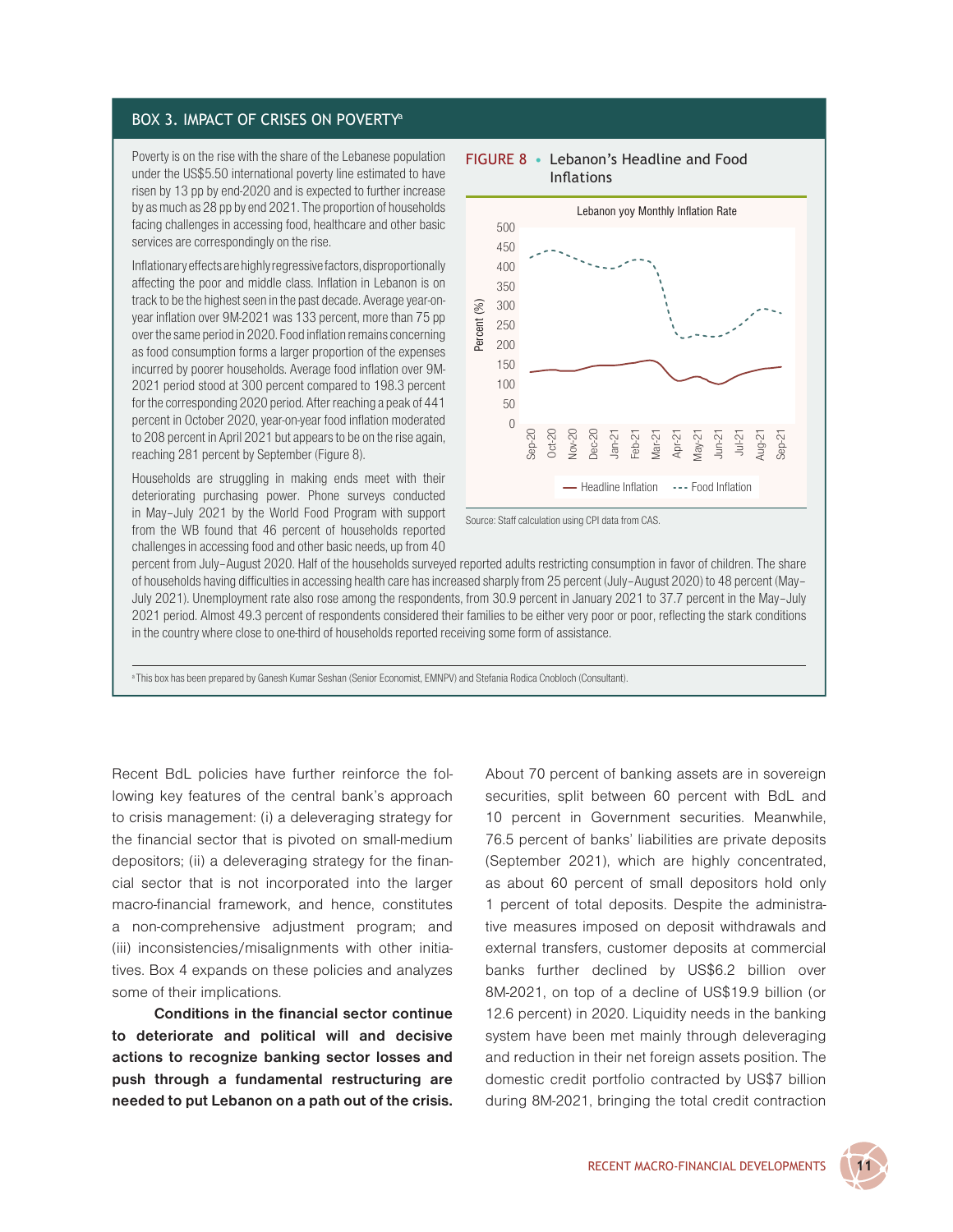## BOX 3. IMPACT OF CRISES ON POVERTY[a]

Poverty is on the rise with the share of the Lebanese population under the US$5.50 international poverty line estimated to have risen by 13 pp by end-2020 and is expected to further increase by as much as 28 pp by end 2021. The proportion of households facing challenges in accessing food, healthcare and other basic services are correspondingly on the rise.

Inflationary effects are highly regressive factors, disproportionally affecting the poor and middle class. Inflation in Lebanon is on track to be the highest seen in the past decade. Average year-on-year inflation over 9M-2021 was 133 percent, more than 75 pp over the same period in 2020. Food inflation remains concerning as food consumption forms a larger proportion of the expenses incurred by poorer households. Average food inflation over 9M-2021 period stood at 300 percent compared to 198.3 percent for the corresponding 2020 period. After reaching a peak of 441 percent in October 2020, year-on-year food inflation moderated to 208 percent in April 2021 but appears to be on the rise again, reaching 281 percent by September (Figure 8).

**FIGURE 8 • Lebanon's Headline and Food Inflations**

Source: Staff calculation using CPI data from CAS.

Households are struggling in making ends meet with their deteriorating purchasing power. Phone surveys conducted in May–July 2021 by the World Food Program with support from the WB found that 46 percent of households reported challenges in accessing food and other basic needs, up from 40 percent from July–August 2020. Half of the households surveyed reported adults restricting consumption in favor of children. The share of households having difficulties in accessing health care has increased sharply from 25 percent (July–August 2020) to 48 percent (May–July 2021). Unemployment rate also rose among the respondents, from 30.9 percent in January 2021 to 37.7 percent in the May–July 2021 period. Almost 49.3 percent of respondents considered their families to be either very poor or poor, reflecting the stark conditions in the country where close to one-third of households reported receiving some form of assistance.

[a] This box has been prepared by Ganesh Kumar Seshan (Senior Economist, EMNPV) and Stefania Rodica Cnobloch (Consultant).

---

Recent BdL policies have further reinforce the following key features of the central bank's approach to crisis management: (i) a deleveraging strategy for the financial sector that is pivoted on small-medium depositors; (ii) a deleveraging strategy for the financial sector that is not incorporated into the larger macro-financial framework, and hence, constitutes a non-comprehensive adjustment program; and (iii) inconsistencies/misalignments with other initiatives. Box 4 expands on these policies and analyzes some of their implications.

**Conditions in the financial sector continue to deteriorate and political will and decisive actions to recognize banking sector losses and push through a fundamental restructuring are needed to put Lebanon on a path out of the crisis.** About 70 percent of banking assets are in sovereign securities, split between 60 percent with BdL and 10 percent in Government securities. Meanwhile, 76.5 percent of banks' liabilities are private deposits (September 2021), which are highly concentrated, as about 60 percent of small depositors hold only 1 percent of total deposits. Despite the administrative measures imposed on deposit withdrawals and external transfers, customer deposits at commercial banks further declined by US$6.2 billion over 8M-2021, on top of a decline of US$19.9 billion (or 12.6 percent) in 2020. Liquidity needs in the banking system have been met mainly through deleveraging and reduction in their net foreign assets position. The domestic credit portfolio contracted by US$7 billion during 8M-2021, bringing the total credit contraction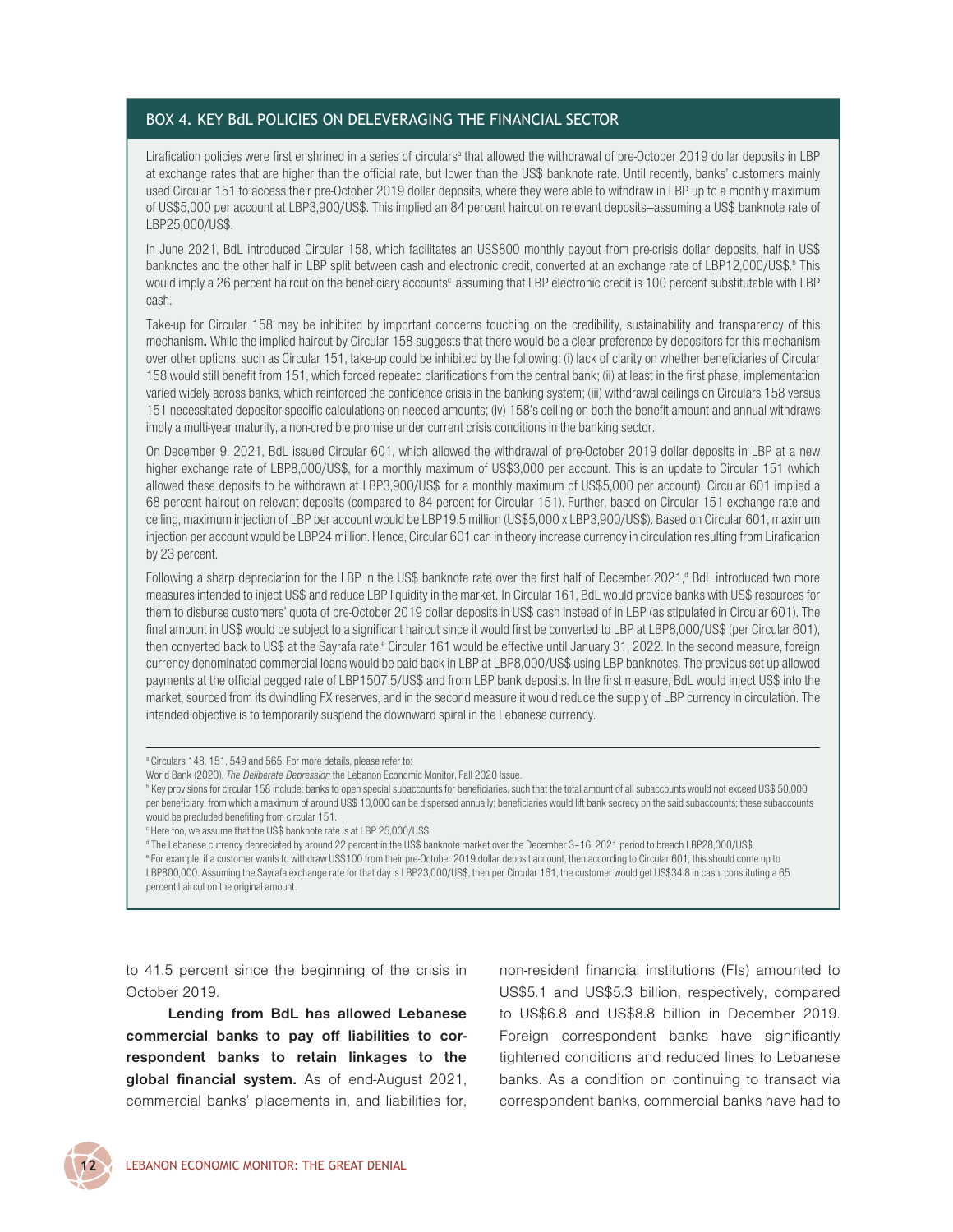## BOX 4. KEY BdL POLICIES ON DELEVERAGING THE FINANCIAL SECTOR

Lirafication policies were first enshrined in a series of circulars[a] that allowed the withdrawal of pre-October 2019 dollar deposits in LBP at exchange rates that are higher than the official rate, but lower than the US$ banknote rate. Until recently, banks' customers mainly used Circular 151 to access their pre-October 2019 dollar deposits, where they were able to withdraw in LBP up to a monthly maximum of US$5,000 per account at LBP3,900/US$. This implied an 84 percent haircut on relevant deposits–assuming a US$ banknote rate of LBP25,000/US$.

In June 2021, BdL introduced Circular 158, which facilitates an US$800 monthly payout from pre-crisis dollar deposits, half in US$ banknotes and the other half in LBP split between cash and electronic credit, converted at an exchange rate of LBP12,000/US$.[b] This would imply a 26 percent haircut on the beneficiary accounts[c] assuming that LBP electronic credit is 100 percent substitutable with LBP cash.

Take-up for Circular 158 may be inhibited by important concerns touching on the credibility, sustainability and transparency of this mechanism**.** While the implied haircut by Circular 158 suggests that there would be a clear preference by depositors for this mechanism over other options, such as Circular 151, take-up could be inhibited by the following: (i) lack of clarity on whether beneficiaries of Circular 158 would still benefit from 151, which forced repeated clarifications from the central bank; (ii) at least in the first phase, implementation varied widely across banks, which reinforced the confidence crisis in the banking system; (iii) withdrawal ceilings on Circulars 158 versus 151 necessitated depositor-specific calculations on needed amounts; (iv) 158's ceiling on both the benefit amount and annual withdraws imply a multi-year maturity, a non-credible promise under current crisis conditions in the banking sector.

On December 9, 2021, BdL issued Circular 601, which allowed the withdrawal of pre-October 2019 dollar deposits in LBP at a new higher exchange rate of LBP8,000/US$, for a monthly maximum of US$3,000 per account. This is an update to Circular 151 (which allowed these deposits to be withdrawn at LBP3,900/US$ for a monthly maximum of US$5,000 per account). Circular 601 implied a 68 percent haircut on relevant deposits (compared to 84 percent for Circular 151). Further, based on Circular 151 exchange rate and ceiling, maximum injection of LBP per account would be LBP19.5 million (US$5,000 x LBP3,900/US$). Based on Circular 601, maximum injection per account would be LBP24 million. Hence, Circular 601 can in theory increase currency in circulation resulting from Lirafication by 23 percent.

Following a sharp depreciation for the LBP in the US$ banknote rate over the first half of December 2021,[d] BdL introduced two more measures intended to inject US$ and reduce LBP liquidity in the market. In Circular 161, BdL would provide banks with US$ resources for them to disburse customers' quota of pre-October 2019 dollar deposits in US$ cash instead of in LBP (as stipulated in Circular 601). The final amount in US$ would be subject to a significant haircut since it would first be converted to LBP at LBP8,000/US$ (per Circular 601), then converted back to US$ at the Sayrafa rate.[e] Circular 161 would be effective until January 31, 2022. In the second measure, foreign currency denominated commercial loans would be paid back in LBP at LBP8,000/US$ using LBP banknotes. The previous set up allowed payments at the official pegged rate of LBP1507.5/US$ and from LBP bank deposits. In the first measure, BdL would inject US$ into the market, sourced from its dwindling FX reserves, and in the second measure it would reduce the supply of LBP currency in circulation. The intended objective is to temporarily suspend the downward spiral in the Lebanese currency.

---

[a] Circulars 148, 151, 549 and 565. For more details, please refer to:
World Bank (2020), *The Deliberate Depression* the Lebanon Economic Monitor, Fall 2020 Issue.

[b] Key provisions for circular 158 include: banks to open special subaccounts for beneficiaries, such that the total amount of all subaccounts would not exceed US$ 50,000 per beneficiary, from which a maximum of around US$ 10,000 can be dispersed annually; beneficiaries would lift bank secrecy on the said subaccounts; these subaccounts would be precluded benefiting from circular 151.

[c] Here too, we assume that the US$ banknote rate is at LBP 25,000/US$.

[d] The Lebanese currency depreciated by around 22 percent in the US$ banknote market over the December 3–16, 2021 period to breach LBP28,000/US$.

[e] For example, if a customer wants to withdraw US$100 from their pre-October 2019 dollar deposit account, then according to Circular 601, this should come up to LBP800,000. Assuming the Sayrafa exchange rate for that day is LBP23,000/US$, then per Circular 161, the customer would get US$34.8 in cash, constituting a 65 percent haircut on the original amount.

---

to 41.5 percent since the beginning of the crisis in October 2019.

**Lending from BdL has allowed Lebanese commercial banks to pay off liabilities to correspondent banks to retain linkages to the global financial system.** As of end-August 2021, commercial banks' placements in, and liabilities for, non-resident financial institutions (FIs) amounted to US$5.1 and US$5.3 billion, respectively, compared to US$6.8 and US$8.8 billion in December 2019. Foreign correspondent banks have significantly tightened conditions and reduced lines to Lebanese banks. As a condition on continuing to transact via correspondent banks, commercial banks have had to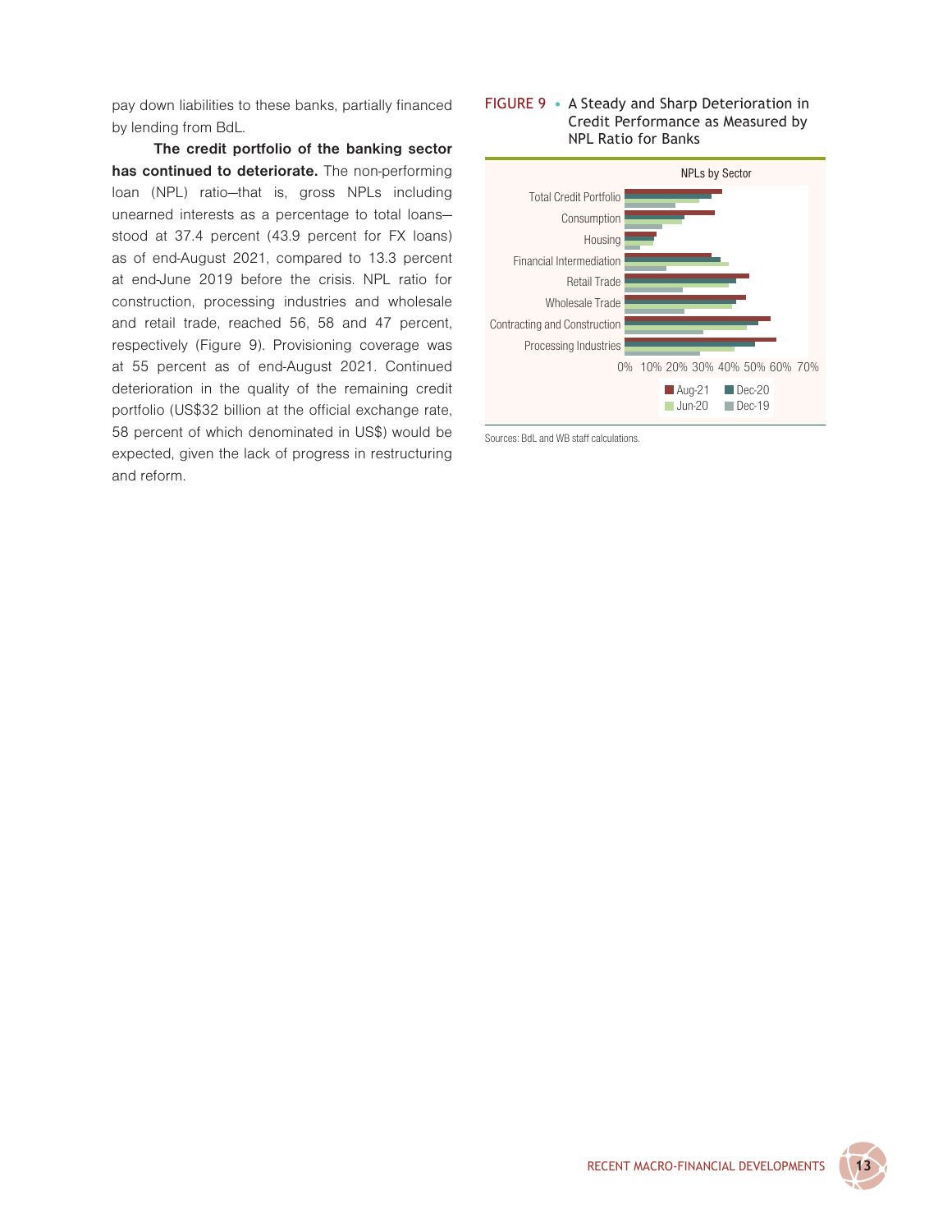pay down liabilities to these banks, partially financed by lending from BdL.

**The credit portfolio of the banking sector has continued to deteriorate.** The non-performing loan (NPL) ratio—that is, gross NPLs including unearned interests as a percentage to total loans—stood at 37.4 percent (43.9 percent for FX loans) as of end-August 2021, compared to 13.3 percent at end-June 2019 before the crisis. NPL ratio for construction, processing industries and wholesale and retail trade, reached 56, 58 and 47 percent, respectively (Figure 9). Provisioning coverage was at 55 percent as of end-August 2021. Continued deterioration in the quality of the remaining credit portfolio (US$32 billion at the official exchange rate, 58 percent of which denominated in US$) would be expected, given the lack of progress in restructuring and reform.

FIGURE 9 • A Steady and Sharp Deterioration in Credit Performance as Measured by NPL Ratio for Banks

NPLs by Sector

Sectors: Total Credit Portfolio; Consumption; Housing; Financial Intermediation; Retail Trade; Wholesale Trade; Contracting and Construction; Processing Industries

Axis: 0% 10% 20% 30% 40% 50% 60% 70%

Legend: Aug-21, Dec-20, Jun-20, Dec-19

Sources: BdL and WB staff calculations.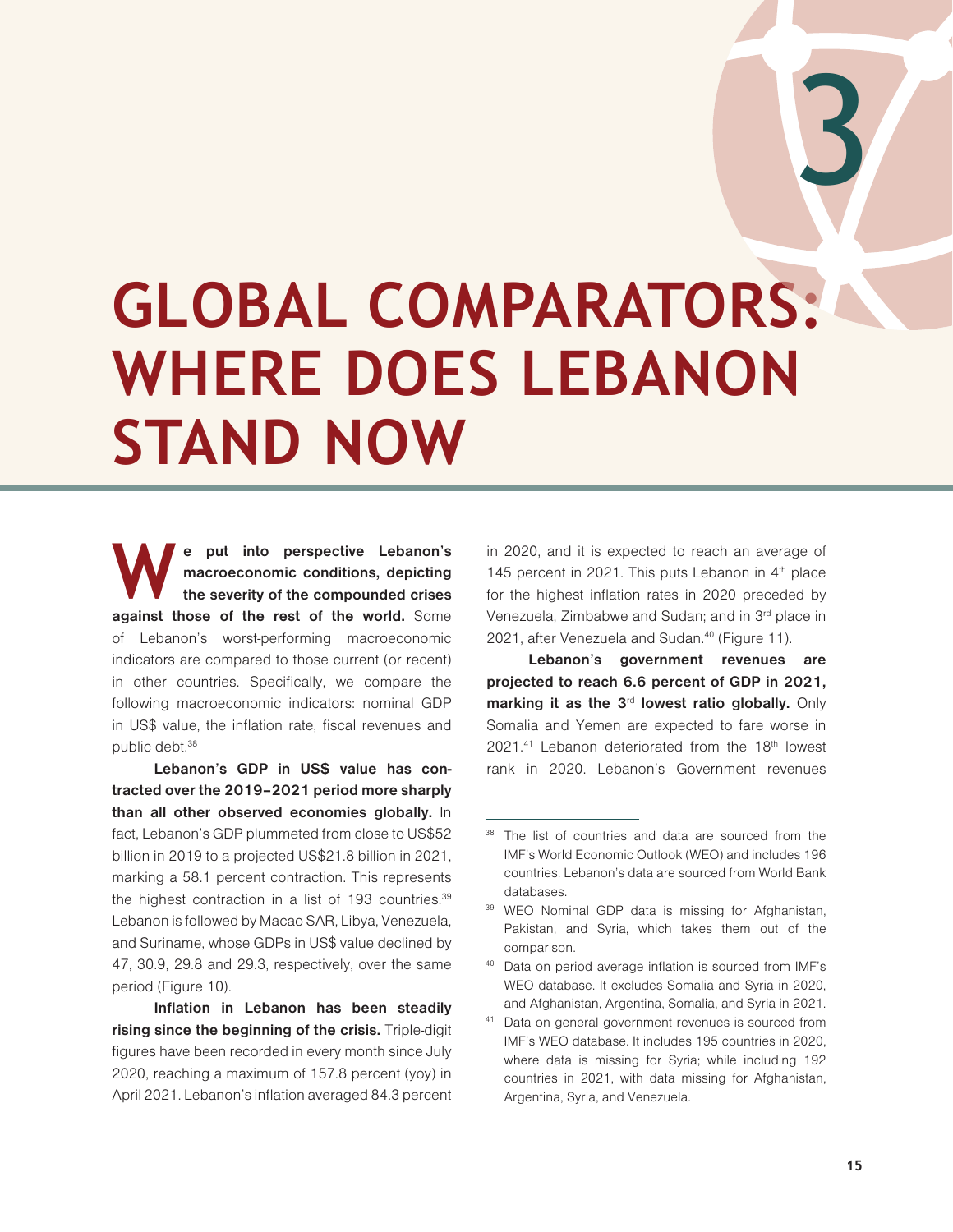# 3

# GLOBAL COMPARATORS: WHERE DOES LEBANON STAND NOW

**We put into perspective Lebanon's macroeconomic conditions, depicting the severity of the compounded crises against those of the rest of the world.** Some of Lebanon's worst-performing macroeconomic indicators are compared to those current (or recent) in other countries. Specifically, we compare the following macroeconomic indicators: nominal GDP in US$ value, the inflation rate, fiscal revenues and public debt.[38]

**Lebanon's GDP in US$ value has contracted over the 2019–2021 period more sharply than all other observed economies globally.** In fact, Lebanon's GDP plummeted from close to US$52 billion in 2019 to a projected US$21.8 billion in 2021, marking a 58.1 percent contraction. This represents the highest contraction in a list of 193 countries.[39] Lebanon is followed by Macao SAR, Libya, Venezuela, and Suriname, whose GDPs in US$ value declined by 47, 30.9, 29.8 and 29.3, respectively, over the same period (Figure 10).

**Inflation in Lebanon has been steadily rising since the beginning of the crisis.** Triple-digit figures have been recorded in every month since July 2020, reaching a maximum of 157.8 percent (yoy) in April 2021. Lebanon's inflation averaged 84.3 percent in 2020, and it is expected to reach an average of 145 percent in 2021. This puts Lebanon in 4th place for the highest inflation rates in 2020 preceded by Venezuela, Zimbabwe and Sudan; and in 3rd place in 2021, after Venezuela and Sudan.[40] (Figure 11).

**Lebanon's government revenues are projected to reach 6.6 percent of GDP in 2021, marking it as the 3rd lowest ratio globally.** Only Somalia and Yemen are expected to fare worse in 2021.[41] Lebanon deteriorated from the 18th lowest rank in 2020. Lebanon's Government revenues

---

[38] The list of countries and data are sourced from the IMF's World Economic Outlook (WEO) and includes 196 countries. Lebanon's data are sourced from World Bank databases.

[39] WEO Nominal GDP data is missing for Afghanistan, Pakistan, and Syria, which takes them out of the comparison.

[40] Data on period average inflation is sourced from IMF's WEO database. It excludes Somalia and Syria in 2020, and Afghanistan, Argentina, Somalia, and Syria in 2021.

[41] Data on general government revenues is sourced from IMF's WEO database. It includes 195 countries in 2020, where data is missing for Syria; while including 192 countries in 2021, with data missing for Afghanistan, Argentina, Syria, and Venezuela.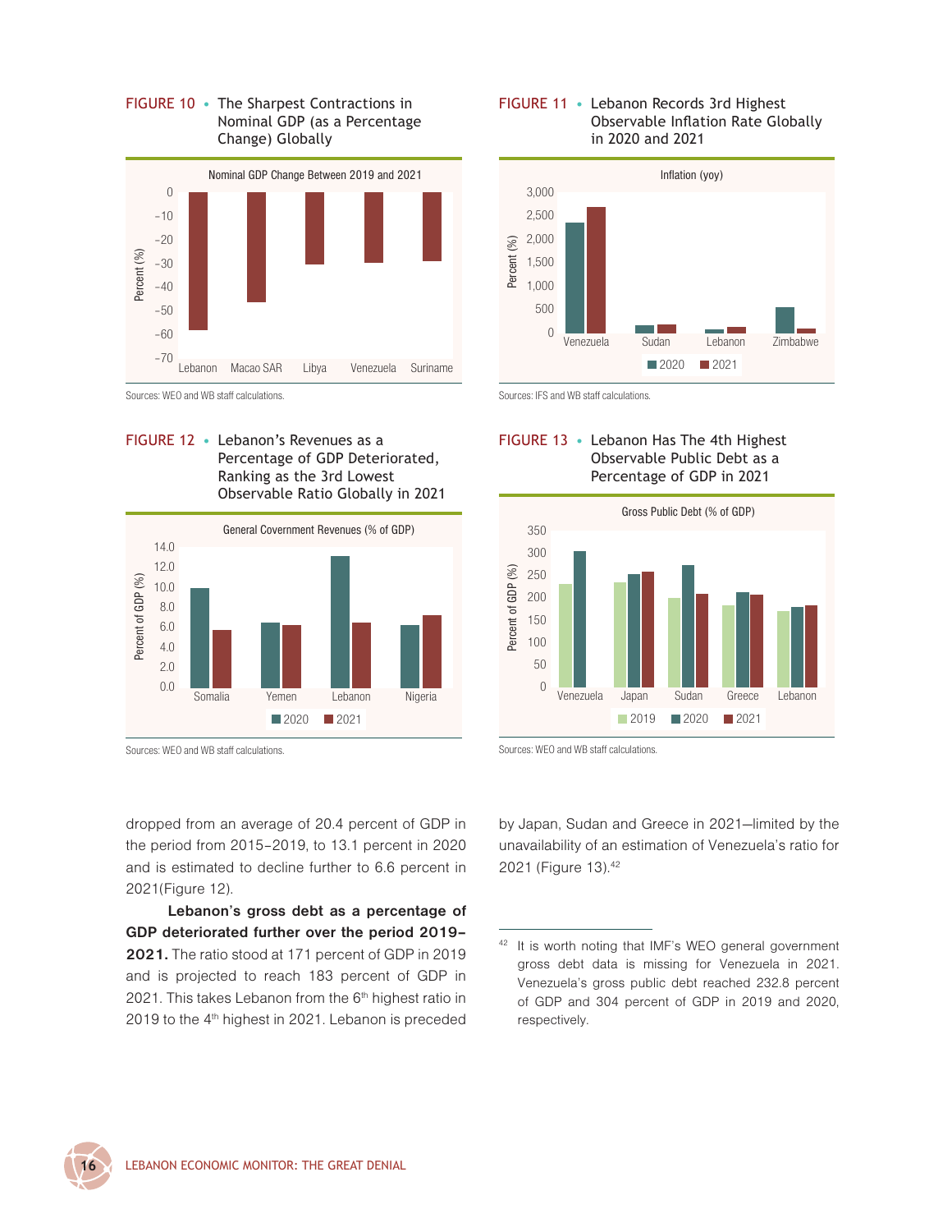**FIGURE 10 • The Sharpest Contractions in Nominal GDP (as a Percentage Change) Globally**

Sources: WEO and WB staff calculations.

**FIGURE 11 • Lebanon Records 3rd Highest Observable Inflation Rate Globally in 2020 and 2021**

Sources: IFS and WB staff calculations.

**FIGURE 12 • Lebanon's Revenues as a Percentage of GDP Deteriorated, Ranking as the 3rd Lowest Observable Ratio Globally in 2021**

Sources: WEO and WB staff calculations.

**FIGURE 13 • Lebanon Has The 4th Highest Observable Public Debt as a Percentage of GDP in 2021**

Sources: WEO and WB staff calculations.

dropped from an average of 20.4 percent of GDP in the period from 2015–2019, to 13.1 percent in 2020 and is estimated to decline further to 6.6 percent in 2021(Figure 12).

**Lebanon's gross debt as a percentage of GDP deteriorated further over the period 2019–2021.** The ratio stood at 171 percent of GDP in 2019 and is projected to reach 183 percent of GDP in 2021. This takes Lebanon from the 6th highest ratio in 2019 to the 4th highest in 2021. Lebanon is preceded by Japan, Sudan and Greece in 2021—limited by the unavailability of an estimation of Venezuela's ratio for 2021 (Figure 13).[42]

[42] It is worth noting that IMF's WEO general government gross debt data is missing for Venezuela in 2021. Venezuela's gross public debt reached 232.8 percent of GDP and 304 percent of GDP in 2019 and 2020, respectively.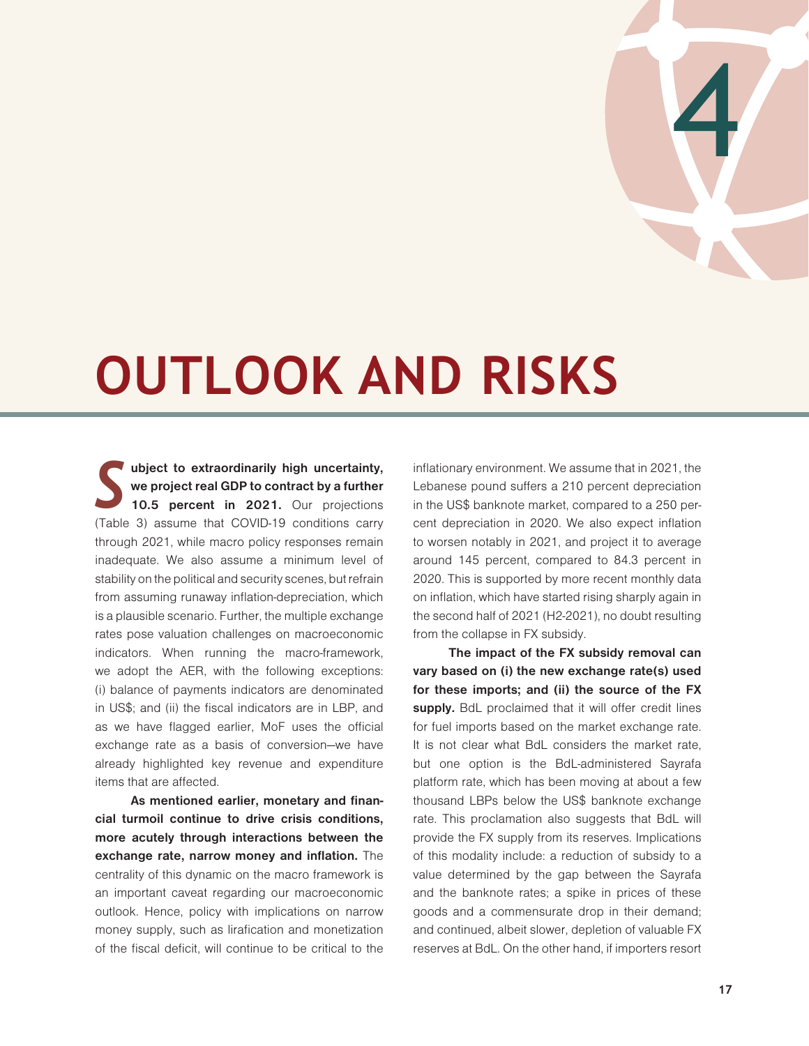# 4

# OUTLOOK AND RISKS

**Subject to extraordinarily high uncertainty, we project real GDP to contract by a further 10.5 percent in 2021.** Our projections (Table 3) assume that COVID-19 conditions carry through 2021, while macro policy responses remain inadequate. We also assume a minimum level of stability on the political and security scenes, but refrain from assuming runaway inflation-depreciation, which is a plausible scenario. Further, the multiple exchange rates pose valuation challenges on macroeconomic indicators. When running the macro-framework, we adopt the AER, with the following exceptions: (i) balance of payments indicators are denominated in US$; and (ii) the fiscal indicators are in LBP, and as we have flagged earlier, MoF uses the official exchange rate as a basis of conversion—we have already highlighted key revenue and expenditure items that are affected.

**As mentioned earlier, monetary and financial turmoil continue to drive crisis conditions, more acutely through interactions between the exchange rate, narrow money and inflation.** The centrality of this dynamic on the macro framework is an important caveat regarding our macroeconomic outlook. Hence, policy with implications on narrow money supply, such as lirafication and monetization of the fiscal deficit, will continue to be critical to the inflationary environment. We assume that in 2021, the Lebanese pound suffers a 210 percent depreciation in the US$ banknote market, compared to a 250 percent depreciation in 2020. We also expect inflation to worsen notably in 2021, and project it to average around 145 percent, compared to 84.3 percent in 2020. This is supported by more recent monthly data on inflation, which have started rising sharply again in the second half of 2021 (H2-2021), no doubt resulting from the collapse in FX subsidy.

**The impact of the FX subsidy removal can vary based on (i) the new exchange rate(s) used for these imports; and (ii) the source of the FX supply.** BdL proclaimed that it will offer credit lines for fuel imports based on the market exchange rate. It is not clear what BdL considers the market rate, but one option is the BdL-administered Sayrafa platform rate, which has been moving at about a few thousand LBPs below the US$ banknote exchange rate. This proclamation also suggests that BdL will provide the FX supply from its reserves. Implications of this modality include: a reduction of subsidy to a value determined by the gap between the Sayrafa and the banknote rates; a spike in prices of these goods and a commensurate drop in their demand; and continued, albeit slower, depletion of valuable FX reserves at BdL. On the other hand, if importers resort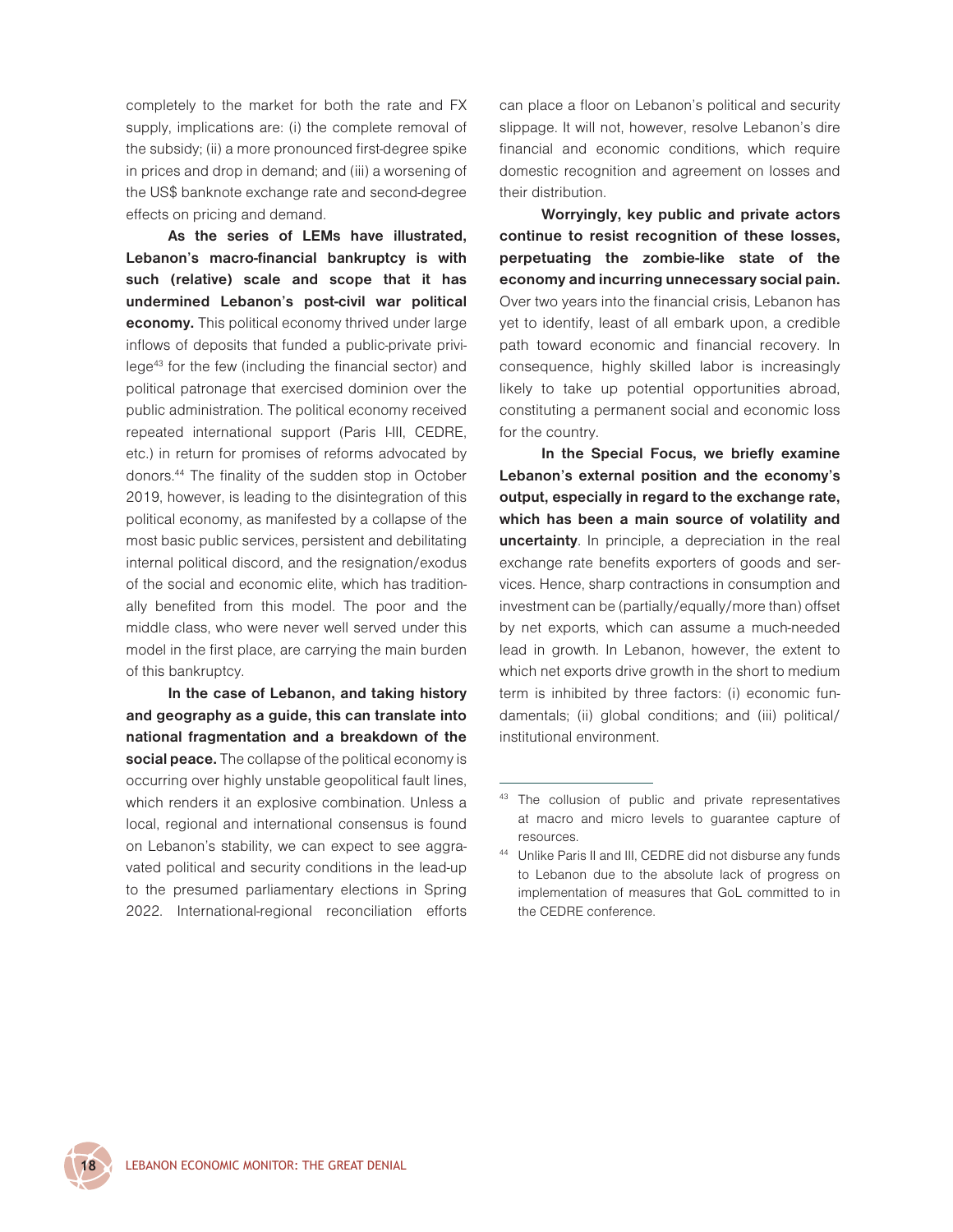completely to the market for both the rate and FX supply, implications are: (i) the complete removal of the subsidy; (ii) a more pronounced first-degree spike in prices and drop in demand; and (iii) a worsening of the US$ banknote exchange rate and second-degree effects on pricing and demand.

**As the series of LEMs have illustrated, Lebanon's macro-financial bankruptcy is with such (relative) scale and scope that it has undermined Lebanon's post-civil war political economy.** This political economy thrived under large inflows of deposits that funded a public-private privilege[43] for the few (including the financial sector) and political patronage that exercised dominion over the public administration. The political economy received repeated international support (Paris I-III, CEDRE, etc.) in return for promises of reforms advocated by donors.[44] The finality of the sudden stop in October 2019, however, is leading to the disintegration of this political economy, as manifested by a collapse of the most basic public services, persistent and debilitating internal political discord, and the resignation/exodus of the social and economic elite, which has traditionally benefited from this model. The poor and the middle class, who were never well served under this model in the first place, are carrying the main burden of this bankruptcy.

**In the case of Lebanon, and taking history and geography as a guide, this can translate into national fragmentation and a breakdown of the social peace.** The collapse of the political economy is occurring over highly unstable geopolitical fault lines, which renders it an explosive combination. Unless a local, regional and international consensus is found on Lebanon's stability, we can expect to see aggravated political and security conditions in the lead-up to the presumed parliamentary elections in Spring 2022. International-regional reconciliation efforts can place a floor on Lebanon's political and security slippage. It will not, however, resolve Lebanon's dire financial and economic conditions, which require domestic recognition and agreement on losses and their distribution.

**Worryingly, key public and private actors continue to resist recognition of these losses, perpetuating the zombie-like state of the economy and incurring unnecessary social pain.** Over two years into the financial crisis, Lebanon has yet to identify, least of all embark upon, a credible path toward economic and financial recovery. In consequence, highly skilled labor is increasingly likely to take up potential opportunities abroad, constituting a permanent social and economic loss for the country.

**In the Special Focus, we briefly examine Lebanon's external position and the economy's output, especially in regard to the exchange rate, which has been a main source of volatility and uncertainty**. In principle, a depreciation in the real exchange rate benefits exporters of goods and services. Hence, sharp contractions in consumption and investment can be (partially/equally/more than) offset by net exports, which can assume a much-needed lead in growth. In Lebanon, however, the extent to which net exports drive growth in the short to medium term is inhibited by three factors: (i) economic fundamentals; (ii) global conditions; and (iii) political/institutional environment.

---

[43] The collusion of public and private representatives at macro and micro levels to guarantee capture of resources.

[44] Unlike Paris II and III, CEDRE did not disburse any funds to Lebanon due to the absolute lack of progress on implementation of measures that GoL committed to in the CEDRE conference.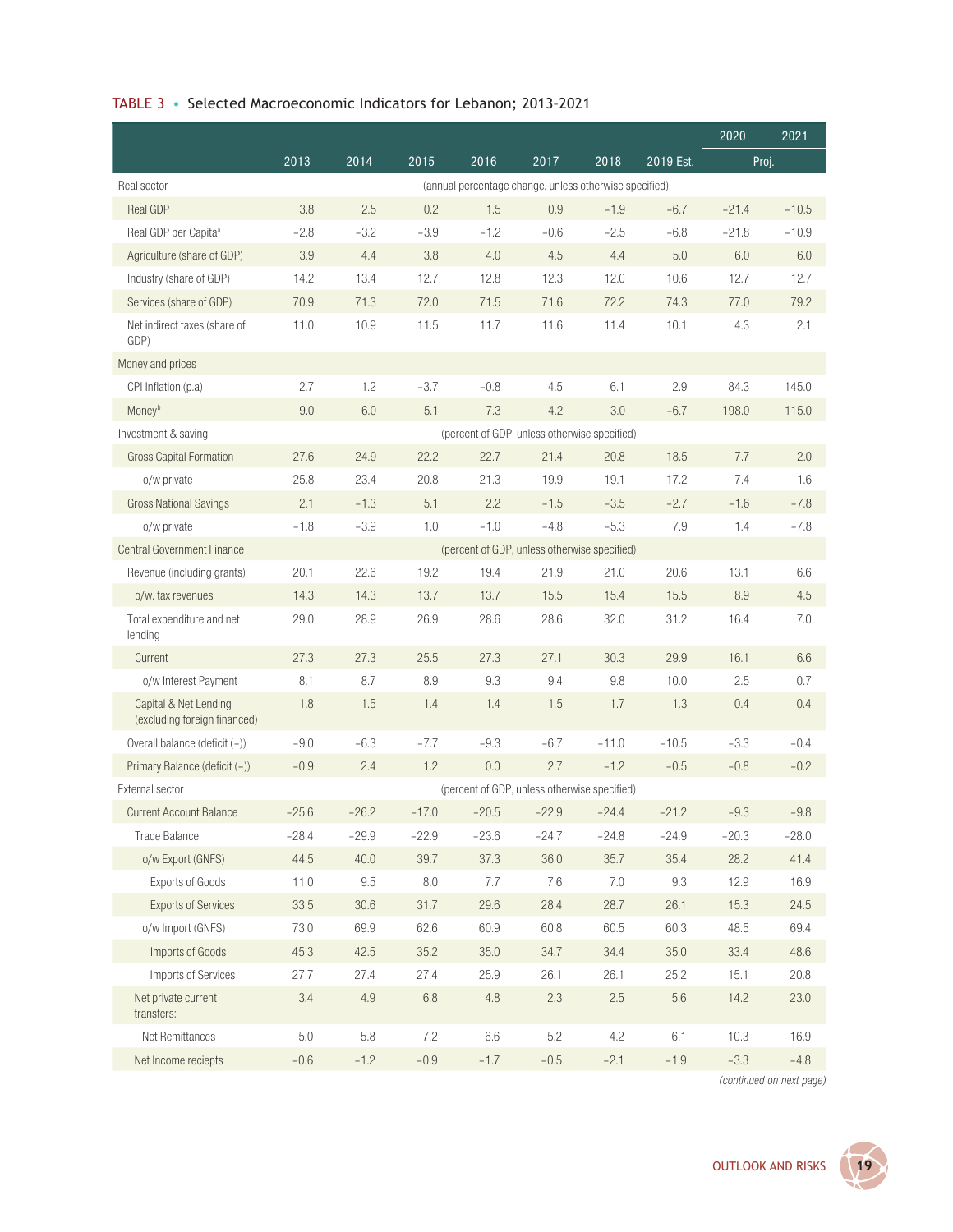**TABLE 3 • Selected Macroeconomic Indicators for Lebanon; 2013–2021**

| | 2013 | 2014 | 2015 | 2016 | 2017 | 2018 | 2019 Est. | 2020 | 2021 |
|---|---|---|---|---|---|---|---|---|---|
| | | | | | | | | Proj. | |
| Real sector | (annual percentage change, unless otherwise specified) | | | | | | | | |
| Real GDP | 3.8 | 2.5 | 0.2 | 1.5 | 0.9 | −1.9 | −6.7 | −21.4 | −10.5 |
| Real GDP per Capita[a] | −2.8 | −3.2 | −3.9 | −1.2 | −0.6 | −2.5 | −6.8 | −21.8 | −10.9 |
| Agriculture (share of GDP) | 3.9 | 4.4 | 3.8 | 4.0 | 4.5 | 4.4 | 5.0 | 6.0 | 6.0 |
| Industry (share of GDP) | 14.2 | 13.4 | 12.7 | 12.8 | 12.3 | 12.0 | 10.6 | 12.7 | 12.7 |
| Services (share of GDP) | 70.9 | 71.3 | 72.0 | 71.5 | 71.6 | 72.2 | 74.3 | 77.0 | 79.2 |
| Net indirect taxes (share of GDP) | 11.0 | 10.9 | 11.5 | 11.7 | 11.6 | 11.4 | 10.1 | 4.3 | 2.1 |
| Money and prices | | | | | | | | | |
| CPI Inflation (p.a) | 2.7 | 1.2 | −3.7 | −0.8 | 4.5 | 6.1 | 2.9 | 84.3 | 145.0 |
| Money[b] | 9.0 | 6.0 | 5.1 | 7.3 | 4.2 | 3.0 | −6.7 | 198.0 | 115.0 |
| Investment & saving | (percent of GDP, unless otherwise specified) | | | | | | | | |
| Gross Capital Formation | 27.6 | 24.9 | 22.2 | 22.7 | 21.4 | 20.8 | 18.5 | 7.7 | 2.0 |
| o/w private | 25.8 | 23.4 | 20.8 | 21.3 | 19.9 | 19.1 | 17.2 | 7.4 | 1.6 |
| Gross National Savings | 2.1 | −1.3 | 5.1 | 2.2 | −1.5 | −3.5 | −2.7 | −1.6 | −7.8 |
| o/w private | −1.8 | −3.9 | 1.0 | −1.0 | −4.8 | −5.3 | 7.9 | 1.4 | −7.8 |
| Central Government Finance | (percent of GDP, unless otherwise specified) | | | | | | | | |
| Revenue (including grants) | 20.1 | 22.6 | 19.2 | 19.4 | 21.9 | 21.0 | 20.6 | 13.1 | 6.6 |
| o/w. tax revenues | 14.3 | 14.3 | 13.7 | 13.7 | 15.5 | 15.4 | 15.5 | 8.9 | 4.5 |
| Total expenditure and net lending | 29.0 | 28.9 | 26.9 | 28.6 | 28.6 | 32.0 | 31.2 | 16.4 | 7.0 |
| Current | 27.3 | 27.3 | 25.5 | 27.3 | 27.1 | 30.3 | 29.9 | 16.1 | 6.6 |
| o/w Interest Payment | 8.1 | 8.7 | 8.9 | 9.3 | 9.4 | 9.8 | 10.0 | 2.5 | 0.7 |
| Capital & Net Lending (excluding foreign financed) | 1.8 | 1.5 | 1.4 | 1.4 | 1.5 | 1.7 | 1.3 | 0.4 | 0.4 |
| Overall balance (deficit (−)) | −9.0 | −6.3 | −7.7 | −9.3 | −6.7 | −11.0 | −10.5 | −3.3 | −0.4 |
| Primary Balance (deficit (−)) | −0.9 | 2.4 | 1.2 | 0.0 | 2.7 | −1.2 | −0.5 | −0.8 | −0.2 |
| External sector | (percent of GDP, unless otherwise specified) | | | | | | | | |
| Current Account Balance | −25.6 | −26.2 | −17.0 | −20.5 | −22.9 | −24.4 | −21.2 | −9.3 | −9.8 |
| Trade Balance | −28.4 | −29.9 | −22.9 | −23.6 | −24.7 | −24.8 | −24.9 | −20.3 | −28.0 |
| o/w Export (GNFS) | 44.5 | 40.0 | 39.7 | 37.3 | 36.0 | 35.7 | 35.4 | 28.2 | 41.4 |
| Exports of Goods | 11.0 | 9.5 | 8.0 | 7.7 | 7.6 | 7.0 | 9.3 | 12.9 | 16.9 |
| Exports of Services | 33.5 | 30.6 | 31.7 | 29.6 | 28.4 | 28.7 | 26.1 | 15.3 | 24.5 |
| o/w Import (GNFS) | 73.0 | 69.9 | 62.6 | 60.9 | 60.8 | 60.5 | 60.3 | 48.5 | 69.4 |
| Imports of Goods | 45.3 | 42.5 | 35.2 | 35.0 | 34.7 | 34.4 | 35.0 | 33.4 | 48.6 |
| Imports of Services | 27.7 | 27.4 | 27.4 | 25.9 | 26.1 | 26.1 | 25.2 | 15.1 | 20.8 |
| Net private current transfers: | 3.4 | 4.9 | 6.8 | 4.8 | 2.3 | 2.5 | 5.6 | 14.2 | 23.0 |
| Net Remittances | 5.0 | 5.8 | 7.2 | 6.6 | 5.2 | 4.2 | 6.1 | 10.3 | 16.9 |
| Net Income reciepts | −0.6 | −1.2 | −0.9 | −1.7 | −0.5 | −2.1 | −1.9 | −3.3 | −4.8 |

*(continued on next page)*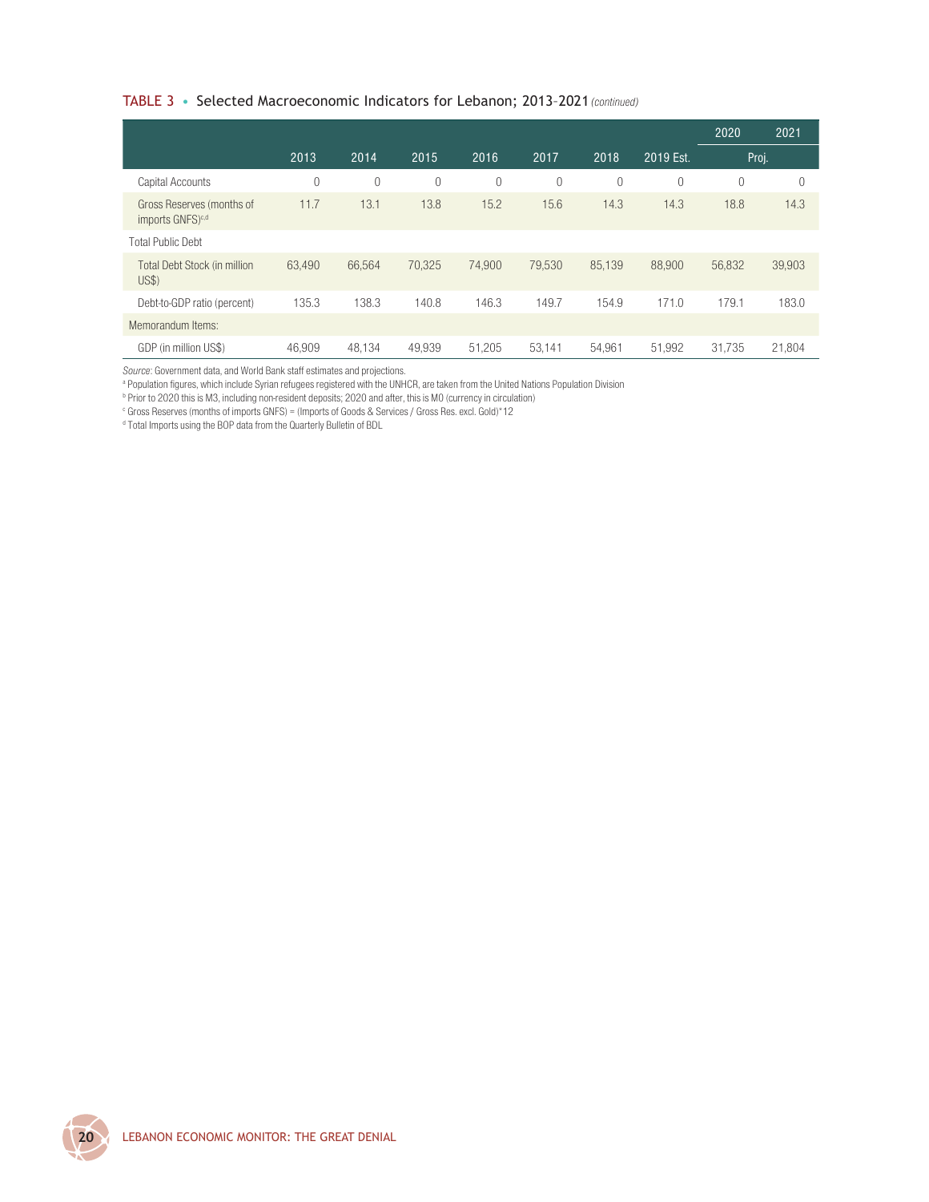**TABLE 3** • Selected Macroeconomic Indicators for Lebanon; 2013–2021 *(continued)*

| | 2013 | 2014 | 2015 | 2016 | 2017 | 2018 | 2019 Est. | 2020 | 2021 |
|---|---|---|---|---|---|---|---|---|---|
| | | | | | | | | Proj. | |
| Capital Accounts | 0 | 0 | 0 | 0 | 0 | 0 | 0 | 0 | 0 |
| Gross Reserves (months of imports GNFS)[c,d] | 11.7 | 13.1 | 13.8 | 15.2 | 15.6 | 14.3 | 14.3 | 18.8 | 14.3 |
| Total Public Debt | | | | | | | | | |
| Total Debt Stock (in million US$) | 63,490 | 66,564 | 70,325 | 74,900 | 79,530 | 85,139 | 88,900 | 56,832 | 39,903 |
| Debt-to-GDP ratio (percent) | 135.3 | 138.3 | 140.8 | 146.3 | 149.7 | 154.9 | 171.0 | 179.1 | 183.0 |
| Memorandum Items: | | | | | | | | | |
| GDP (in million US$) | 46,909 | 48,134 | 49,939 | 51,205 | 53,141 | 54,961 | 51,992 | 31,735 | 21,804 |

*Source*: Government data, and World Bank staff estimates and projections.

[a] Population figures, which include Syrian refugees registered with the UNHCR, are taken from the United Nations Population Division

[b] Prior to 2020 this is M3, including non-resident deposits; 2020 and after, this is M0 (currency in circulation)

[c] Gross Reserves (months of imports GNFS) = (Imports of Goods & Services / Gross Res. excl. Gold)*12

[d] Total Imports using the BOP data from the Quarterly Bulletin of BDL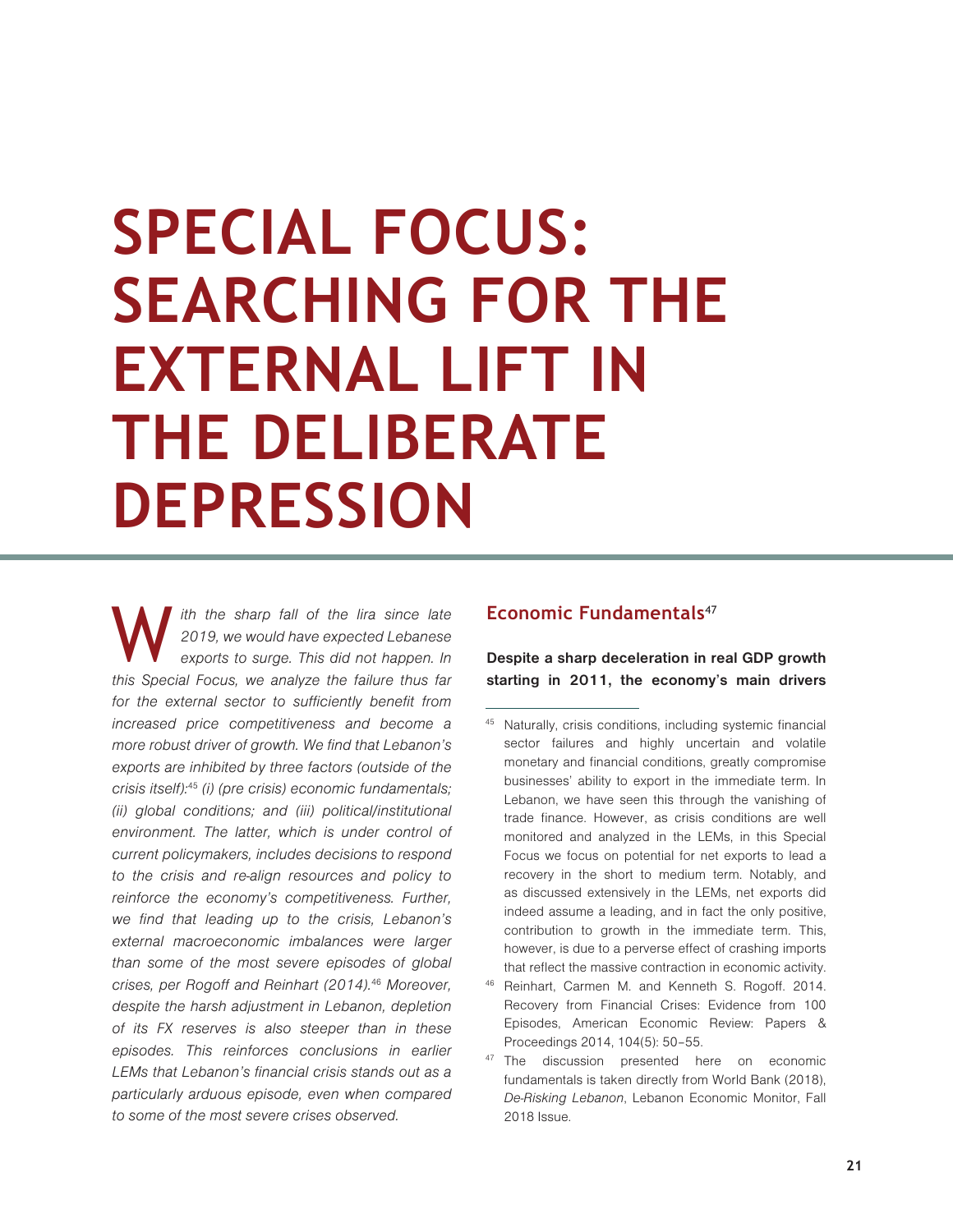# SPECIAL FOCUS: SEARCHING FOR THE EXTERNAL LIFT IN THE DELIBERATE DEPRESSION

*With the sharp fall of the lira since late 2019, we would have expected Lebanese exports to surge. This did not happen. In this Special Focus, we analyze the failure thus far for the external sector to sufficiently benefit from increased price competitiveness and become a more robust driver of growth. We find that Lebanon's exports are inhibited by three factors (outside of the crisis itself):*[45] *(i) (pre crisis) economic fundamentals; (ii) global conditions; and (iii) political/institutional environment. The latter, which is under control of current policymakers, includes decisions to respond to the crisis and re-align resources and policy to reinforce the economy's competitiveness. Further, we find that leading up to the crisis, Lebanon's external macroeconomic imbalances were larger than some of the most severe episodes of global crises, per Rogoff and Reinhart (2014).*[46] *Moreover, despite the harsh adjustment in Lebanon, depletion of its FX reserves is also steeper than in these episodes. This reinforces conclusions in earlier LEMs that Lebanon's financial crisis stands out as a particularly arduous episode, even when compared to some of the most severe crises observed.*

## Economic Fundamentals[47]

**Despite a sharp deceleration in real GDP growth starting in 2011, the economy's main drivers**

---

[45] Naturally, crisis conditions, including systemic financial sector failures and highly uncertain and volatile monetary and financial conditions, greatly compromise businesses' ability to export in the immediate term. In Lebanon, we have seen this through the vanishing of trade finance. However, as crisis conditions are well monitored and analyzed in the LEMs, in this Special Focus we focus on potential for net exports to lead a recovery in the short to medium term. Notably, and as discussed extensively in the LEMs, net exports did indeed assume a leading, and in fact the only positive, contribution to growth in the immediate term. This, however, is due to a perverse effect of crashing imports that reflect the massive contraction in economic activity.

[46] Reinhart, Carmen M. and Kenneth S. Rogoff. 2014. Recovery from Financial Crises: Evidence from 100 Episodes, American Economic Review: Papers & Proceedings 2014, 104(5): 50–55.

[47] The discussion presented here on economic fundamentals is taken directly from World Bank (2018), *De-Risking Lebanon*, Lebanon Economic Monitor, Fall 2018 Issue.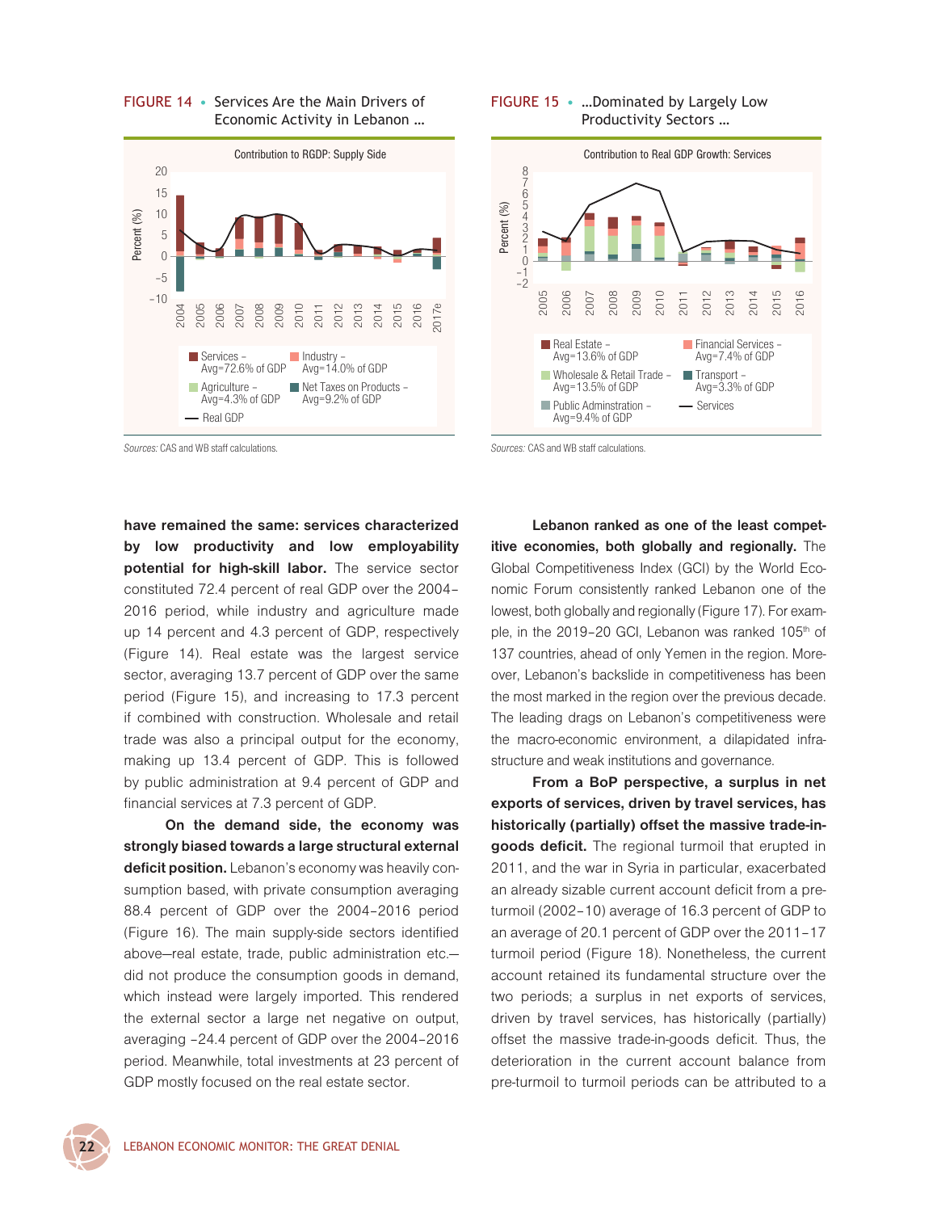FIGURE 14 • Services Are the Main Drivers of Economic Activity in Lebanon …

Contribution to RGDP: Supply Side

Services – Avg=72.6% of GDP; Industry – Avg=14.0% of GDP; Agriculture – Avg=4.3% of GDP; Net Taxes on Products – Avg=9.2% of GDP; Real GDP

*Sources:* CAS and WB staff calculations.

FIGURE 15 • …Dominated by Largely Low Productivity Sectors …

Contribution to Real GDP Growth: Services

Real Estate – Avg=13.6% of GDP; Financial Services – Avg=7.4% of GDP; Wholesale & Retail Trade – Avg=13.5% of GDP; Transport – Avg=3.3% of GDP; Public Adminstration – Avg=9.4% of GDP; Services

*Sources:* CAS and WB staff calculations.

**have remained the same: services characterized by low productivity and low employability potential for high-skill labor.** The service sector constituted 72.4 percent of real GDP over the 2004–2016 period, while industry and agriculture made up 14 percent and 4.3 percent of GDP, respectively (Figure 14). Real estate was the largest service sector, averaging 13.7 percent of GDP over the same period (Figure 15), and increasing to 17.3 percent if combined with construction. Wholesale and retail trade was also a principal output for the economy, making up 13.4 percent of GDP. This is followed by public administration at 9.4 percent of GDP and financial services at 7.3 percent of GDP.

**On the demand side, the economy was strongly biased towards a large structural external deficit position.** Lebanon's economy was heavily consumption based, with private consumption averaging 88.4 percent of GDP over the 2004–2016 period (Figure 16). The main supply-side sectors identified above—real estate, trade, public administration etc.—did not produce the consumption goods in demand, which instead were largely imported. This rendered the external sector a large net negative on output, averaging –24.4 percent of GDP over the 2004–2016 period. Meanwhile, total investments at 23 percent of GDP mostly focused on the real estate sector.

**Lebanon ranked as one of the least competitive economies, both globally and regionally.** The Global Competitiveness Index (GCI) by the World Economic Forum consistently ranked Lebanon one of the lowest, both globally and regionally (Figure 17). For example, in the 2019–20 GCI, Lebanon was ranked 105th of 137 countries, ahead of only Yemen in the region. Moreover, Lebanon's backslide in competitiveness has been the most marked in the region over the previous decade. The leading drags on Lebanon's competitiveness were the macro-economic environment, a dilapidated infrastructure and weak institutions and governance.

**From a BoP perspective, a surplus in net exports of services, driven by travel services, has historically (partially) offset the massive trade-in-goods deficit.** The regional turmoil that erupted in 2011, and the war in Syria in particular, exacerbated an already sizable current account deficit from a pre-turmoil (2002–10) average of 16.3 percent of GDP to an average of 20.1 percent of GDP over the 2011–17 turmoil period (Figure 18). Nonetheless, the current account retained its fundamental structure over the two periods; a surplus in net exports of services, driven by travel services, has historically (partially) offset the massive trade-in-goods deficit. Thus, the deterioration in the current account balance from pre-turmoil to turmoil periods can be attributed to a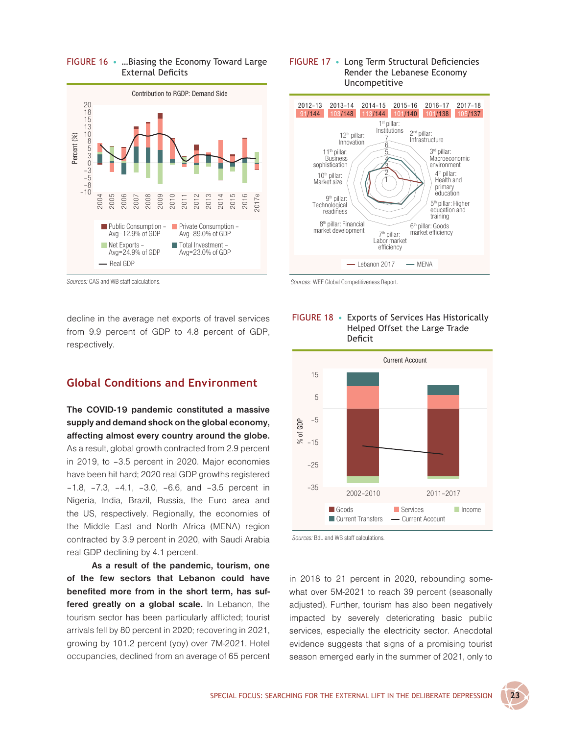FIGURE 16 • ...Biasing the Economy Toward Large External Deficits

Sources: CAS and WB staff calculations.

FIGURE 17 • Long Term Structural Deficiencies Render the Lebanese Economy Uncompetitive

Sources: WEF Global Competitiveness Report.

decline in the average net exports of travel services from 9.9 percent of GDP to 4.8 percent of GDP, respectively.

## Global Conditions and Environment

**The COVID-19 pandemic constituted a massive supply and demand shock on the global economy, affecting almost every country around the globe.** As a result, global growth contracted from 2.9 percent in 2019, to −3.5 percent in 2020. Major economies have been hit hard; 2020 real GDP growths registered −1.8, −7.3, −4.1, −3.0, −6.6, and −3.5 percent in Nigeria, India, Brazil, Russia, the Euro area and the US, respectively. Regionally, the economies of the Middle East and North Africa (MENA) region contracted by 3.9 percent in 2020, with Saudi Arabia real GDP declining by 4.1 percent.

**As a result of the pandemic, tourism, one of the few sectors that Lebanon could have benefited more from in the short term, has suffered greatly on a global scale.** In Lebanon, the tourism sector has been particularly afflicted; tourist arrivals fell by 80 percent in 2020; recovering in 2021, growing by 101.2 percent (yoy) over 7M-2021. Hotel occupancies, declined from an average of 65 percent

FIGURE 18 • Exports of Services Has Historically Helped Offset the Large Trade Deficit

Sources: BdL and WB staff calculations.

in 2018 to 21 percent in 2020, rebounding somewhat over 5M-2021 to reach 39 percent (seasonally adjusted). Further, tourism has also been negatively impacted by severely deteriorating basic public services, especially the electricity sector. Anecdotal evidence suggests that signs of a promising tourist season emerged early in the summer of 2021, only to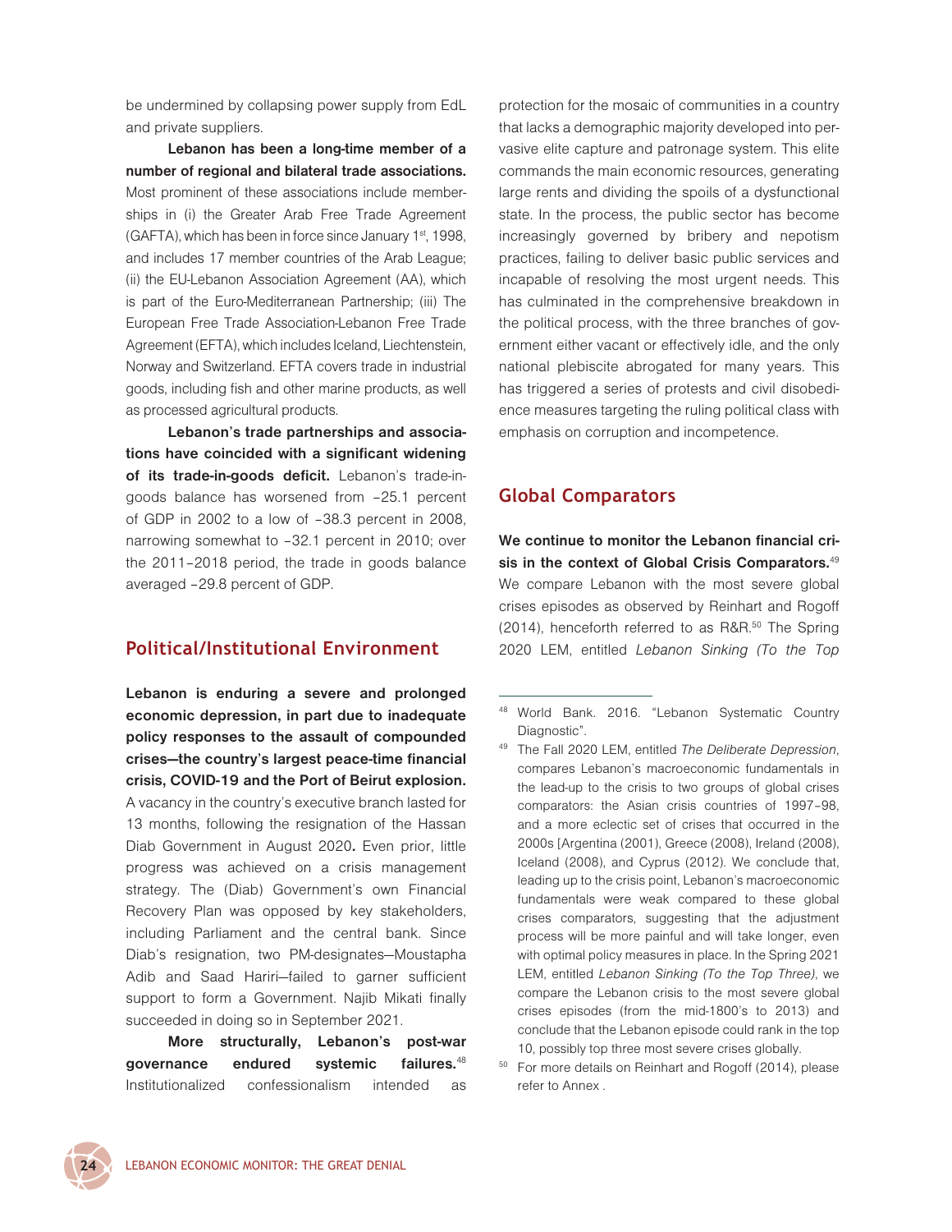be undermined by collapsing power supply from EdL and private suppliers.

**Lebanon has been a long-time member of a number of regional and bilateral trade associations.** Most prominent of these associations include memberships in (i) the Greater Arab Free Trade Agreement (GAFTA), which has been in force since January 1st, 1998, and includes 17 member countries of the Arab League; (ii) the EU-Lebanon Association Agreement (AA), which is part of the Euro-Mediterranean Partnership; (iii) The European Free Trade Association-Lebanon Free Trade Agreement (EFTA), which includes Iceland, Liechtenstein, Norway and Switzerland. EFTA covers trade in industrial goods, including fish and other marine products, as well as processed agricultural products.

**Lebanon's trade partnerships and associations have coincided with a significant widening of its trade-in-goods deficit.** Lebanon's trade-in-goods balance has worsened from –25.1 percent of GDP in 2002 to a low of –38.3 percent in 2008, narrowing somewhat to –32.1 percent in 2010; over the 2011–2018 period, the trade in goods balance averaged –29.8 percent of GDP.

## Political/Institutional Environment

**Lebanon is enduring a severe and prolonged economic depression, in part due to inadequate policy responses to the assault of compounded crises—the country's largest peace-time financial crisis, COVID-19 and the Port of Beirut explosion.** A vacancy in the country's executive branch lasted for 13 months, following the resignation of the Hassan Diab Government in August 2020**.** Even prior, little progress was achieved on a crisis management strategy. The (Diab) Government's own Financial Recovery Plan was opposed by key stakeholders, including Parliament and the central bank. Since Diab's resignation, two PM-designates—Moustapha Adib and Saad Hariri—failed to garner sufficient support to form a Government. Najib Mikati finally succeeded in doing so in September 2021.

**More structurally, Lebanon's post-war governance endured systemic failures.**[48] Institutionalized confessionalism intended as protection for the mosaic of communities in a country that lacks a demographic majority developed into pervasive elite capture and patronage system. This elite commands the main economic resources, generating large rents and dividing the spoils of a dysfunctional state. In the process, the public sector has become increasingly governed by bribery and nepotism practices, failing to deliver basic public services and incapable of resolving the most urgent needs. This has culminated in the comprehensive breakdown in the political process, with the three branches of government either vacant or effectively idle, and the only national plebiscite abrogated for many years. This has triggered a series of protests and civil disobedience measures targeting the ruling political class with emphasis on corruption and incompetence.

## Global Comparators

**We continue to monitor the Lebanon financial crisis in the context of Global Crisis Comparators.**[49] We compare Lebanon with the most severe global crises episodes as observed by Reinhart and Rogoff (2014), henceforth referred to as R&R.[50] The Spring 2020 LEM, entitled *Lebanon Sinking (To the Top*

---

[48] World Bank. 2016. "Lebanon Systematic Country Diagnostic".

[49] The Fall 2020 LEM, entitled *The Deliberate Depression*, compares Lebanon's macroeconomic fundamentals in the lead-up to the crisis to two groups of global crises comparators: the Asian crisis countries of 1997–98, and a more eclectic set of crises that occurred in the 2000s [Argentina (2001), Greece (2008), Ireland (2008), Iceland (2008), and Cyprus (2012). We conclude that, leading up to the crisis point, Lebanon's macroeconomic fundamentals were weak compared to these global crises comparators, suggesting that the adjustment process will be more painful and will take longer, even with optimal policy measures in place. In the Spring 2021 LEM, entitled *Lebanon Sinking (To the Top Three)*, we compare the Lebanon crisis to the most severe global crises episodes (from the mid-1800's to 2013) and conclude that the Lebanon episode could rank in the top 10, possibly top three most severe crises globally.

[50] For more details on Reinhart and Rogoff (2014), please refer to Annex .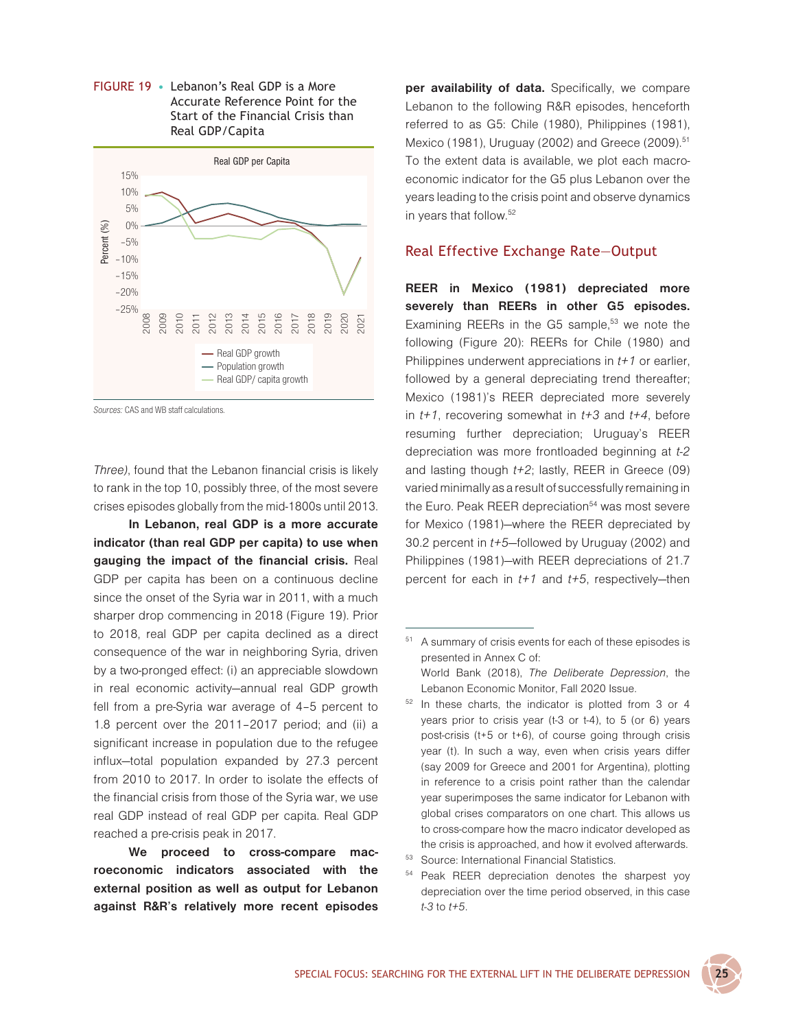FIGURE 19 • Lebanon's Real GDP is a More Accurate Reference Point for the Start of the Financial Crisis than Real GDP/Capita

Sources: CAS and WB staff calculations.

*Three)*, found that the Lebanon financial crisis is likely to rank in the top 10, possibly three, of the most severe crises episodes globally from the mid-1800s until 2013.

**In Lebanon, real GDP is a more accurate indicator (than real GDP per capita) to use when gauging the impact of the financial crisis.** Real GDP per capita has been on a continuous decline since the onset of the Syria war in 2011, with a much sharper drop commencing in 2018 (Figure 19). Prior to 2018, real GDP per capita declined as a direct consequence of the war in neighboring Syria, driven by a two-pronged effect: (i) an appreciable slowdown in real economic activity—annual real GDP growth fell from a pre-Syria war average of 4–5 percent to 1.8 percent over the 2011–2017 period; and (ii) a significant increase in population due to the refugee influx—total population expanded by 27.3 percent from 2010 to 2017. In order to isolate the effects of the financial crisis from those of the Syria war, we use real GDP instead of real GDP per capita. Real GDP reached a pre-crisis peak in 2017.

**We proceed to cross-compare macroeconomic indicators associated with the external position as well as output for Lebanon against R&R's relatively more recent episodes per availability of data.** Specifically, we compare Lebanon to the following R&R episodes, henceforth referred to as G5: Chile (1980), Philippines (1981), Mexico (1981), Uruguay (2002) and Greece (2009).[51] To the extent data is available, we plot each macroeconomic indicator for the G5 plus Lebanon over the years leading to the crisis point and observe dynamics in years that follow.[52]

## Real Effective Exchange Rate—Output

**REER in Mexico (1981) depreciated more severely than REERs in other G5 episodes.** Examining REERs in the G5 sample,[53] we note the following (Figure 20): REERs for Chile (1980) and Philippines underwent appreciations in *t+1* or earlier, followed by a general depreciating trend thereafter; Mexico (1981)'s REER depreciated more severely in *t+1*, recovering somewhat in *t+3* and *t+4*, before resuming further depreciation; Uruguay's REER depreciation was more frontloaded beginning at *t-2* and lasting though *t+2*; lastly, REER in Greece (09) varied minimally as a result of successfully remaining in the Euro. Peak REER depreciation[54] was most severe for Mexico (1981)—where the REER depreciated by 30.2 percent in *t+5*—followed by Uruguay (2002) and Philippines (1981)—with REER depreciations of 21.7 percent for each in *t+1* and *t+5*, respectively—then

---

[51] A summary of crisis events for each of these episodes is presented in Annex C of: World Bank (2018), *The Deliberate Depression*, the Lebanon Economic Monitor, Fall 2020 Issue.

[52] In these charts, the indicator is plotted from 3 or 4 years prior to crisis year (t-3 or t-4), to 5 (or 6) years post-crisis (t+5 or t+6), of course going through crisis year (t). In such a way, even when crisis years differ (say 2009 for Greece and 2001 for Argentina), plotting in reference to a crisis point rather than the calendar year superimposes the same indicator for Lebanon with global crises comparators on one chart. This allows us to cross-compare how the macro indicator developed as the crisis is approached, and how it evolved afterwards.

[53] Source: International Financial Statistics.

[54] Peak REER depreciation denotes the sharpest yoy depreciation over the time period observed, in this case *t-3* to *t+5*.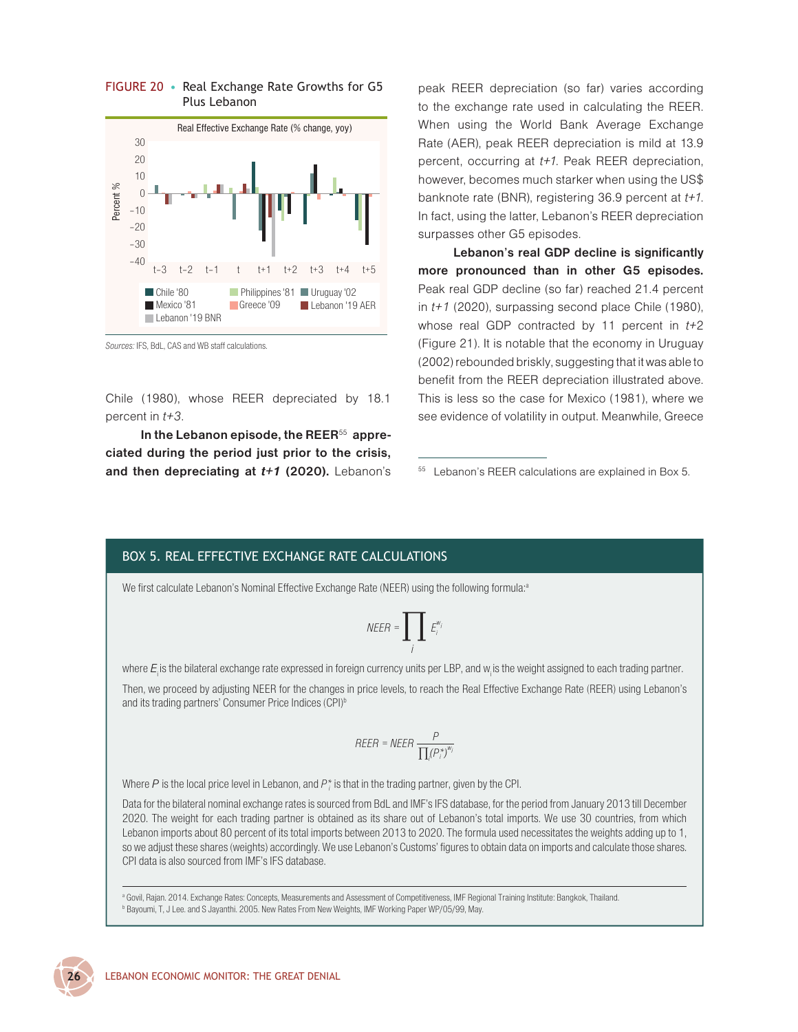FIGURE 20 • Real Exchange Rate Growths for G5 Plus Lebanon

Sources: IFS, BdL, CAS and WB staff calculations.

Chile (1980), whose REER depreciated by 18.1 percent in *t+3*.

**In the Lebanon episode, the REER[55] appreciated during the period just prior to the crisis, and then depreciating at *t+1* (2020).** Lebanon's peak REER depreciation (so far) varies according to the exchange rate used in calculating the REER. When using the World Bank Average Exchange Rate (AER), peak REER depreciation is mild at 13.9 percent, occurring at *t+1*. Peak REER depreciation, however, becomes much starker when using the US$ banknote rate (BNR), registering 36.9 percent at *t+1*. In fact, using the latter, Lebanon's REER depreciation surpasses other G5 episodes.

**Lebanon's real GDP decline is significantly more pronounced than in other G5 episodes.** Peak real GDP decline (so far) reached 21.4 percent in *t+1* (2020), surpassing second place Chile (1980), whose real GDP contracted by 11 percent in *t+2* (Figure 21). It is notable that the economy in Uruguay (2002) rebounded briskly, suggesting that it was able to benefit from the REER depreciation illustrated above. This is less so the case for Mexico (1981), where we see evidence of volatility in output. Meanwhile, Greece

[55] Lebanon's REER calculations are explained in Box 5.

## BOX 5. REAL EFFECTIVE EXCHANGE RATE CALCULATIONS

We first calculate Lebanon's Nominal Effective Exchange Rate (NEER) using the following formula:[a]

$$NEER = \prod_i E_i^{w_i}$$

where $E_i$ is the bilateral exchange rate expressed in foreign currency units per LBP, and $w_i$ is the weight assigned to each trading partner.

Then, we proceed by adjusting NEER for the changes in price levels, to reach the Real Effective Exchange Rate (REER) using Lebanon's and its trading partners' Consumer Price Indices (CPI)[b]

$$REER = NEER \frac{P}{\prod_i (P_i^*)^{w_i}}$$

Where $P$ is the local price level in Lebanon, and $P_i^*$ is that in the trading partner, given by the CPI.

Data for the bilateral nominal exchange rates is sourced from BdL and IMF's IFS database, for the period from January 2013 till December 2020. The weight for each trading partner is obtained as its share out of Lebanon's total imports. We use 30 countries, from which Lebanon imports about 80 percent of its total imports between 2013 to 2020. The formula used necessitates the weights adding up to 1, so we adjust these shares (weights) accordingly. We use Lebanon's Customs' figures to obtain data on imports and calculate those shares. CPI data is also sourced from IMF's IFS database.

[a] Govil, Rajan. 2014. Exchange Rates: Concepts, Measurements and Assessment of Competitiveness, IMF Regional Training Institute: Bangkok, Thailand.
[b] Bayoumi, T, J Lee. and S Jayanthi. 2005. New Rates From New Weights, IMF Working Paper WP/05/99, May.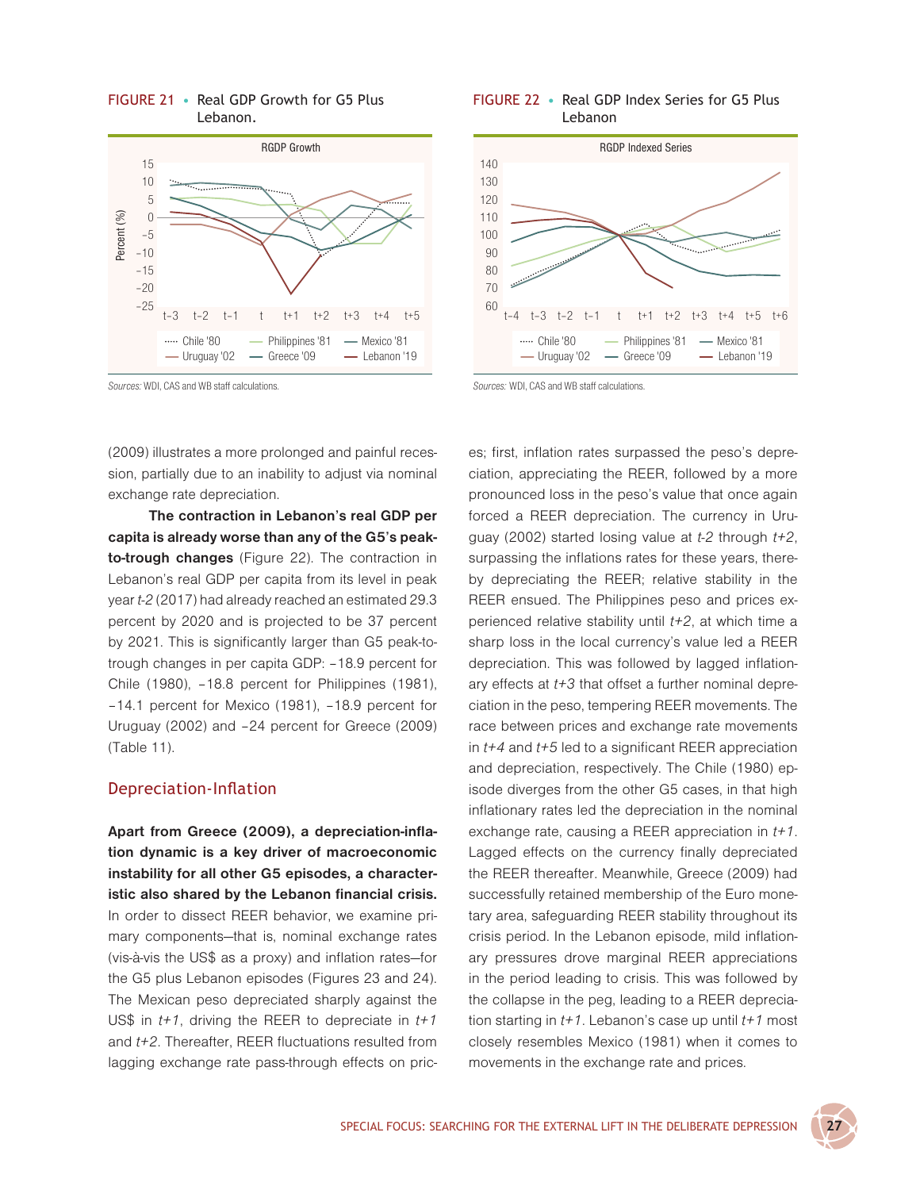FIGURE 21 • Real GDP Growth for G5 Plus Lebanon.

*Sources:* WDI, CAS and WB staff calculations.

FIGURE 22 • Real GDP Index Series for G5 Plus Lebanon

*Sources:* WDI, CAS and WB staff calculations.

(2009) illustrates a more prolonged and painful recession, partially due to an inability to adjust via nominal exchange rate depreciation.

**The contraction in Lebanon's real GDP per capita is already worse than any of the G5's peak-to-trough changes** (Figure 22). The contraction in Lebanon's real GDP per capita from its level in peak year *t-2* (2017) had already reached an estimated 29.3 percent by 2020 and is projected to be 37 percent by 2021. This is significantly larger than G5 peak-to-trough changes in per capita GDP: −18.9 percent for Chile (1980), −18.8 percent for Philippines (1981), −14.1 percent for Mexico (1981), −18.9 percent for Uruguay (2002) and −24 percent for Greece (2009) (Table 11).

## Depreciation-Inflation

**Apart from Greece (2009), a depreciation-inflation dynamic is a key driver of macroeconomic instability for all other G5 episodes, a characteristic also shared by the Lebanon financial crisis.** In order to dissect REER behavior, we examine primary components—that is, nominal exchange rates (vis-à-vis the US$ as a proxy) and inflation rates—for the G5 plus Lebanon episodes (Figures 23 and 24). The Mexican peso depreciated sharply against the US$ in *t+1*, driving the REER to depreciate in *t+1* and *t+2*. Thereafter, REER fluctuations resulted from lagging exchange rate pass-through effects on prices; first, inflation rates surpassed the peso's depreciation, appreciating the REER, followed by a more pronounced loss in the peso's value that once again forced a REER depreciation. The currency in Uruguay (2002) started losing value at *t-2* through *t+2*, surpassing the inflations rates for these years, thereby depreciating the REER; relative stability in the REER ensued. The Philippines peso and prices experienced relative stability until *t+2*, at which time a sharp loss in the local currency's value led a REER depreciation. This was followed by lagged inflationary effects at *t+3* that offset a further nominal depreciation in the peso, tempering REER movements. The race between prices and exchange rate movements in *t+4* and *t+5* led to a significant REER appreciation and depreciation, respectively. The Chile (1980) episode diverges from the other G5 cases, in that high inflationary rates led the depreciation in the nominal exchange rate, causing a REER appreciation in *t+1*. Lagged effects on the currency finally depreciated the REER thereafter. Meanwhile, Greece (2009) had successfully retained membership of the Euro monetary area, safeguarding REER stability throughout its crisis period. In the Lebanon episode, mild inflationary pressures drove marginal REER appreciations in the period leading to crisis. This was followed by the collapse in the peg, leading to a REER depreciation starting in *t+1*. Lebanon's case up until *t+1* most closely resembles Mexico (1981) when it comes to movements in the exchange rate and prices.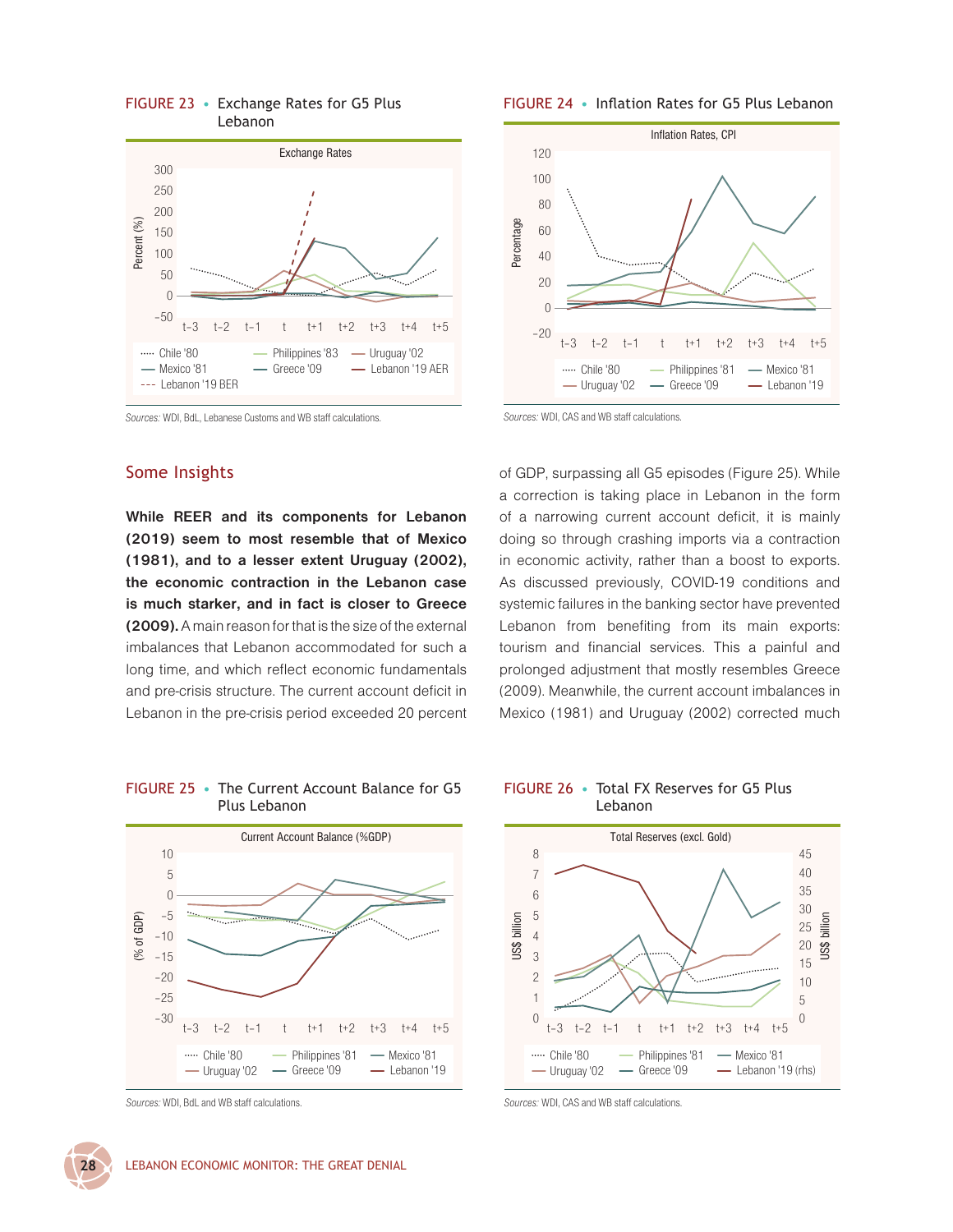FIGURE 23 • Exchange Rates for G5 Plus Lebanon

Sources: WDI, BdL, Lebanese Customs and WB staff calculations.

FIGURE 24 • Inflation Rates for G5 Plus Lebanon

Sources: WDI, CAS and WB staff calculations.

## Some Insights

**While REER and its components for Lebanon (2019) seem to most resemble that of Mexico (1981), and to a lesser extent Uruguay (2002), the economic contraction in the Lebanon case is much starker, and in fact is closer to Greece (2009).** A main reason for that is the size of the external imbalances that Lebanon accommodated for such a long time, and which reflect economic fundamentals and pre-crisis structure. The current account deficit in Lebanon in the pre-crisis period exceeded 20 percent of GDP, surpassing all G5 episodes (Figure 25). While a correction is taking place in Lebanon in the form of a narrowing current account deficit, it is mainly doing so through crashing imports via a contraction in economic activity, rather than a boost to exports. As discussed previously, COVID-19 conditions and systemic failures in the banking sector have prevented Lebanon from benefiting from its main exports: tourism and financial services. This a painful and prolonged adjustment that mostly resembles Greece (2009). Meanwhile, the current account imbalances in Mexico (1981) and Uruguay (2002) corrected much

FIGURE 25 • The Current Account Balance for G5 Plus Lebanon

Sources: WDI, BdL and WB staff calculations.

FIGURE 26 • Total FX Reserves for G5 Plus Lebanon

Sources: WDI, CAS and WB staff calculations.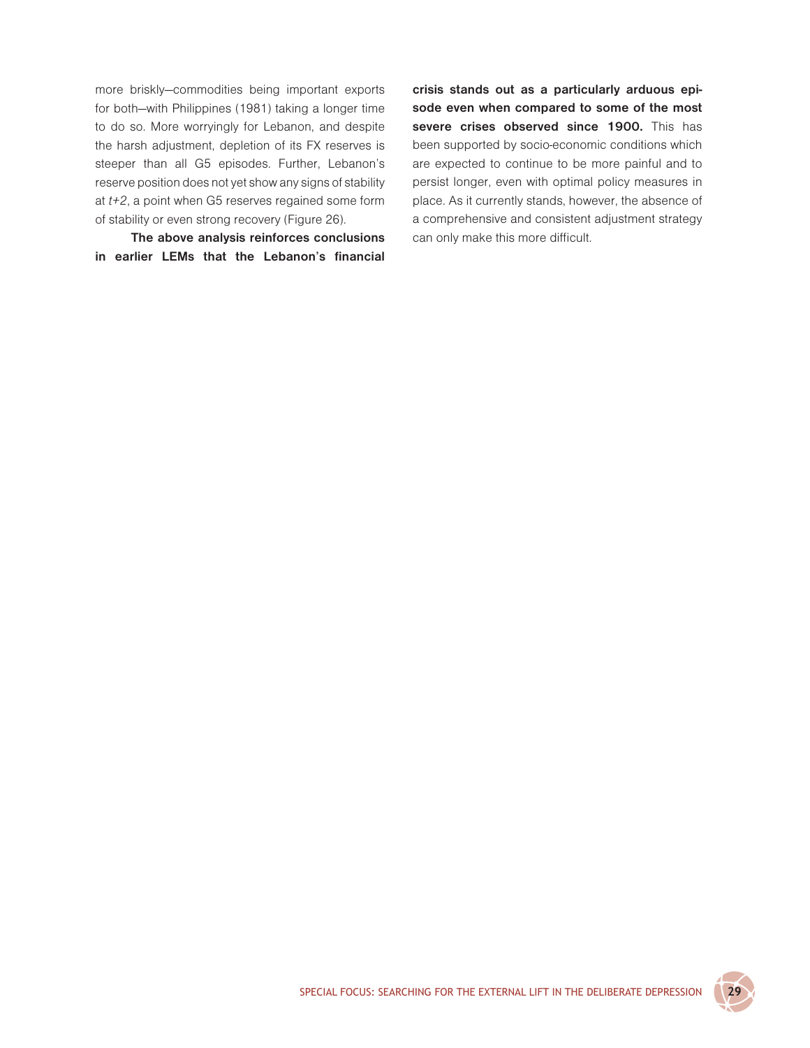more briskly—commodities being important exports for both—with Philippines (1981) taking a longer time to do so. More worryingly for Lebanon, and despite the harsh adjustment, depletion of its FX reserves is steeper than all G5 episodes. Further, Lebanon's reserve position does not yet show any signs of stability at *t+2*, a point when G5 reserves regained some form of stability or even strong recovery (Figure 26).

**The above analysis reinforces conclusions in earlier LEMs that the Lebanon's financial crisis stands out as a particularly arduous episode even when compared to some of the most severe crises observed since 1900.** This has been supported by socio-economic conditions which are expected to continue to be more painful and to persist longer, even with optimal policy measures in place. As it currently stands, however, the absence of a comprehensive and consistent adjustment strategy can only make this more difficult.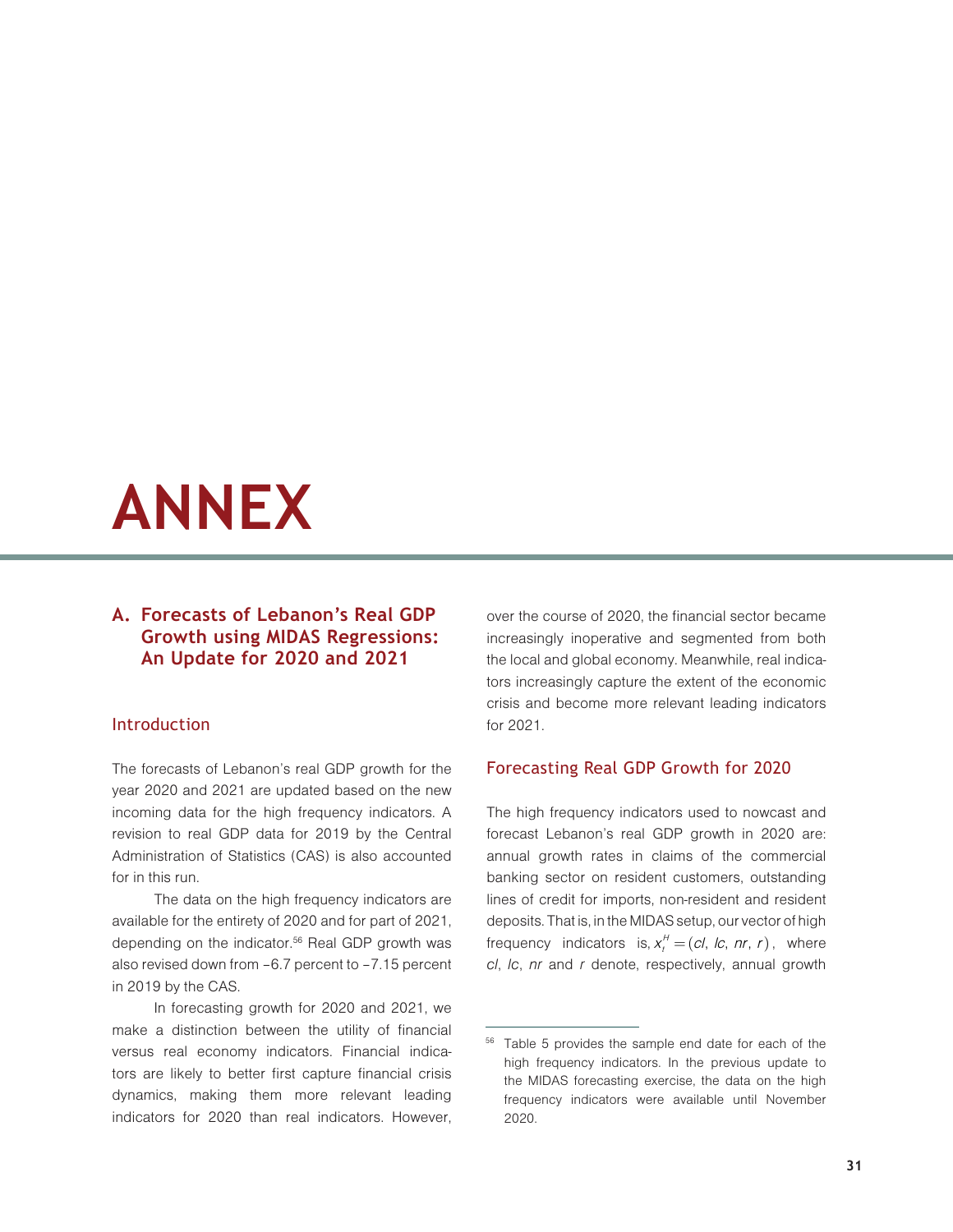# ANNEX

## A. Forecasts of Lebanon's Real GDP Growth using MIDAS Regressions: An Update for 2020 and 2021

### Introduction

The forecasts of Lebanon's real GDP growth for the year 2020 and 2021 are updated based on the new incoming data for the high frequency indicators. A revision to real GDP data for 2019 by the Central Administration of Statistics (CAS) is also accounted for in this run.

The data on the high frequency indicators are available for the entirety of 2020 and for part of 2021, depending on the indicator.[56] Real GDP growth was also revised down from −6.7 percent to −7.15 percent in 2019 by the CAS.

In forecasting growth for 2020 and 2021, we make a distinction between the utility of financial versus real economy indicators. Financial indicators are likely to better first capture financial crisis dynamics, making them more relevant leading indicators for 2020 than real indicators. However, over the course of 2020, the financial sector became increasingly inoperative and segmented from both the local and global economy. Meanwhile, real indicators increasingly capture the extent of the economic crisis and become more relevant leading indicators for 2021.

### Forecasting Real GDP Growth for 2020

The high frequency indicators used to nowcast and forecast Lebanon's real GDP growth in 2020 are: annual growth rates in claims of the commercial banking sector on resident customers, outstanding lines of credit for imports, non-resident and resident deposits. That is, in the MIDAS setup, our vector of high frequency indicators is, $x_t^H = (cl, lc, nr, r)$, where *cl*, *lc*, *nr* and *r* denote, respectively, annual growth

[56] Table 5 provides the sample end date for each of the high frequency indicators. In the previous update to the MIDAS forecasting exercise, the data on the high frequency indicators were available until November 2020.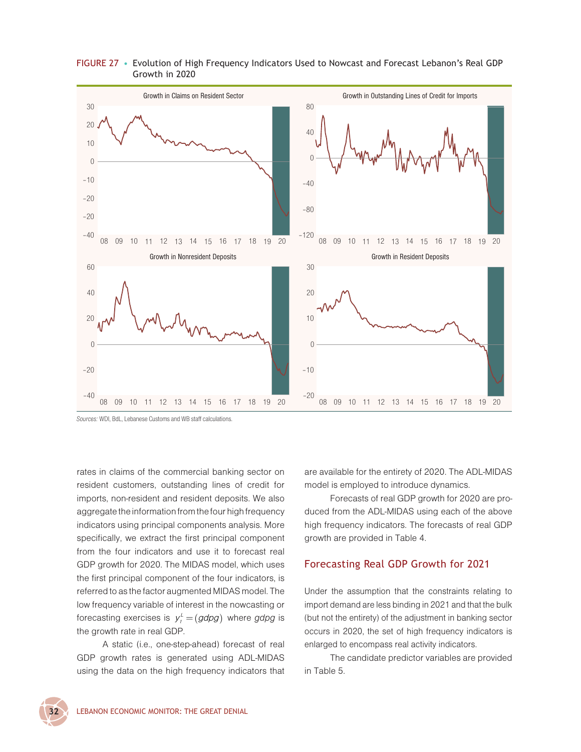FIGURE 27 • Evolution of High Frequency Indicators Used to Nowcast and Forecast Lebanon's Real GDP Growth in 2020

*Sources:* WDI, BdL, Lebanese Customs and WB staff calculations.

rates in claims of the commercial banking sector on resident customers, outstanding lines of credit for imports, non-resident and resident deposits. We also aggregate the information from the four high frequency indicators using principal components analysis. More specifically, we extract the first principal component from the four indicators and use it to forecast real GDP growth for 2020. The MIDAS model, which uses the first principal component of the four indicators, is referred to as the factor augmented MIDAS model. The low frequency variable of interest in the nowcasting or forecasting exercises is $y_t^L = (gdpg)$ where *gdpg* is the growth rate in real GDP.

A static (i.e., one-step-ahead) forecast of real GDP growth rates is generated using ADL-MIDAS using the data on the high frequency indicators that are available for the entirety of 2020. The ADL-MIDAS model is employed to introduce dynamics.

Forecasts of real GDP growth for 2020 are produced from the ADL-MIDAS using each of the above high frequency indicators. The forecasts of real GDP growth are provided in Table 4.

## Forecasting Real GDP Growth for 2021

Under the assumption that the constraints relating to import demand are less binding in 2021 and that the bulk (but not the entirety) of the adjustment in banking sector occurs in 2020, the set of high frequency indicators is enlarged to encompass real activity indicators.

The candidate predictor variables are provided in Table 5.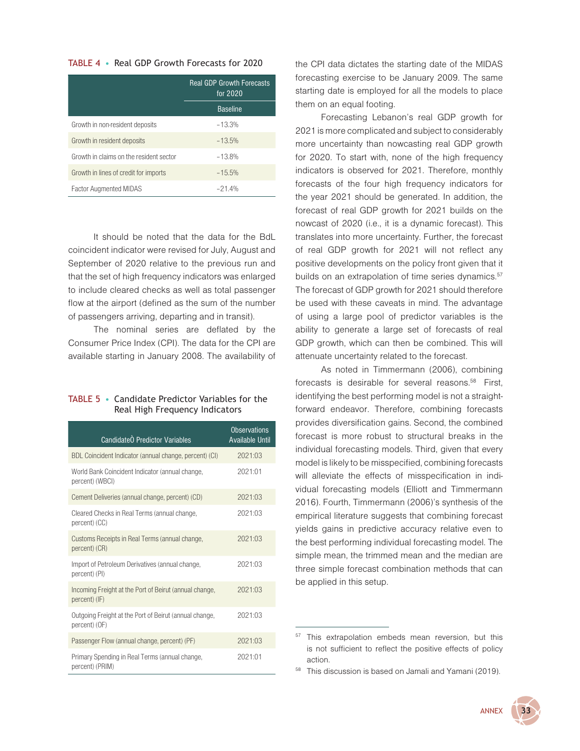TABLE 4 • Real GDP Growth Forecasts for 2020

| | Real GDP Growth Forecasts for 2020 |
|---|---|
| | Baseline |
| Growth in non-resident deposits | −13.3% |
| Growth in resident deposits | −13.5% |
| Growth in claims on the resident sector | −13.8% |
| Growth in lines of credit for imports | −15.5% |
| Factor Augmented MIDAS | −21.4% |

It should be noted that the data for the BdL coincident indicator were revised for July, August and September of 2020 relative to the previous run and that the set of high frequency indicators was enlarged to include cleared checks as well as total passenger flow at the airport (defined as the sum of the number of passengers arriving, departing and in transit).

The nominal series are deflated by the Consumer Price Index (CPI). The data for the CPI are available starting in January 2008. The availability of the CPI data dictates the starting date of the MIDAS forecasting exercise to be January 2009. The same starting date is employed for all the models to place them on an equal footing.

TABLE 5 • Candidate Predictor Variables for the Real High Frequency Indicators

| CandidateÒ Predictor Variables | Observations Available Until |
|---|---|
| BDL Coincident Indicator (annual change, percent) (CI) | 2021:03 |
| World Bank Coincident Indicator (annual change, percent) (WBCI) | 2021:01 |
| Cement Deliveries (annual change, percent) (CD) | 2021:03 |
| Cleared Checks in Real Terms (annual change, percent) (CC) | 2021:03 |
| Customs Receipts in Real Terms (annual change, percent) (CR) | 2021:03 |
| Import of Petroleum Derivatives (annual change, percent) (PI) | 2021:03 |
| Incoming Freight at the Port of Beirut (annual change, percent) (IF) | 2021:03 |
| Outgoing Freight at the Port of Beirut (annual change, percent) (OF) | 2021:03 |
| Passenger Flow (annual change, percent) (PF) | 2021:03 |
| Primary Spending in Real Terms (annual change, percent) (PRIM) | 2021:01 |

Forecasting Lebanon's real GDP growth for 2021 is more complicated and subject to considerably more uncertainty than nowcasting real GDP growth for 2020. To start with, none of the high frequency indicators is observed for 2021. Therefore, monthly forecasts of the four high frequency indicators for the year 2021 should be generated. In addition, the forecast of real GDP growth for 2021 builds on the nowcast of 2020 (i.e., it is a dynamic forecast). This translates into more uncertainty. Further, the forecast of real GDP growth for 2021 will not reflect any positive developments on the policy front given that it builds on an extrapolation of time series dynamics.[57] The forecast of GDP growth for 2021 should therefore be used with these caveats in mind. The advantage of using a large pool of predictor variables is the ability to generate a large set of forecasts of real GDP growth, which can then be combined. This will attenuate uncertainty related to the forecast.

As noted in Timmermann (2006), combining forecasts is desirable for several reasons.[58] First, identifying the best performing model is not a straightforward endeavor. Therefore, combining forecasts provides diversification gains. Second, the combined forecast is more robust to structural breaks in the individual forecasting models. Third, given that every model is likely to be misspecified, combining forecasts will alleviate the effects of misspecification in individual forecasting models (Elliott and Timmermann 2016). Fourth, Timmermann (2006)'s synthesis of the empirical literature suggests that combining forecast yields gains in predictive accuracy relative even to the best performing individual forecasting model. The simple mean, the trimmed mean and the median are three simple forecast combination methods that can be applied in this setup.

[57] This extrapolation embeds mean reversion, but this is not sufficient to reflect the positive effects of policy action.

[58] This discussion is based on Jamali and Yamani (2019).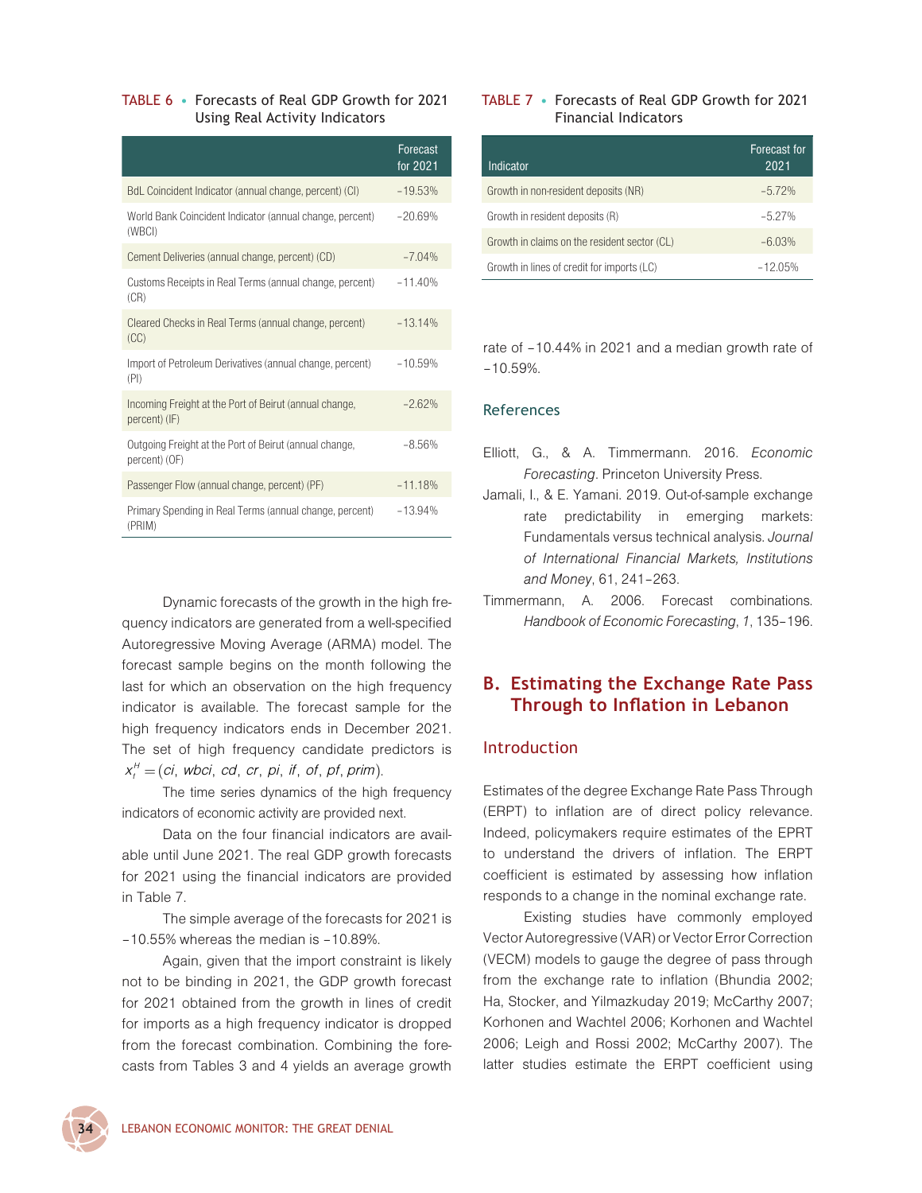TABLE 6 • Forecasts of Real GDP Growth for 2021 Using Real Activity Indicators

| | Forecast for 2021 |
|---|---|
| BdL Coincident Indicator (annual change, percent) (CI) | –19.53% |
| World Bank Coincident Indicator (annual change, percent) (WBCI) | –20.69% |
| Cement Deliveries (annual change, percent) (CD) | –7.04% |
| Customs Receipts in Real Terms (annual change, percent) (CR) | –11.40% |
| Cleared Checks in Real Terms (annual change, percent) (CC) | –13.14% |
| Import of Petroleum Derivatives (annual change, percent) (PI) | –10.59% |
| Incoming Freight at the Port of Beirut (annual change, percent) (IF) | –2.62% |
| Outgoing Freight at the Port of Beirut (annual change, percent) (OF) | –8.56% |
| Passenger Flow (annual change, percent) (PF) | –11.18% |
| Primary Spending in Real Terms (annual change, percent) (PRIM) | –13.94% |

Dynamic forecasts of the growth in the high frequency indicators are generated from a well-specified Autoregressive Moving Average (ARMA) model. The forecast sample begins on the month following the last for which an observation on the high frequency indicator is available. The forecast sample for the high frequency indicators ends in December 2021. The set of high frequency candidate predictors is $x_t^H = (ci, wbci, cd, cr, pi, if, of, pf, prim)$.

The time series dynamics of the high frequency indicators of economic activity are provided next.

Data on the four financial indicators are available until June 2021. The real GDP growth forecasts for 2021 using the financial indicators are provided in Table 7.

The simple average of the forecasts for 2021 is –10.55% whereas the median is –10.89%.

Again, given that the import constraint is likely not to be binding in 2021, the GDP growth forecast for 2021 obtained from the growth in lines of credit for imports as a high frequency indicator is dropped from the forecast combination. Combining the forecasts from Tables 3 and 4 yields an average growth rate of –10.44% in 2021 and a median growth rate of –10.59%.

TABLE 7 • Forecasts of Real GDP Growth for 2021 Financial Indicators

| Indicator | Forecast for 2021 |
|---|---|
| Growth in non-resident deposits (NR) | –5.72% |
| Growth in resident deposits (R) | –5.27% |
| Growth in claims on the resident sector (CL) | –6.03% |
| Growth in lines of credit for imports (LC) | –12.05% |

## References

Elliott, G., & A. Timmermann. 2016. *Economic Forecasting*. Princeton University Press.

Jamali, I., & E. Yamani. 2019. Out-of-sample exchange rate predictability in emerging markets: Fundamentals versus technical analysis. *Journal of International Financial Markets, Institutions and Money*, 61, 241–263.

Timmermann, A. 2006. Forecast combinations. *Handbook of Economic Forecasting*, *1*, 135–196.

# B. Estimating the Exchange Rate Pass Through to Inflation in Lebanon

## Introduction

Estimates of the degree Exchange Rate Pass Through (ERPT) to inflation are of direct policy relevance. Indeed, policymakers require estimates of the EPRT to understand the drivers of inflation. The ERPT coefficient is estimated by assessing how inflation responds to a change in the nominal exchange rate.

Existing studies have commonly employed Vector Autoregressive (VAR) or Vector Error Correction (VECM) models to gauge the degree of pass through from the exchange rate to inflation (Bhundia 2002; Ha, Stocker, and Yilmazkuday 2019; McCarthy 2007; Korhonen and Wachtel 2006; Korhonen and Wachtel 2006; Leigh and Rossi 2002; McCarthy 2007). The latter studies estimate the ERPT coefficient using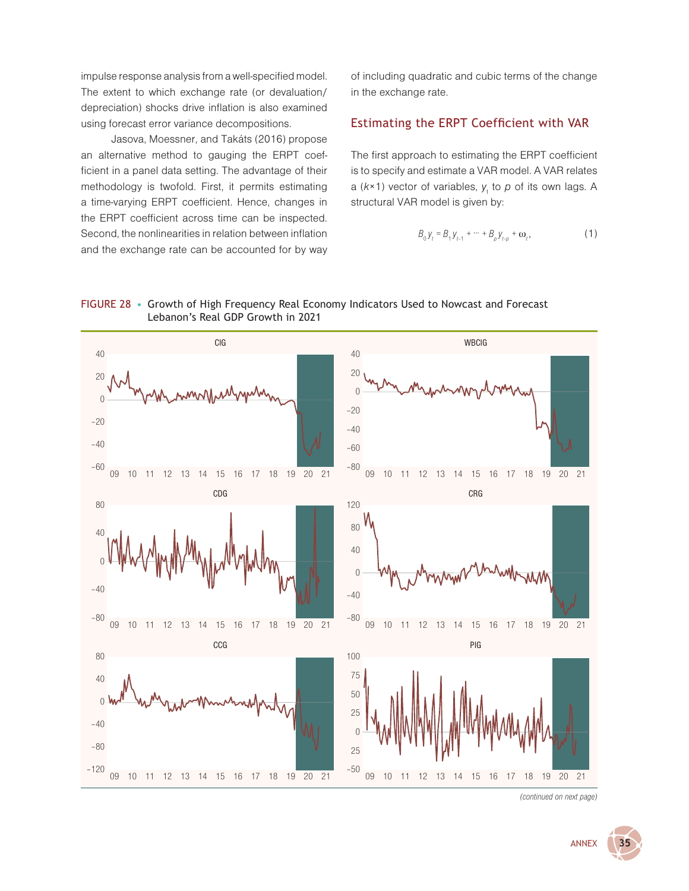impulse response analysis from a well-specified model. The extent to which exchange rate (or devaluation/depreciation) shocks drive inflation is also examined using forecast error variance decompositions.

Jasova, Moessner, and Takáts (2016) propose an alternative method to gauging the ERPT coefficient in a panel data setting. The advantage of their methodology is twofold. First, it permits estimating a time-varying ERPT coefficient. Hence, changes in the ERPT coefficient across time can be inspected. Second, the nonlinearities in relation between inflation and the exchange rate can be accounted for by way of including quadratic and cubic terms of the change in the exchange rate.

## Estimating the ERPT Coefficient with VAR

The first approach to estimating the ERPT coefficient is to specify and estimate a VAR model. A VAR relates a ($k$×1) vector of variables, $y_t$ to $p$ of its own lags. A structural VAR model is given by:

$$B_0 y_t = B_1 y_{t-1} + \cdots + B_p y_{t-p} + \omega_t, \tag{1}$$

FIGURE 28 • Growth of High Frequency Real Economy Indicators Used to Nowcast and Forecast Lebanon's Real GDP Growth in 2021

*(continued on next page)*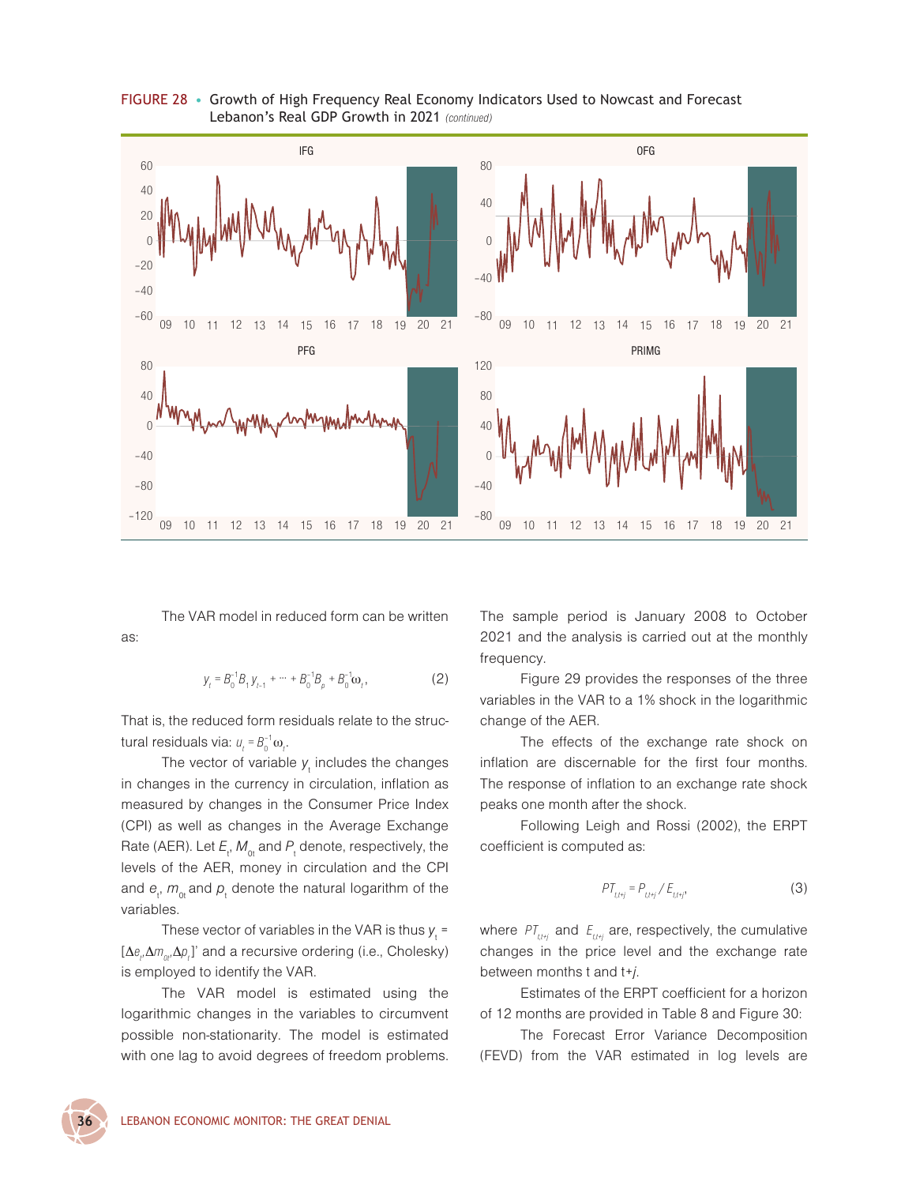FIGURE 28 • Growth of High Frequency Real Economy Indicators Used to Nowcast and Forecast Lebanon's Real GDP Growth in 2021 *(continued)*

The VAR model in reduced form can be written as:

$$y_t = B_0^{-1}B_1 y_{t-1} + \cdots + B_0^{-1}B_p + B_0^{-1}\omega_t, \qquad (2)$$

That is, the reduced form residuals relate to the structural residuals via: $u_t = B_0^{-1}\omega_t$.

The vector of variable $y_t$ includes the changes in changes in the currency in circulation, inflation as measured by changes in the Consumer Price Index (CPI) as well as changes in the Average Exchange Rate (AER). Let $E_t$, $M_{0t}$ and $P_t$ denote, respectively, the levels of the AER, money in circulation and the CPI and $e_t$, $m_{0t}$ and $p_t$ denote the natural logarithm of the variables.

These vector of variables in the VAR is thus $y_t = [\Delta e_t, \Delta m_{0t}, \Delta p_t]'$ and a recursive ordering (i.e., Cholesky) is employed to identify the VAR.

The VAR model is estimated using the logarithmic changes in the variables to circumvent possible non-stationarity. The model is estimated with one lag to avoid degrees of freedom problems. The sample period is January 2008 to October 2021 and the analysis is carried out at the monthly frequency.

Figure 29 provides the responses of the three variables in the VAR to a 1% shock in the logarithmic change of the AER.

The effects of the exchange rate shock on inflation are discernable for the first four months. The response of inflation to an exchange rate shock peaks one month after the shock.

Following Leigh and Rossi (2002), the ERPT coefficient is computed as:

$$PT_{t,t+j} = P_{t,t+j} / E_{t,t+j}, \qquad (3)$$

where $PT_{t,t+j}$ and $E_{t,t+j}$ are, respectively, the cumulative changes in the price level and the exchange rate between months t and t+*j*.

Estimates of the ERPT coefficient for a horizon of 12 months are provided in Table 8 and Figure 30:

The Forecast Error Variance Decomposition (FEVD) from the VAR estimated in log levels are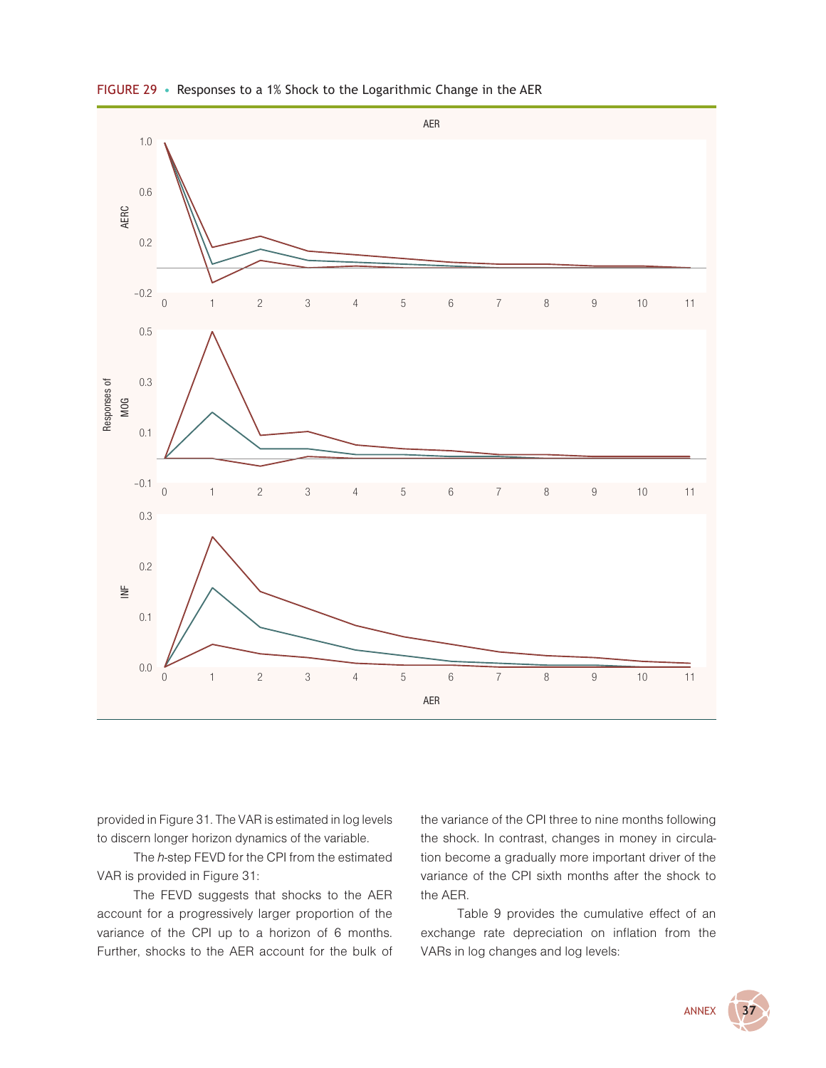FIGURE 29 • Responses to a 1% Shock to the Logarithmic Change in the AER

provided in Figure 31. The VAR is estimated in log levels to discern longer horizon dynamics of the variable.

The *h*-step FEVD for the CPI from the estimated VAR is provided in Figure 31:

The FEVD suggests that shocks to the AER account for a progressively larger proportion of the variance of the CPI up to a horizon of 6 months. Further, shocks to the AER account for the bulk of the variance of the CPI three to nine months following the shock. In contrast, changes in money in circulation become a gradually more important driver of the variance of the CPI sixth months after the shock to the AER.

Table 9 provides the cumulative effect of an exchange rate depreciation on inflation from the VARs in log changes and log levels: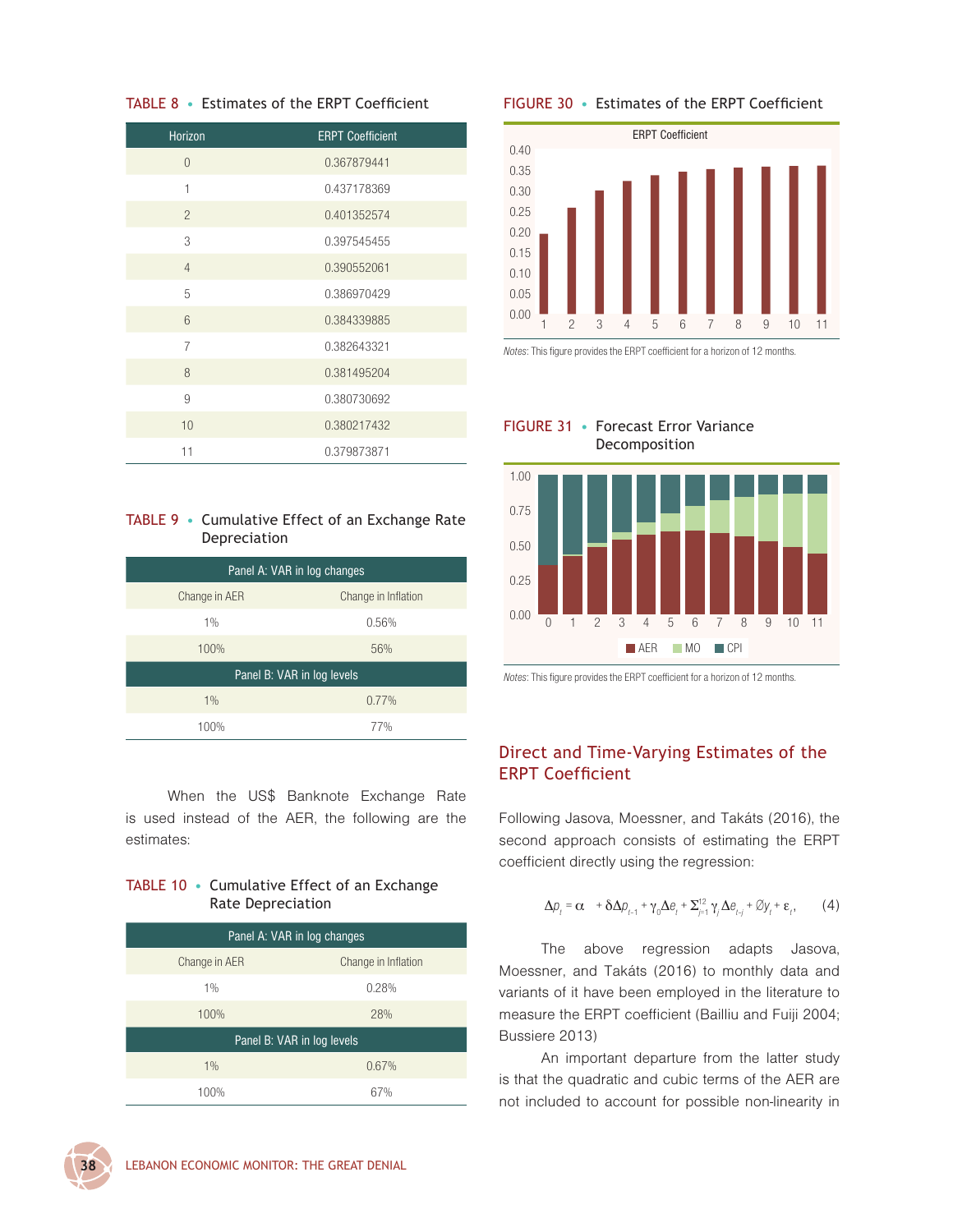**TABLE 8 • Estimates of the ERPT Coefficient**

| Horizon | ERPT Coefficient |
|---|---|
| 0 | 0.367879441 |
| 1 | 0.437178369 |
| 2 | 0.401352574 |
| 3 | 0.397545455 |
| 4 | 0.390552061 |
| 5 | 0.386970429 |
| 6 | 0.384339885 |
| 7 | 0.382643321 |
| 8 | 0.381495204 |
| 9 | 0.380730692 |
| 10 | 0.380217432 |
| 11 | 0.379873871 |

**TABLE 9 • Cumulative Effect of an Exchange Rate Depreciation**

| Panel A: VAR in log changes | |
|---|---|
| Change in AER | Change in Inflation |
| 1% | 0.56% |
| 100% | 56% |
| **Panel B: VAR in log levels** | |
| 1% | 0.77% |
| 100% | 77% |

When the US$ Banknote Exchange Rate is used instead of the AER, the following are the estimates:

**TABLE 10 • Cumulative Effect of an Exchange Rate Depreciation**

| Panel A: VAR in log changes | |
|---|---|
| Change in AER | Change in Inflation |
| 1% | 0.28% |
| 100% | 28% |
| **Panel B: VAR in log levels** | |
| 1% | 0.67% |
| 100% | 67% |

**FIGURE 30 • Estimates of the ERPT Coefficient**

*Notes*: This figure provides the ERPT coefficient for a horizon of 12 months.

**FIGURE 31 • Forecast Error Variance Decomposition**

*Notes*: This figure provides the ERPT coefficient for a horizon of 12 months.

## Direct and Time-Varying Estimates of the ERPT Coefficient

Following Jasova, Moessner, and Takáts (2016), the second approach consists of estimating the ERPT coefficient directly using the regression:

$$\Delta p_t = \alpha + \delta \Delta p_{t-1} + \gamma_0 \Delta e_t + \Sigma_{j=1}^{12} \gamma_j \Delta e_{t-j} + \emptyset y_t + \varepsilon_t, \qquad (4)$$

The above regression adapts Jasova, Moessner, and Takáts (2016) to monthly data and variants of it have been employed in the literature to measure the ERPT coefficient (Bailliu and Fuiji 2004; Bussiere 2013)

An important departure from the latter study is that the quadratic and cubic terms of the AER are not included to account for possible non-linearity in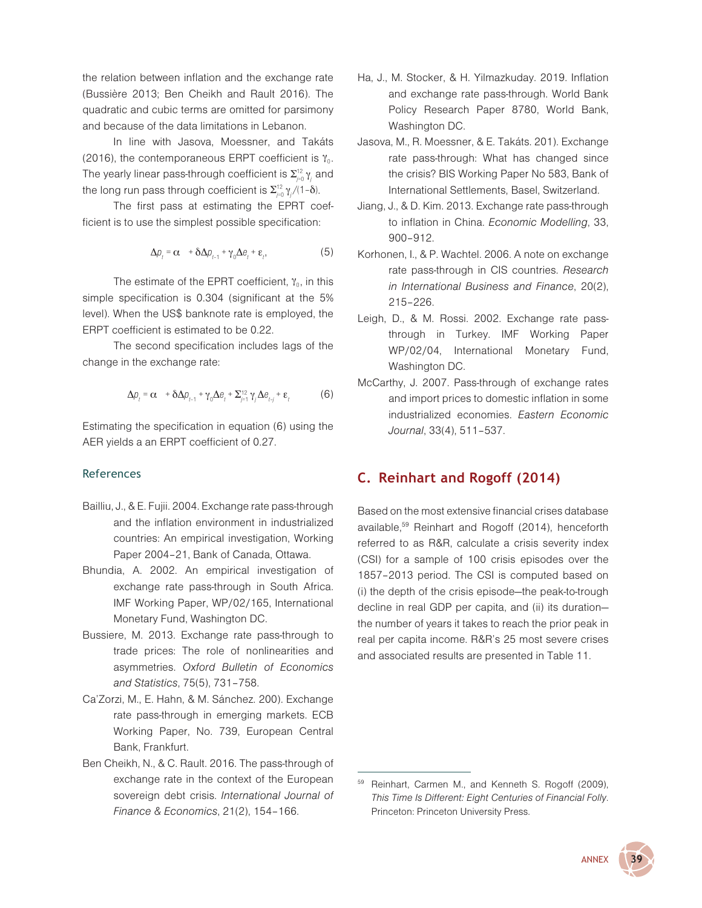the relation between inflation and the exchange rate (Bussière 2013; Ben Cheikh and Rault 2016). The quadratic and cubic terms are omitted for parsimony and because of the data limitations in Lebanon.

In line with Jasova, Moessner, and Takáts (2016), the contemporaneous ERPT coefficient is $\gamma_0$. The yearly linear pass-through coefficient is $\Sigma_{j=0}^{12} \gamma_j$ and the long run pass through coefficient is $\Sigma_{j=0}^{12} \gamma_j/(1-\delta)$.

The first pass at estimating the EPRT coefficient is to use the simplest possible specification:

$$\Delta p_t = \alpha \quad + \delta \Delta p_{t-1} + \gamma_0 \Delta e_t + \varepsilon_t, \tag{5}$$

The estimate of the EPRT coefficient, $\gamma_0$, in this simple specification is 0.304 (significant at the 5% level). When the US$ banknote rate is employed, the ERPT coefficient is estimated to be 0.22.

The second specification includes lags of the change in the exchange rate:

$$\Delta p_t = \alpha \quad + \delta \Delta p_{t-1} + \gamma_0 \Delta e_t + \Sigma_{j=1}^{12} \gamma_j \Delta e_{t-j} + \varepsilon_t \tag{6}$$

Estimating the specification in equation (6) using the AER yields a an ERPT coefficient of 0.27.

### References

Bailliu, J., & E. Fujii. 2004. Exchange rate pass-through and the inflation environment in industrialized countries: An empirical investigation, Working Paper 2004–21, Bank of Canada, Ottawa.

Bhundia, A. 2002. An empirical investigation of exchange rate pass-through in South Africa. IMF Working Paper, WP/02/165, International Monetary Fund, Washington DC.

Bussiere, M. 2013. Exchange rate pass-through to trade prices: The role of nonlinearities and asymmetries. *Oxford Bulletin of Economics and Statistics*, 75(5), 731–758.

Ca'Zorzi, M., E. Hahn, & M. Sánchez. 200). Exchange rate pass-through in emerging markets. ECB Working Paper, No. 739, European Central Bank, Frankfurt.

Ben Cheikh, N., & C. Rault. 2016. The pass-through of exchange rate in the context of the European sovereign debt crisis. *International Journal of Finance & Economics*, 21(2), 154–166.

Ha, J., M. Stocker, & H. Yilmazkuday. 2019. Inflation and exchange rate pass-through. World Bank Policy Research Paper 8780, World Bank, Washington DC.

Jasova, M., R. Moessner, & E. Takáts. 201). Exchange rate pass-through: What has changed since the crisis? BIS Working Paper No 583, Bank of International Settlements, Basel, Switzerland.

Jiang, J., & D. Kim. 2013. Exchange rate pass-through to inflation in China. *Economic Modelling*, 33, 900–912.

Korhonen, I., & P. Wachtel. 2006. A note on exchange rate pass-through in CIS countries. *Research in International Business and Finance*, 20(2), 215–226.

Leigh, D., & M. Rossi. 2002. Exchange rate pass-through in Turkey. IMF Working Paper WP/02/04, International Monetary Fund, Washington DC.

McCarthy, J. 2007. Pass-through of exchange rates and import prices to domestic inflation in some industrialized economies. *Eastern Economic Journal*, 33(4), 511–537.

## C. Reinhart and Rogoff (2014)

Based on the most extensive financial crises database available,[59] Reinhart and Rogoff (2014), henceforth referred to as R&R, calculate a crisis severity index (CSI) for a sample of 100 crisis episodes over the 1857–2013 period. The CSI is computed based on (i) the depth of the crisis episode—the peak-to-trough decline in real GDP per capita, and (ii) its duration—the number of years it takes to reach the prior peak in real per capita income. R&R's 25 most severe crises and associated results are presented in Table 11.

[59] Reinhart, Carmen M., and Kenneth S. Rogoff (2009), *This Time Is Different: Eight Centuries of Financial Folly*. Princeton: Princeton University Press.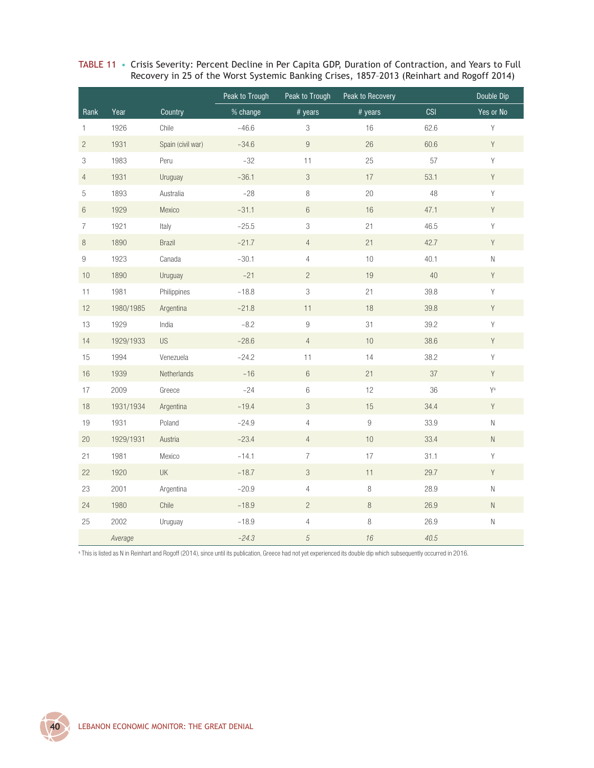**TABLE 11 • Crisis Severity: Percent Decline in Per Capita GDP, Duration of Contraction, and Years to Full Recovery in 25 of the Worst Systemic Banking Crises, 1857–2013 (Reinhart and Rogoff 2014)**

| | | | Peak to Trough | Peak to Trough | Peak to Recovery | | Double Dip |
|---|---|---|---|---|---|---|---|
| Rank | Year | Country | % change | # years | # years | CSI | Yes or No |
| 1 | 1926 | Chile | −46.6 | 3 | 16 | 62.6 | Y |
| 2 | 1931 | Spain (civil war) | −34.6 | 9 | 26 | 60.6 | Y |
| 3 | 1983 | Peru | −32 | 11 | 25 | 57 | Y |
| 4 | 1931 | Uruguay | −36.1 | 3 | 17 | 53.1 | Y |
| 5 | 1893 | Australia | −28 | 8 | 20 | 48 | Y |
| 6 | 1929 | Mexico | −31.1 | 6 | 16 | 47.1 | Y |
| 7 | 1921 | Italy | −25.5 | 3 | 21 | 46.5 | Y |
| 8 | 1890 | Brazil | −21.7 | 4 | 21 | 42.7 | Y |
| 9 | 1923 | Canada | −30.1 | 4 | 10 | 40.1 | N |
| 10 | 1890 | Uruguay | −21 | 2 | 19 | 40 | Y |
| 11 | 1981 | Philippines | −18.8 | 3 | 21 | 39.8 | Y |
| 12 | 1980/1985 | Argentina | −21.8 | 11 | 18 | 39.8 | Y |
| 13 | 1929 | India | −8.2 | 9 | 31 | 39.2 | Y |
| 14 | 1929/1933 | US | −28.6 | 4 | 10 | 38.6 | Y |
| 15 | 1994 | Venezuela | −24.2 | 11 | 14 | 38.2 | Y |
| 16 | 1939 | Netherlands | −16 | 6 | 21 | 37 | Y |
| 17 | 2009 | Greece | −24 | 6 | 12 | 36 | Y[a] |
| 18 | 1931/1934 | Argentina | −19.4 | 3 | 15 | 34.4 | Y |
| 19 | 1931 | Poland | −24.9 | 4 | 9 | 33.9 | N |
| 20 | 1929/1931 | Austria | −23.4 | 4 | 10 | 33.4 | N |
| 21 | 1981 | Mexico | −14.1 | 7 | 17 | 31.1 | Y |
| 22 | 1920 | UK | −18.7 | 3 | 11 | 29.7 | Y |
| 23 | 2001 | Argentina | −20.9 | 4 | 8 | 28.9 | N |
| 24 | 1980 | Chile | −18.9 | 2 | 8 | 26.9 | N |
| 25 | 2002 | Uruguay | −18.9 | 4 | 8 | 26.9 | N |
| | *Average* | | *−24.3* | *5* | *16* | *40.5* | |

[a] This is listed as N in Reinhart and Rogoff (2014), since until its publication, Greece had not yet experienced its double dip which subsequently occurred in 2016.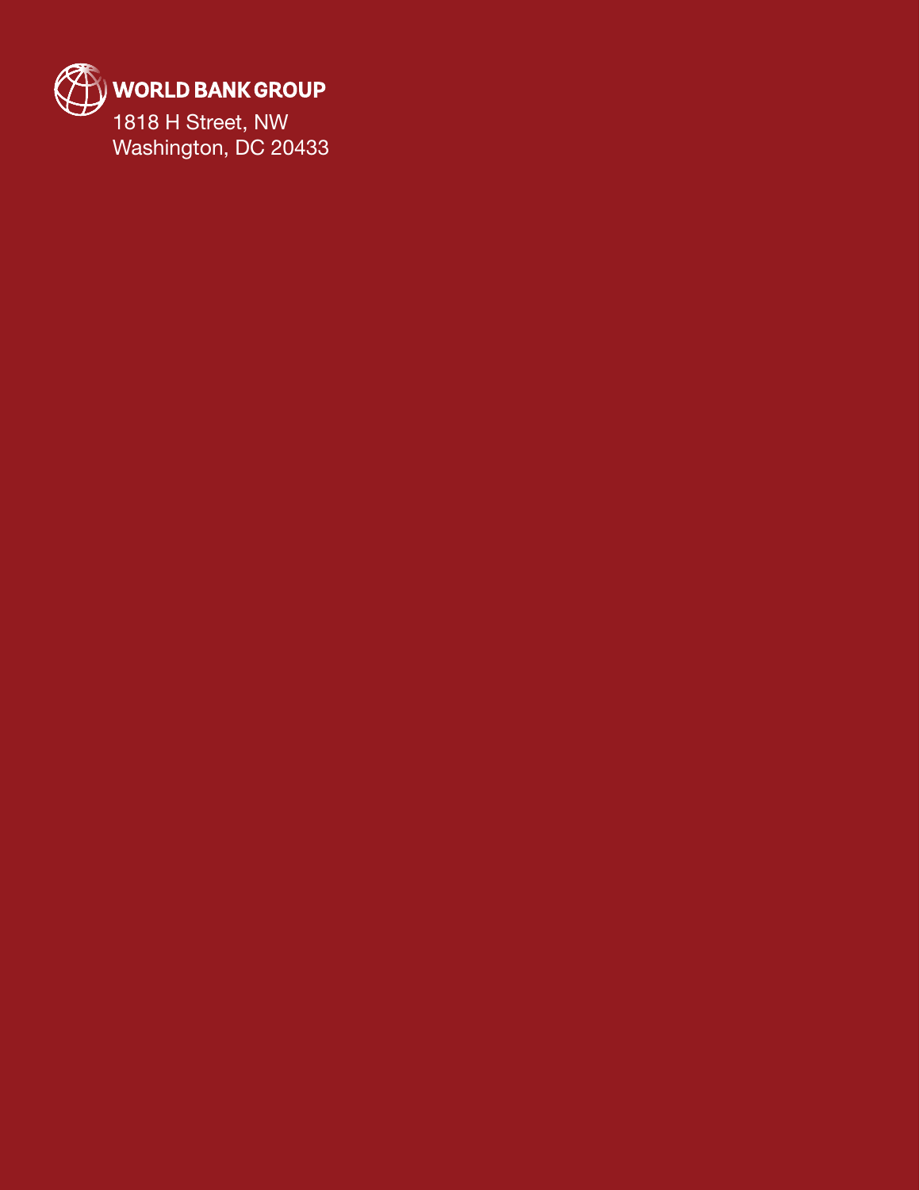WORLD BANK GROUP

1818 H Street, NW
Washington, DC 20433